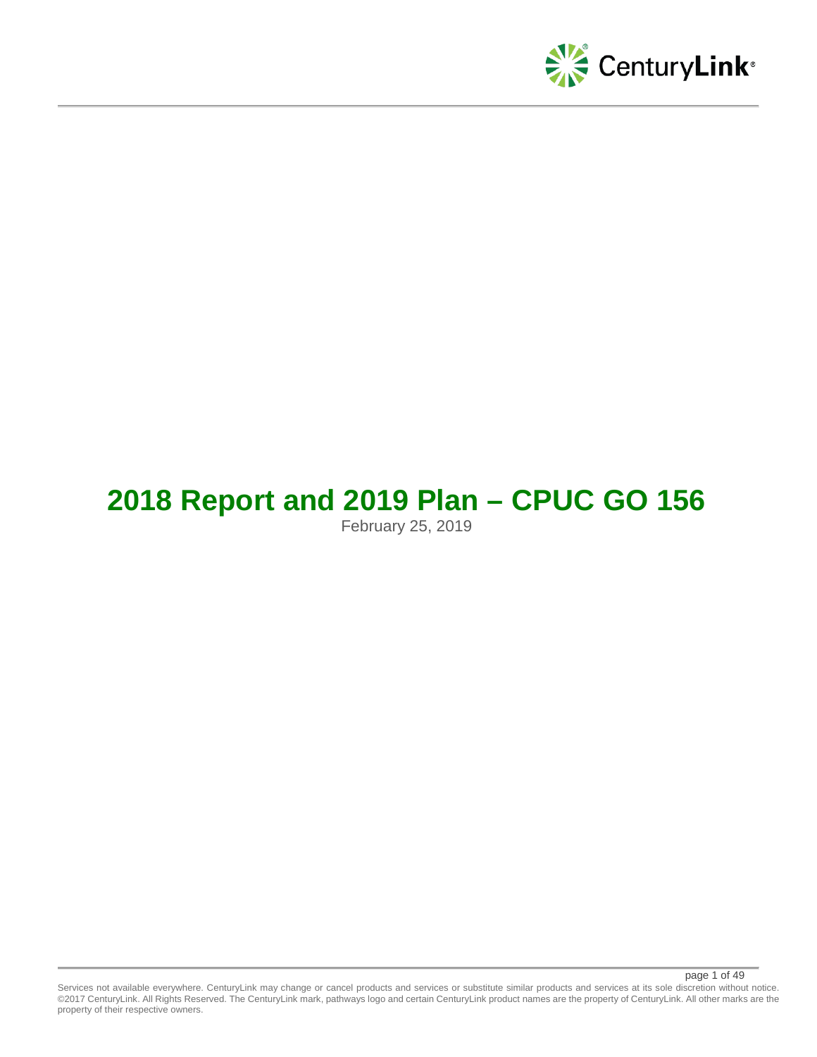# 2018 Report and 2019 Plan – CPUC GO 156

February 25, 2019

Services not available everywhere. CenturyLink may change or cancel products and services or substitute similar products and services at its sole discretion without notice. ©2017 CenturyLink. All Rights Reserved. The CenturyLink mark, pathways logo and certain CenturyLink product names are the property of CenturyLink. All other marks are the property of their respective owners.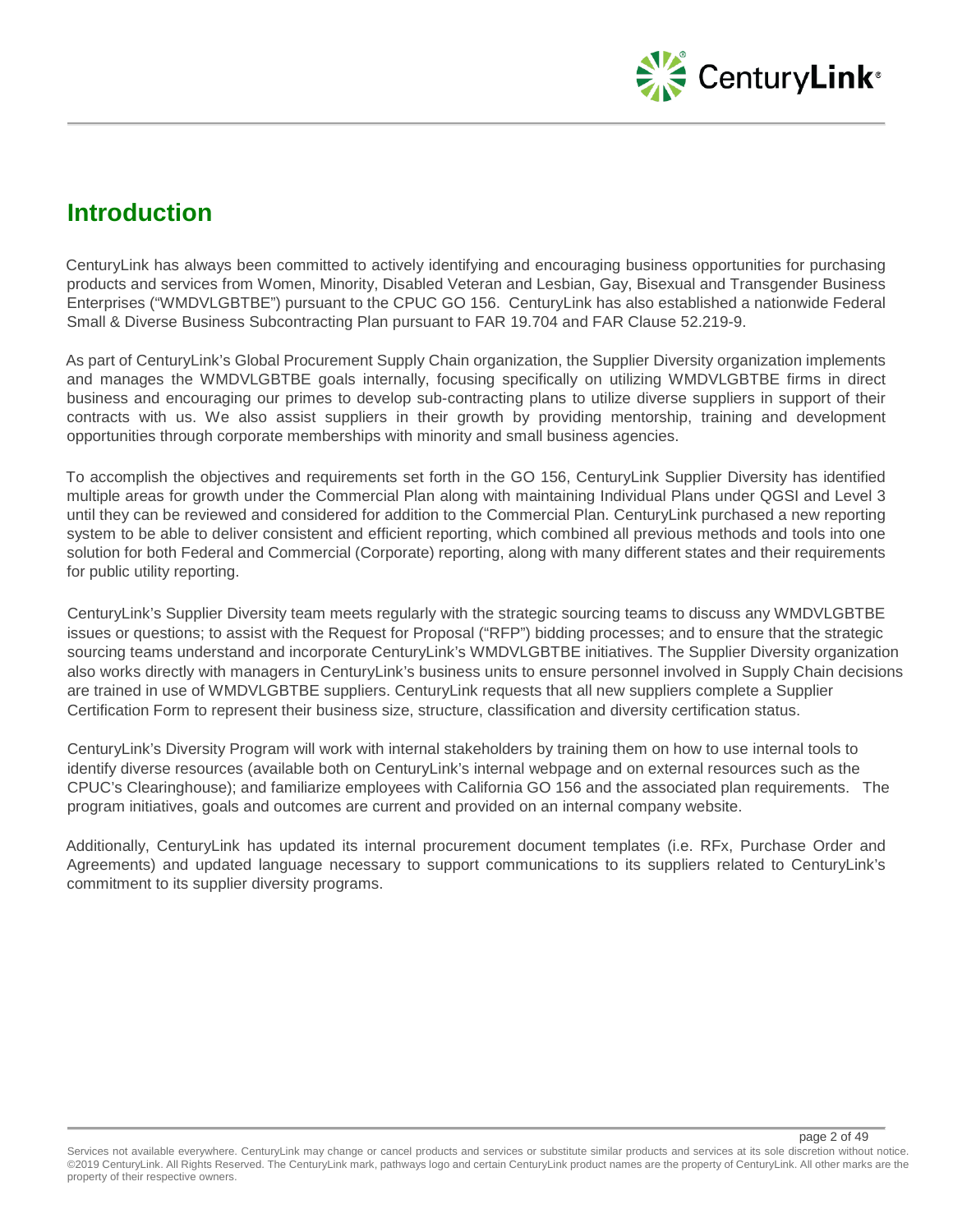# Introduction

CenturyLink has always been committed to actively identifying and encouraging business opportunities for purchasing products and services from Women, Minority, Disabled Veteran and Lesbian, Gay, Bisexual and Transgender Business Enterprises ("WMDVLGBTBE") pursuant to the CPUC GO 156. CenturyLink has also established a nationwide Federal Small & Diverse Business Subcontracting Plan pursuant to FAR 19.704 and FAR Clause 52.219-9.

As part of CenturyLink's Global Procurement Supply Chain organization, the Supplier Diversity organization implements and manages the WMDVLGBTBE goals internally, focusing specifically on utilizing WMDVLGBTBE firms in direct business and encouraging our primes to develop sub-contracting plans to utilize diverse suppliers in support of their contracts with us. We also assist suppliers in their growth by providing mentorship, training and development opportunities through corporate memberships with minority and small business agencies.

To accomplish the objectives and requirements set forth in the GO 156, CenturyLink Supplier Diversity has identified multiple areas for growth under the Commercial Plan along with maintaining Individual Plans under QGSI and Level 3 until they can be reviewed and considered for addition to the Commercial Plan. CenturyLink purchased a new reporting system to be able to deliver consistent and efficient reporting, which combined all previous methods and tools into one solution for both Federal and Commercial (Corporate) reporting, along with many different states and their requirements for public utility reporting.

CenturyLink's Supplier Diversity team meets regularly with the strategic sourcing teams to discuss any WMDVLGBTBE issues or questions; to assist with the Request for Proposal ("RFP") bidding processes; and to ensure that the strategic sourcing teams understand and incorporate CenturyLink's WMDVLGBTBE initiatives. The Supplier Diversity organization also works directly with managers in CenturyLink's business units to ensure personnel involved in Supply Chain decisions are trained in use of WMDVLGBTBE suppliers. CenturyLink requests that all new suppliers complete a Supplier Certification Form to represent their business size, structure, classification and diversity certification status.

CenturyLink's Diversity Program will work with internal stakeholders by training them on how to use internal tools to identify diverse resources (available both on CenturyLink's internal webpage and on external resources such as the CPUC's Clearinghouse); and familiarize employees with California GO 156 and the associated plan requirements. The program initiatives, goals and outcomes are current and provided on an internal company website.

Additionally, CenturyLink has updated its internal procurement document templates (i.e. RFx, Purchase Order and Agreements) and updated language necessary to support communications to its suppliers related to CenturyLink's commitment to its supplier diversity programs.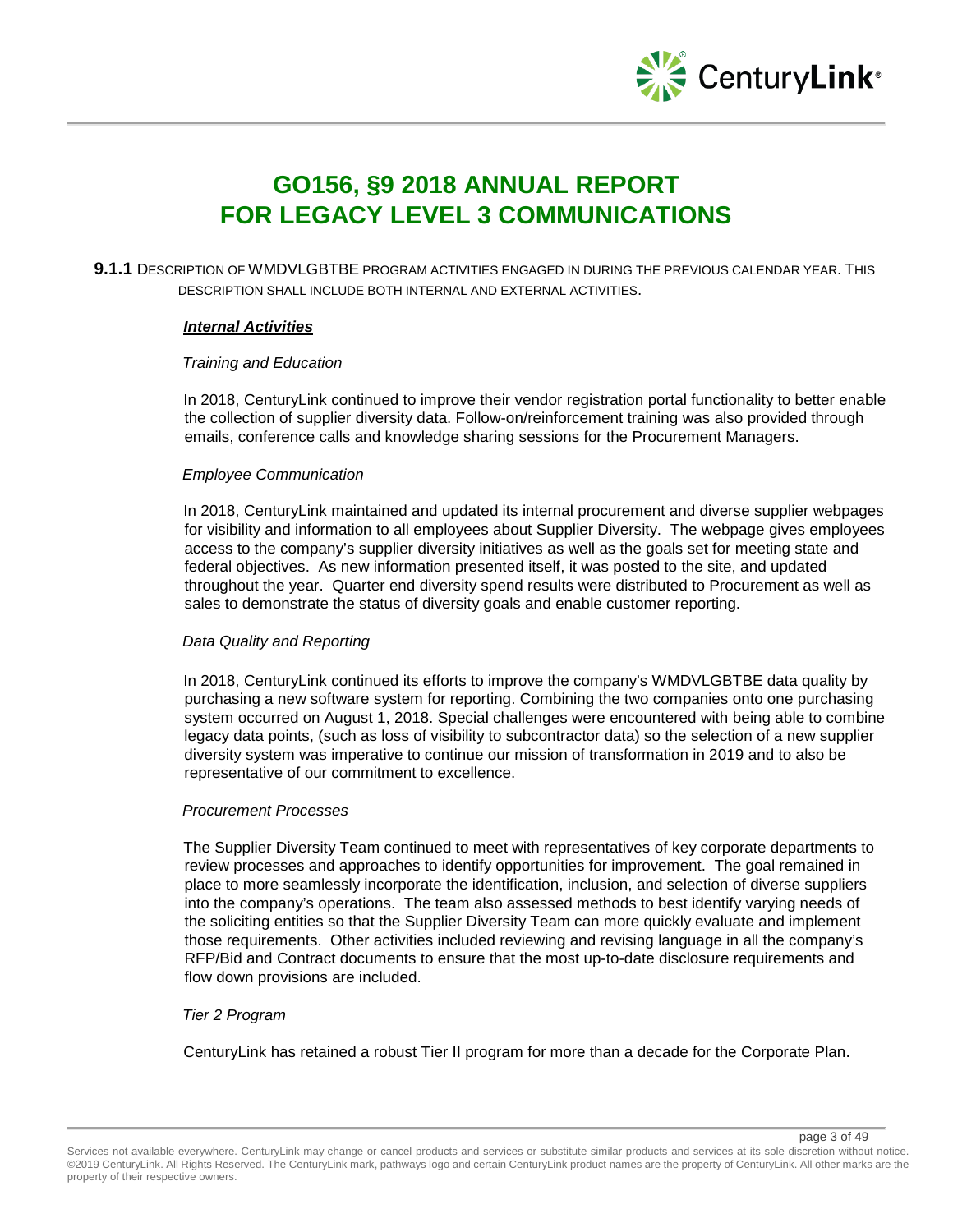# GO156, §9 2018 ANNUAL REPORT FOR LEGACY LEVEL 3 COMMUNICATIONS

**9.1.1** DESCRIPTION OF WMDVLGBTBE PROGRAM ACTIVITIES ENGAGED IN DURING THE PREVIOUS CALENDAR YEAR. THIS DESCRIPTION SHALL INCLUDE BOTH INTERNAL AND EXTERNAL ACTIVITIES.

***Internal Activities***

*Training and Education*

In 2018, CenturyLink continued to improve their vendor registration portal functionality to better enable the collection of supplier diversity data. Follow-on/reinforcement training was also provided through emails, conference calls and knowledge sharing sessions for the Procurement Managers.

*Employee Communication*

In 2018, CenturyLink maintained and updated its internal procurement and diverse supplier webpages for visibility and information to all employees about Supplier Diversity. The webpage gives employees access to the company's supplier diversity initiatives as well as the goals set for meeting state and federal objectives. As new information presented itself, it was posted to the site, and updated throughout the year. Quarter end diversity spend results were distributed to Procurement as well as sales to demonstrate the status of diversity goals and enable customer reporting.

*Data Quality and Reporting*

In 2018, CenturyLink continued its efforts to improve the company's WMDVLGBTBE data quality by purchasing a new software system for reporting. Combining the two companies onto one purchasing system occurred on August 1, 2018. Special challenges were encountered with being able to combine legacy data points, (such as loss of visibility to subcontractor data) so the selection of a new supplier diversity system was imperative to continue our mission of transformation in 2019 and to also be representative of our commitment to excellence.

*Procurement Processes*

The Supplier Diversity Team continued to meet with representatives of key corporate departments to review processes and approaches to identify opportunities for improvement. The goal remained in place to more seamlessly incorporate the identification, inclusion, and selection of diverse suppliers into the company's operations. The team also assessed methods to best identify varying needs of the soliciting entities so that the Supplier Diversity Team can more quickly evaluate and implement those requirements. Other activities included reviewing and revising language in all the company's RFP/Bid and Contract documents to ensure that the most up-to-date disclosure requirements and flow down provisions are included.

*Tier 2 Program*

CenturyLink has retained a robust Tier II program for more than a decade for the Corporate Plan.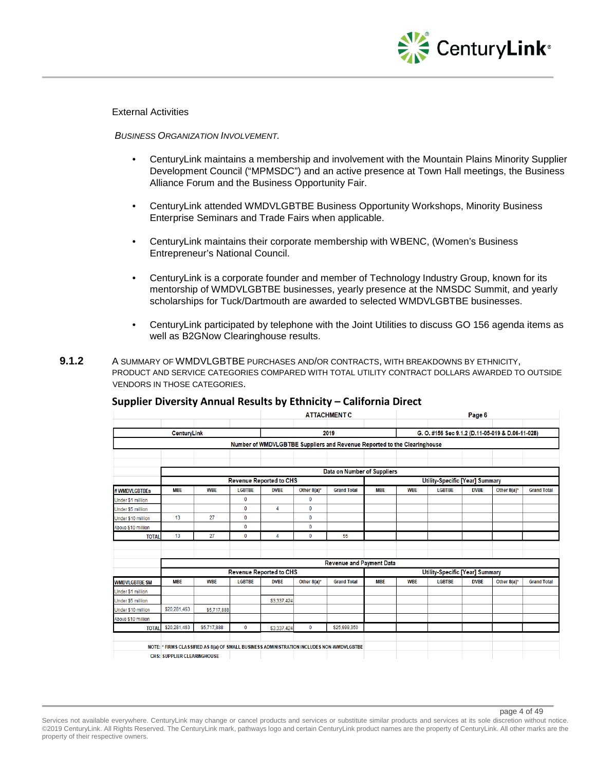External Activities

*BUSINESS ORGANIZATION INVOLVEMENT.*

- CenturyLink maintains a membership and involvement with the Mountain Plains Minority Supplier Development Council ("MPMSDC") and an active presence at Town Hall meetings, the Business Alliance Forum and the Business Opportunity Fair.

- CenturyLink attended WMDVLGBTBE Business Opportunity Workshops, Minority Business Enterprise Seminars and Trade Fairs when applicable.

- CenturyLink maintains their corporate membership with WBENC, (Women's Business Entrepreneur's National Council.

- CenturyLink is a corporate founder and member of Technology Industry Group, known for its mentorship of WMDVLGBTBE businesses, yearly presence at the NMSDC Summit, and yearly scholarships for Tuck/Dartmouth are awarded to selected WMDVLGBTBE businesses.

- CenturyLink participated by telephone with the Joint Utilities to discuss GO 156 agenda items as well as B2GNow Clearinghouse results.

**9.1.2** A SUMMARY OF WMDVLGBTBE PURCHASES AND/OR CONTRACTS, WITH BREAKDOWNS BY ETHNICITY, PRODUCT AND SERVICE CATEGORIES COMPARED WITH TOTAL UTILITY CONTRACT DOLLARS AWARDED TO OUTSIDE VENDORS IN THOSE CATEGORIES.

## Supplier Diversity Annual Results by Ethnicity – California Direct

ATTACHMENT C — Page 6

CenturyLink — 2019 — G. O. #156 Sec 9.1.2 (D.11-05-019 & D.06-11-028)

Number of WMDVLGBTBE Suppliers and Revenue Reported to the Clearinghouse

**Data on Number of Suppliers**

| | Revenue Reported to CHS | | | | | | Utility-Specific [Year] Summary | | | | | |
|---|---|---|---|---|---|---|---|---|---|---|---|---|
| # WMDVLGBTBEs | MBE | WBE | LGBTBE | DVBE | Other 8(a)* | Grand Total | MBE | WBE | LGBTBE | DVBE | Other 8(a)* | Grand Total |
| Under $1 million | | | 0 | | 0 | | | | | | | |
| Under $5 million | | | 0 | 4 | 0 | | | | | | | |
| Under $10 million | 13 | 27 | 0 | | 0 | | | | | | | |
| Above $10 million | | | 0 | | 0 | | | | | | | |
| TOTAL | 13 | 27 | 0 | 4 | 0 | 55 | | | | | | |

**Revenue and Payment Data**

| | Revenue Reported to CHS | | | | | | Utility-Specific [Year] Summary | | | | | |
|---|---|---|---|---|---|---|---|---|---|---|---|---|
| WMDVLGBTBE SM | MBE | WBE | LGBTBE | DVBE | Other 8(a)* | Grand Total | MBE | WBE | LGBTBE | DVBE | Other 8(a)* | Grand Total |
| Under $1 million | | | | | | | | | | | | |
| Under $5 million | | | | $3,337,424 | | | | | | | | |
| Under $10 million | $20,281,463 | $5,717,888 | | | | | | | | | | |
| Above $10 million | | | | | | | | | | | | |
| TOTAL | $20,281,463 | $5,717,888 | 0 | $3,337,424 | 0 | $25,999,350 | | | | | | |

NOTE: * FIRMS CLASSIFIED AS 8(a) OF SMALL BUSINESS ADMINISTRATION INCLUDES NON-WMDVLGBTBE

CHS: SUPPLIER CLEARINGHOUSE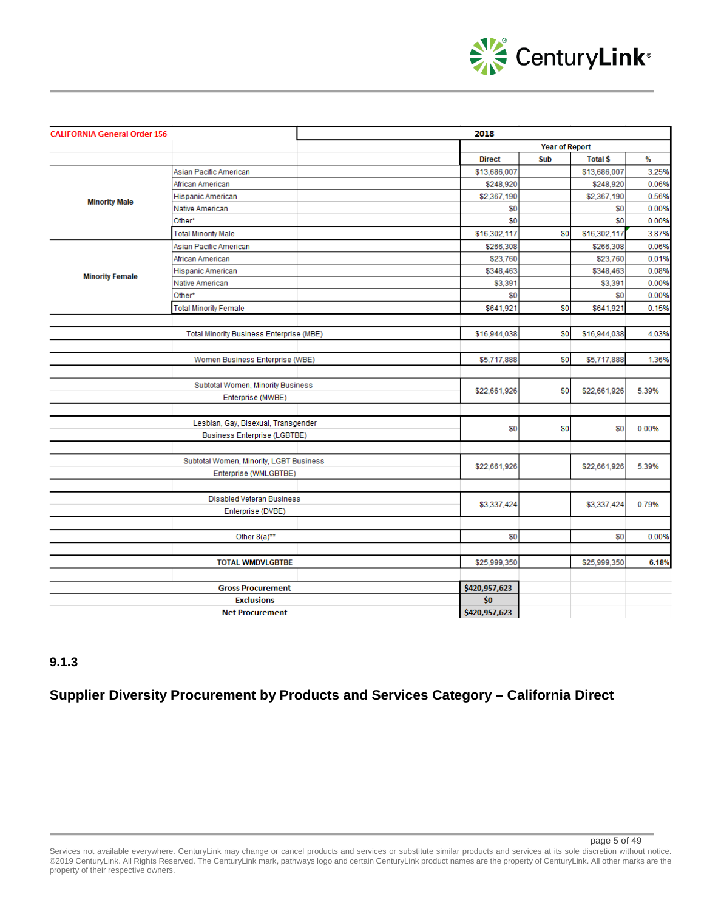| CALIFORNIA General Order 156 | | 2018 | | | |
|---|---|---|---|---|---|
| | | Year of Report | | | |
| | | Direct | Sub | Total $ | % |
| Minority Male | Asian Pacific American | $13,686,007 | | $13,686,007 | 3.25% |
| | African American | $248,920 | | $248,920 | 0.06% |
| | Hispanic American | $2,367,190 | | $2,367,190 | 0.56% |
| | Native American | $0 | | $0 | 0.00% |
| | Other* | $0 | | $0 | 0.00% |
| | Total Minority Male | $16,302,117 | $0 | $16,302,117 | 3.87% |
| Minority Female | Asian Pacific American | $266,308 | | $266,308 | 0.06% |
| | African American | $23,760 | | $23,760 | 0.01% |
| | Hispanic American | $348,463 | | $348,463 | 0.08% |
| | Native American | $3,391 | | $3,391 | 0.00% |
| | Other* | $0 | | $0 | 0.00% |
| | Total Minority Female | $641,921 | $0 | $641,921 | 0.15% |
| Total Minority Business Enterprise (MBE) | | $16,944,038 | $0 | $16,944,038 | 4.03% |
| Women Business Enterprise (WBE) | | $5,717,888 | $0 | $5,717,888 | 1.36% |
| Subtotal Women, Minority Business Enterprise (MWBE) | | $22,661,926 | $0 | $22,661,926 | 5.39% |
| Lesbian, Gay, Bisexual, Transgender Business Enterprise (LGBTBE) | | $0 | $0 | $0 | 0.00% |
| Subtotal Women, Minority, LGBT Business Enterprise (WMLGBTBE) | | $22,661,926 | | $22,661,926 | 5.39% |
| Disabled Veteran Business Enterprise (DVBE) | | $3,337,424 | | $3,337,424 | 0.79% |
| Other 8(a)** | | $0 | | $0 | 0.00% |
| **TOTAL WMDVLGBTBE** | | $25,999,350 | | $25,999,350 | **6.18%** |
| **Gross Procurement** | | $420,957,623 | | | |
| **Exclusions** | | $0 | | | |
| **Net Procurement** | | $420,957,623 | | | |

### 9.1.3

### Supplier Diversity Procurement by Products and Services Category – California Direct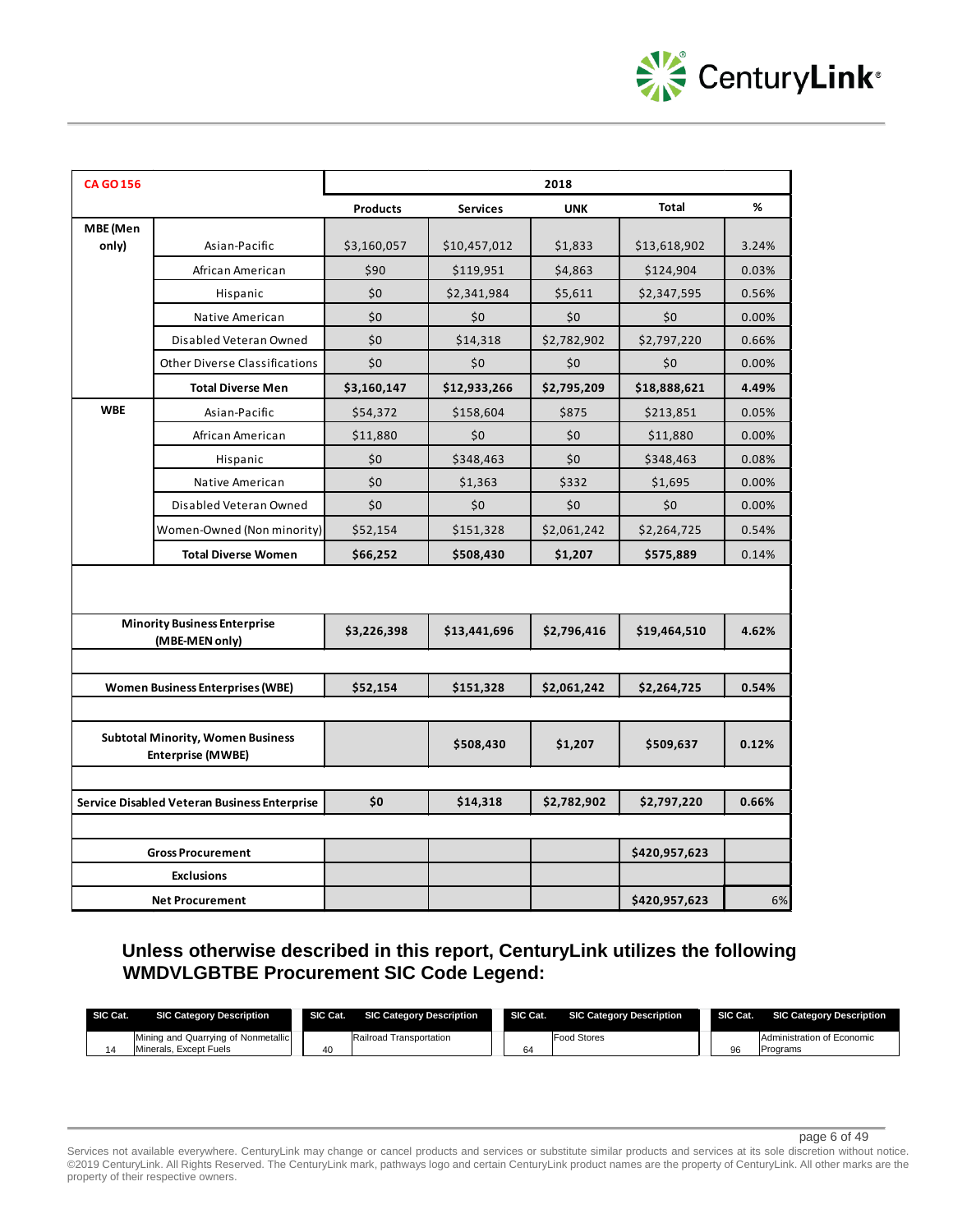| CA GO 156 | | 2018 | | | | |
|---|---|---|---|---|---|---|
| | | Products | Services | UNK | Total | % |
| MBE (Men only) | Asian-Pacific | $3,160,057 | $10,457,012 | $1,833 | $13,618,902 | 3.24% |
| | African American | $90 | $119,951 | $4,863 | $124,904 | 0.03% |
| | Hispanic | $0 | $2,341,984 | $5,611 | $2,347,595 | 0.56% |
| | Native American | $0 | $0 | $0 | $0 | 0.00% |
| | Disabled Veteran Owned | $0 | $14,318 | $2,782,902 | $2,797,220 | 0.66% |
| | Other Diverse Classifications | $0 | $0 | $0 | $0 | 0.00% |
| | **Total Diverse Men** | **$3,160,147** | **$12,933,266** | **$2,795,209** | **$18,888,621** | **4.49%** |
| WBE | Asian-Pacific | $54,372 | $158,604 | $875 | $213,851 | 0.05% |
| | African American | $11,880 | $0 | $0 | $11,880 | 0.00% |
| | Hispanic | $0 | $348,463 | $0 | $348,463 | 0.08% |
| | Native American | $0 | $1,363 | $332 | $1,695 | 0.00% |
| | Disabled Veteran Owned | $0 | $0 | $0 | $0 | 0.00% |
| | Women-Owned (Non minority) | $52,154 | $151,328 | $2,061,242 | $2,264,725 | 0.54% |
| | **Total Diverse Women** | **$66,252** | **$508,430** | **$1,207** | **$575,889** | 0.14% |
| | | | | | | |
| **Minority Business Enterprise (MBE-MEN only)** | | **$3,226,398** | **$13,441,696** | **$2,796,416** | **$19,464,510** | **4.62%** |
| | | | | | | |
| **Women Business Enterprises (WBE)** | | **$52,154** | **$151,328** | **$2,061,242** | **$2,264,725** | **0.54%** |
| | | | | | | |
| **Subtotal Minority, Women Business Enterprise (MWBE)** | | | **$508,430** | **$1,207** | **$509,637** | **0.12%** |
| | | | | | | |
| **Service Disabled Veteran Business Enterprise** | | **$0** | **$14,318** | **$2,782,902** | **$2,797,220** | **0.66%** |
| | | | | | | |
| **Gross Procurement** | | | | | **$420,957,623** | |
| **Exclusions** | | | | | | |
| **Net Procurement** | | | | | **$420,957,623** | 6% |

**Unless otherwise described in this report, CenturyLink utilizes the following WMDVLGBTBE Procurement SIC Code Legend:**

| SIC Cat. | SIC Category Description | SIC Cat. | SIC Category Description | SIC Cat. | SIC Category Description | SIC Cat. | SIC Category Description |
|---|---|---|---|---|---|---|---|
| 14 | Mining and Quarrying of Nonmetallic Minerals, Except Fuels | 40 | Railroad Transportation | 64 | Food Stores | 96 | Administration of Economic Programs |

Services not available everywhere. CenturyLink may change or cancel products and services or substitute similar products and services at its sole discretion without notice. ©2019 CenturyLink. All Rights Reserved. The CenturyLink mark, pathways logo and certain CenturyLink product names are the property of CenturyLink. All other marks are the property of their respective owners.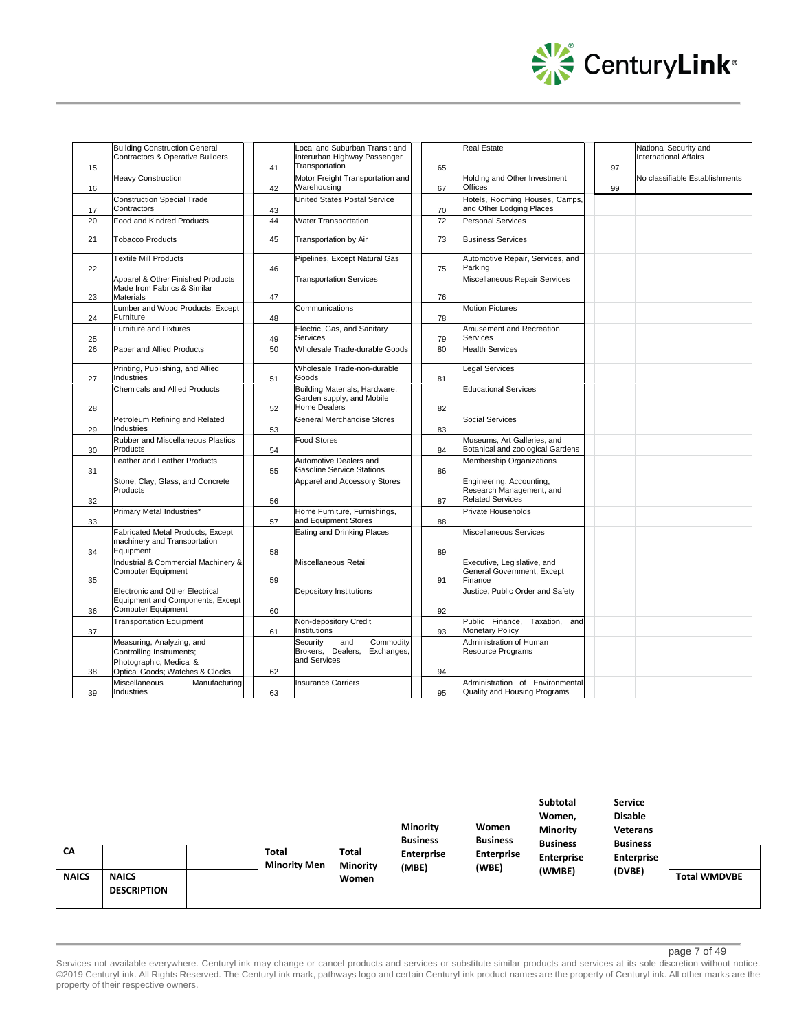| | | | | | | | |
|---|---|---|---|---|---|---|---|
| 15 | Building Construction General Contractors & Operative Builders | 41 | Local and Suburban Transit and Interurban Highway Passenger Transportation | 65 | Real Estate | 97 | National Security and International Affairs |
| 16 | Heavy Construction | 42 | Motor Freight Transportation and Warehousing | 67 | Holding and Other Investment Offices | 99 | No classifiable Establishments |
| 17 | Construction Special Trade Contractors | 43 | United States Postal Service | 70 | Hotels, Rooming Houses, Camps, and Other Lodging Places | | |
| 20 | Food and Kindred Products | 44 | Water Transportation | 72 | Personal Services | | |
| 21 | Tobacco Products | 45 | Transportation by Air | 73 | Business Services | | |
| 22 | Textile Mill Products | 46 | Pipelines, Except Natural Gas | 75 | Automotive Repair, Services, and Parking | | |
| 23 | Apparel & Other Finished Products Made from Fabrics & Similar Materials | 47 | Transportation Services | 76 | Miscellaneous Repair Services | | |
| 24 | Lumber and Wood Products, Except Furniture | 48 | Communications | 78 | Motion Pictures | | |
| 25 | Furniture and Fixtures | 49 | Electric, Gas, and Sanitary Services | 79 | Amusement and Recreation Services | | |
| 26 | Paper and Allied Products | 50 | Wholesale Trade-durable Goods | 80 | Health Services | | |
| 27 | Printing, Publishing, and Allied Industries | 51 | Wholesale Trade-non-durable Goods | 81 | Legal Services | | |
| 28 | Chemicals and Allied Products | 52 | Building Materials, Hardware, Garden supply, and Mobile Home Dealers | 82 | Educational Services | | |
| 29 | Petroleum Refining and Related Industries | 53 | General Merchandise Stores | 83 | Social Services | | |
| 30 | Rubber and Miscellaneous Plastics Products | 54 | Food Stores | 84 | Museums, Art Galleries, and Botanical and zoological Gardens | | |
| 31 | Leather and Leather Products | 55 | Automotive Dealers and Gasoline Service Stations | 86 | Membership Organizations | | |
| 32 | Stone, Clay, Glass, and Concrete Products | 56 | Apparel and Accessory Stores | 87 | Engineering, Accounting, Research Management, and Related Services | | |
| 33 | Primary Metal Industries* | 57 | Home Furniture, Furnishings, and Equipment Stores | 88 | Private Households | | |
| 34 | Fabricated Metal Products, Except machinery and Transportation Equipment | 58 | Eating and Drinking Places | 89 | Miscellaneous Services | | |
| 35 | Industrial & Commercial Machinery & Computer Equipment | 59 | Miscellaneous Retail | 91 | Executive, Legislative, and General Government, Except Finance | | |
| 36 | Electronic and Other Electrical Equipment and Components, Except Computer Equipment | 60 | Depository Institutions | 92 | Justice, Public Order and Safety | | |
| 37 | Transportation Equipment | 61 | Non-depository Credit Institutions | 93 | Public Finance, Taxation, and Monetary Policy | | |
| 38 | Measuring, Analyzing, and Controlling Instruments; Photographic, Medical & Optical Goods; Watches & Clocks | 62 | Security and Commodity Brokers, Dealers, Exchanges, and Services | 94 | Administration of Human Resource Programs | | |
| 39 | Miscellaneous Manufacturing Industries | 63 | Insurance Carriers | 95 | Administration of Environmental Quality and Housing Programs | | |

| CA | | | Total Minority Men | Total Minority Women | Minority Business Enterprise (MBE) | Women Business Enterprise (WBE) | Subtotal Women, Minority Business Enterprise (WMBE) | Service Disable Veterans Business Enterprise (DVBE) | |
|---|---|---|---|---|---|---|---|---|---|
| **NAICS** | **NAICS DESCRIPTION** | | | | | | | | **Total WMDVBE** |

Services not available everywhere. CenturyLink may change or cancel products and services or substitute similar products and services at its sole discretion without notice. ©2019 CenturyLink. All Rights Reserved. The CenturyLink mark, pathways logo and certain CenturyLink product names are the property of CenturyLink. All other marks are the property of their respective owners.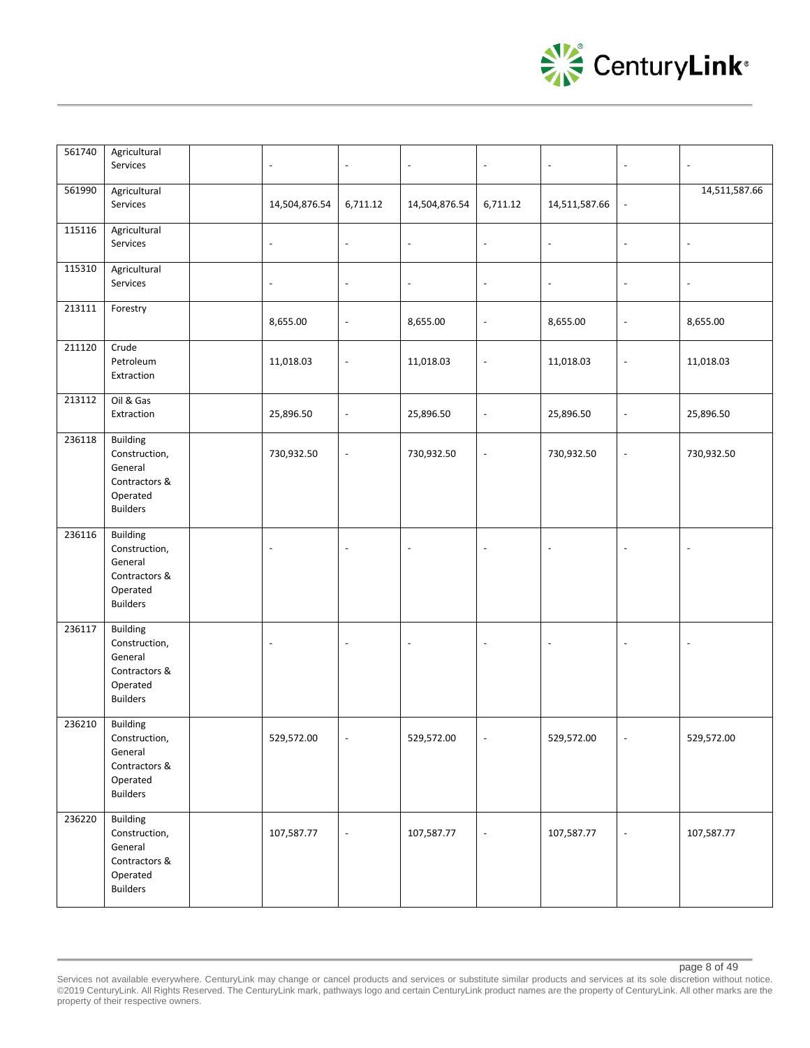| | | | | | | | | | |
|---|---|---|---|---|---|---|---|---|---|
| 561740 | Agricultural Services | | - | - | - | - | - | - | - |
| 561990 | Agricultural Services | | 14,504,876.54 | 6,711.12 | 14,504,876.54 | 6,711.12 | 14,511,587.66 | - | 14,511,587.66 |
| 115116 | Agricultural Services | | - | - | - | - | - | - | - |
| 115310 | Agricultural Services | | - | - | - | - | - | - | - |
| 213111 | Forestry | | 8,655.00 | - | 8,655.00 | - | 8,655.00 | - | 8,655.00 |
| 211120 | Crude Petroleum Extraction | | 11,018.03 | - | 11,018.03 | - | 11,018.03 | - | 11,018.03 |
| 213112 | Oil & Gas Extraction | | 25,896.50 | - | 25,896.50 | - | 25,896.50 | - | 25,896.50 |
| 236118 | Building Construction, General Contractors & Operated Builders | | 730,932.50 | - | 730,932.50 | - | 730,932.50 | - | 730,932.50 |
| 236116 | Building Construction, General Contractors & Operated Builders | | - | - | - | - | - | - | - |
| 236117 | Building Construction, General Contractors & Operated Builders | | - | - | - | - | - | - | - |
| 236210 | Building Construction, General Contractors & Operated Builders | | 529,572.00 | - | 529,572.00 | - | 529,572.00 | - | 529,572.00 |
| 236220 | Building Construction, General Contractors & Operated Builders | | 107,587.77 | - | 107,587.77 | - | 107,587.77 | - | 107,587.77 |

Services not available everywhere. CenturyLink may change or cancel products and services or substitute similar products and services at its sole discretion without notice. ©2019 CenturyLink. All Rights Reserved. The CenturyLink mark, pathways logo and certain CenturyLink product names are the property of CenturyLink. All other marks are the property of their respective owners.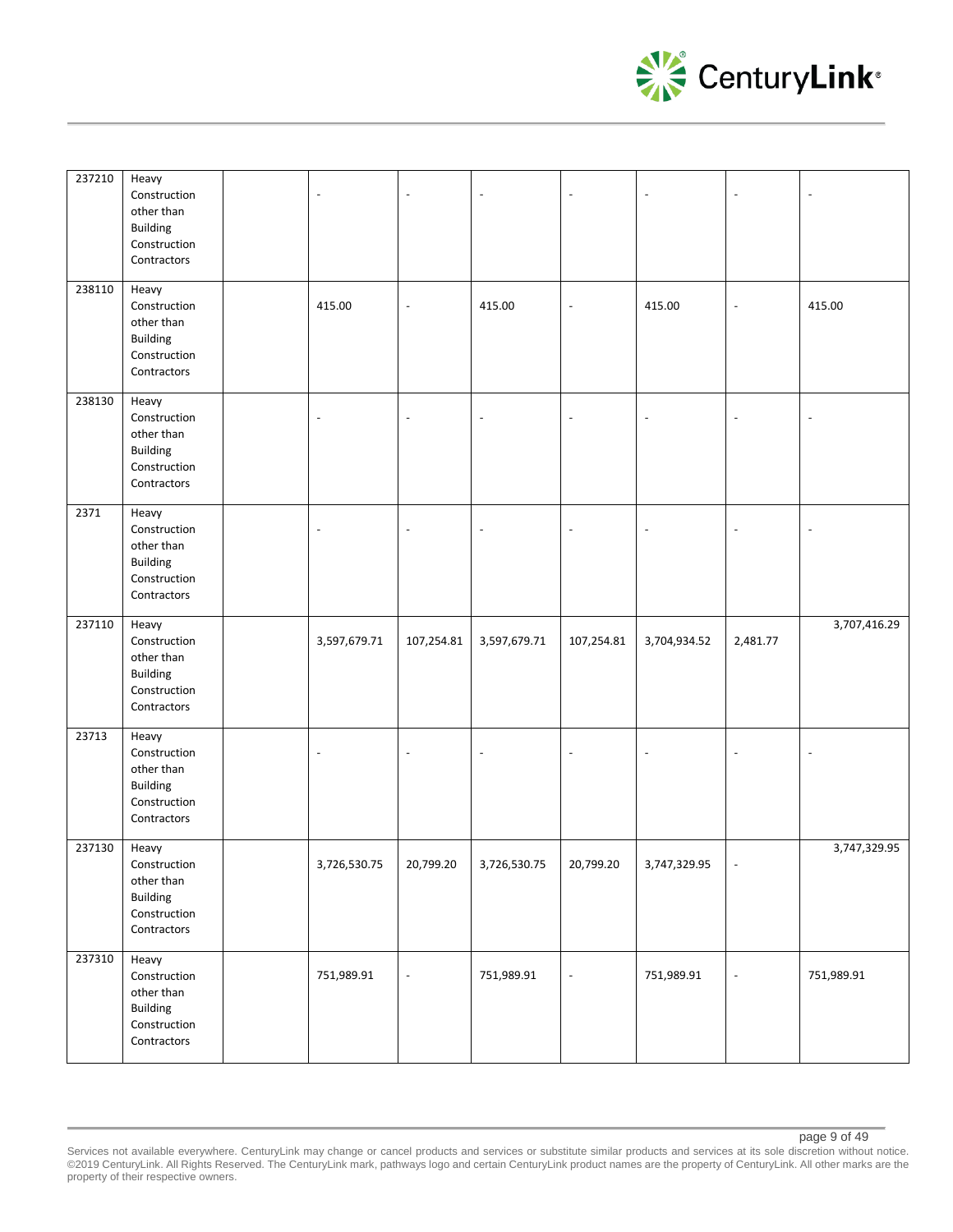| | | | | | | | | | |
|---|---|---|---|---|---|---|---|---|---|
| 237210 | Heavy Construction other than Building Construction Contractors | | - | - | - | - | - | - | - |
| 238110 | Heavy Construction other than Building Construction Contractors | | 415.00 | - | 415.00 | - | 415.00 | - | 415.00 |
| 238130 | Heavy Construction other than Building Construction Contractors | | - | - | - | - | - | - | - |
| 2371 | Heavy Construction other than Building Construction Contractors | | - | - | - | - | - | - | - |
| 237110 | Heavy Construction other than Building Construction Contractors | | 3,597,679.71 | 107,254.81 | 3,597,679.71 | 107,254.81 | 3,704,934.52 | 2,481.77 | 3,707,416.29 |
| 23713 | Heavy Construction other than Building Construction Contractors | | - | - | - | - | - | - | - |
| 237130 | Heavy Construction other than Building Construction Contractors | | 3,726,530.75 | 20,799.20 | 3,726,530.75 | 20,799.20 | 3,747,329.95 | - | 3,747,329.95 |
| 237310 | Heavy Construction other than Building Construction Contractors | | 751,989.91 | - | 751,989.91 | - | 751,989.91 | - | 751,989.91 |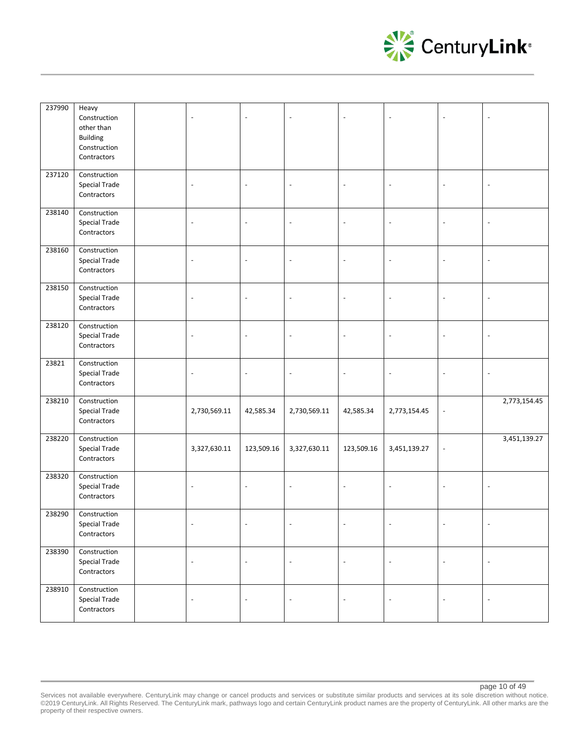| | | | | | | | | | |
|---|---|---|---|---|---|---|---|---|---|
| 237990 | Heavy Construction other than Building Construction Contractors | | - | - | - | - | - | - | - |
| 237120 | Construction Special Trade Contractors | | - | - | - | - | - | - | - |
| 238140 | Construction Special Trade Contractors | | - | - | - | - | - | - | - |
| 238160 | Construction Special Trade Contractors | | - | - | - | - | - | - | - |
| 238150 | Construction Special Trade Contractors | | - | - | - | - | - | - | - |
| 238120 | Construction Special Trade Contractors | | - | - | - | - | - | - | - |
| 23821 | Construction Special Trade Contractors | | - | - | - | - | - | - | - |
| 238210 | Construction Special Trade Contractors | | 2,730,569.11 | 42,585.34 | 2,730,569.11 | 42,585.34 | 2,773,154.45 | - | 2,773,154.45 |
| 238220 | Construction Special Trade Contractors | | 3,327,630.11 | 123,509.16 | 3,327,630.11 | 123,509.16 | 3,451,139.27 | - | 3,451,139.27 |
| 238320 | Construction Special Trade Contractors | | - | - | - | - | - | - | - |
| 238290 | Construction Special Trade Contractors | | - | - | - | - | - | - | - |
| 238390 | Construction Special Trade Contractors | | - | - | - | - | - | - | - |
| 238910 | Construction Special Trade Contractors | | - | - | - | - | - | - | - |

Services not available everywhere. CenturyLink may change or cancel products and services or substitute similar products and services at its sole discretion without notice. ©2019 CenturyLink. All Rights Reserved. The CenturyLink mark, pathways logo and certain CenturyLink product names are the property of CenturyLink. All other marks are the property of their respective owners.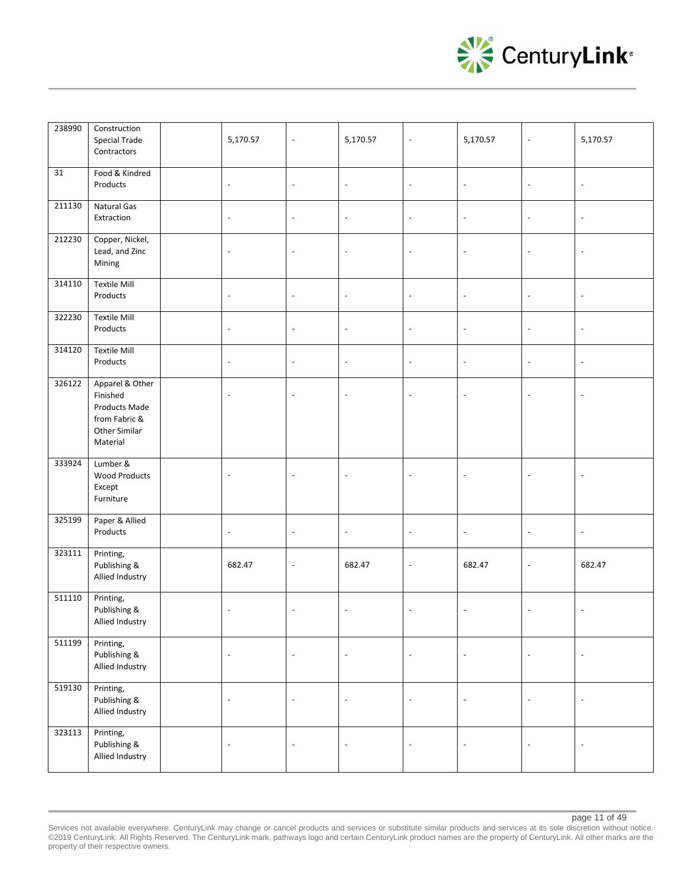| | | | | | | | | | |
|---|---|---|---|---|---|---|---|---|---|
| 238990 | Construction Special Trade Contractors | | 5,170.57 | - | 5,170.57 | - | 5,170.57 | - | 5,170.57 |
| 31 | Food & Kindred Products | | - | - | - | - | - | - | - |
| 211130 | Natural Gas Extraction | | - | - | - | - | - | - | - |
| 212230 | Copper, Nickel, Lead, and Zinc Mining | | - | - | - | - | - | - | - |
| 314110 | Textile Mill Products | | - | - | - | - | - | - | - |
| 322230 | Textile Mill Products | | - | - | - | - | - | - | - |
| 314120 | Textile Mill Products | | - | - | - | - | - | - | - |
| 326122 | Apparel & Other Finished Products Made from Fabric & Other Similar Material | | - | - | - | - | - | - | - |
| 333924 | Lumber & Wood Products Except Furniture | | - | - | - | - | - | - | - |
| 325199 | Paper & Allied Products | | - | - | - | - | - | - | - |
| 323111 | Printing, Publishing & Allied Industry | | 682.47 | - | 682.47 | - | 682.47 | - | 682.47 |
| 511110 | Printing, Publishing & Allied Industry | | - | - | - | - | - | - | - |
| 511199 | Printing, Publishing & Allied Industry | | - | - | - | - | - | - | - |
| 519130 | Printing, Publishing & Allied Industry | | - | - | - | - | - | - | - |
| 323113 | Printing, Publishing & Allied Industry | | - | - | - | - | - | - | - |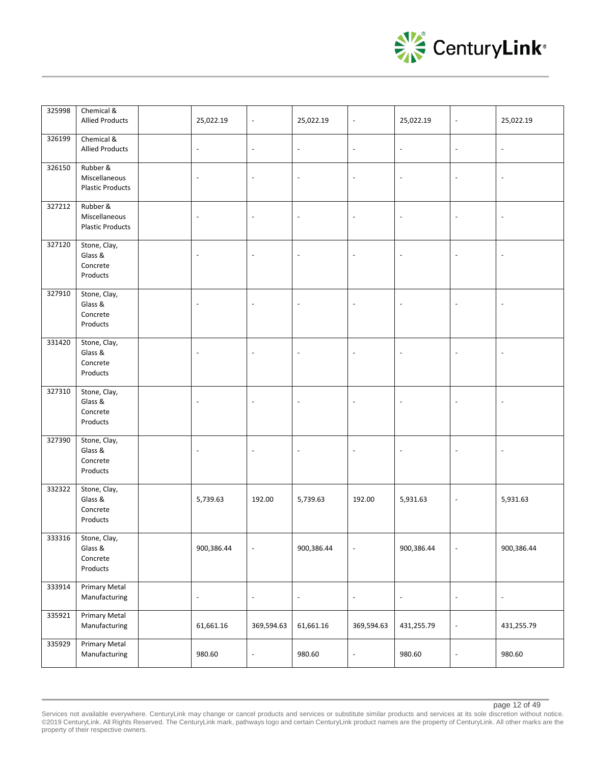| | | | | | | | | | |
|---|---|---|---|---|---|---|---|---|---|
| 325998 | Chemical & Allied Products | | 25,022.19 | - | 25,022.19 | - | 25,022.19 | - | 25,022.19 |
| 326199 | Chemical & Allied Products | | - | - | - | - | - | - | - |
| 326150 | Rubber & Miscellaneous Plastic Products | | - | - | - | - | - | - | - |
| 327212 | Rubber & Miscellaneous Plastic Products | | - | - | - | - | - | - | - |
| 327120 | Stone, Clay, Glass & Concrete Products | | - | - | - | - | - | - | - |
| 327910 | Stone, Clay, Glass & Concrete Products | | - | - | - | - | - | - | - |
| 331420 | Stone, Clay, Glass & Concrete Products | | - | - | - | - | - | - | - |
| 327310 | Stone, Clay, Glass & Concrete Products | | - | - | - | - | - | - | - |
| 327390 | Stone, Clay, Glass & Concrete Products | | - | - | - | - | - | - | - |
| 332322 | Stone, Clay, Glass & Concrete Products | | 5,739.63 | 192.00 | 5,739.63 | 192.00 | 5,931.63 | - | 5,931.63 |
| 333316 | Stone, Clay, Glass & Concrete Products | | 900,386.44 | - | 900,386.44 | - | 900,386.44 | - | 900,386.44 |
| 333914 | Primary Metal Manufacturing | | - | - | - | - | - | - | - |
| 335921 | Primary Metal Manufacturing | | 61,661.16 | 369,594.63 | 61,661.16 | 369,594.63 | 431,255.79 | - | 431,255.79 |
| 335929 | Primary Metal Manufacturing | | 980.60 | - | 980.60 | - | 980.60 | - | 980.60 |

Services not available everywhere. CenturyLink may change or cancel products and services or substitute similar products and services at its sole discretion without notice. ©2019 CenturyLink. All Rights Reserved. The CenturyLink mark, pathways logo and certain CenturyLink product names are the property of CenturyLink. All other marks are the property of their respective owners.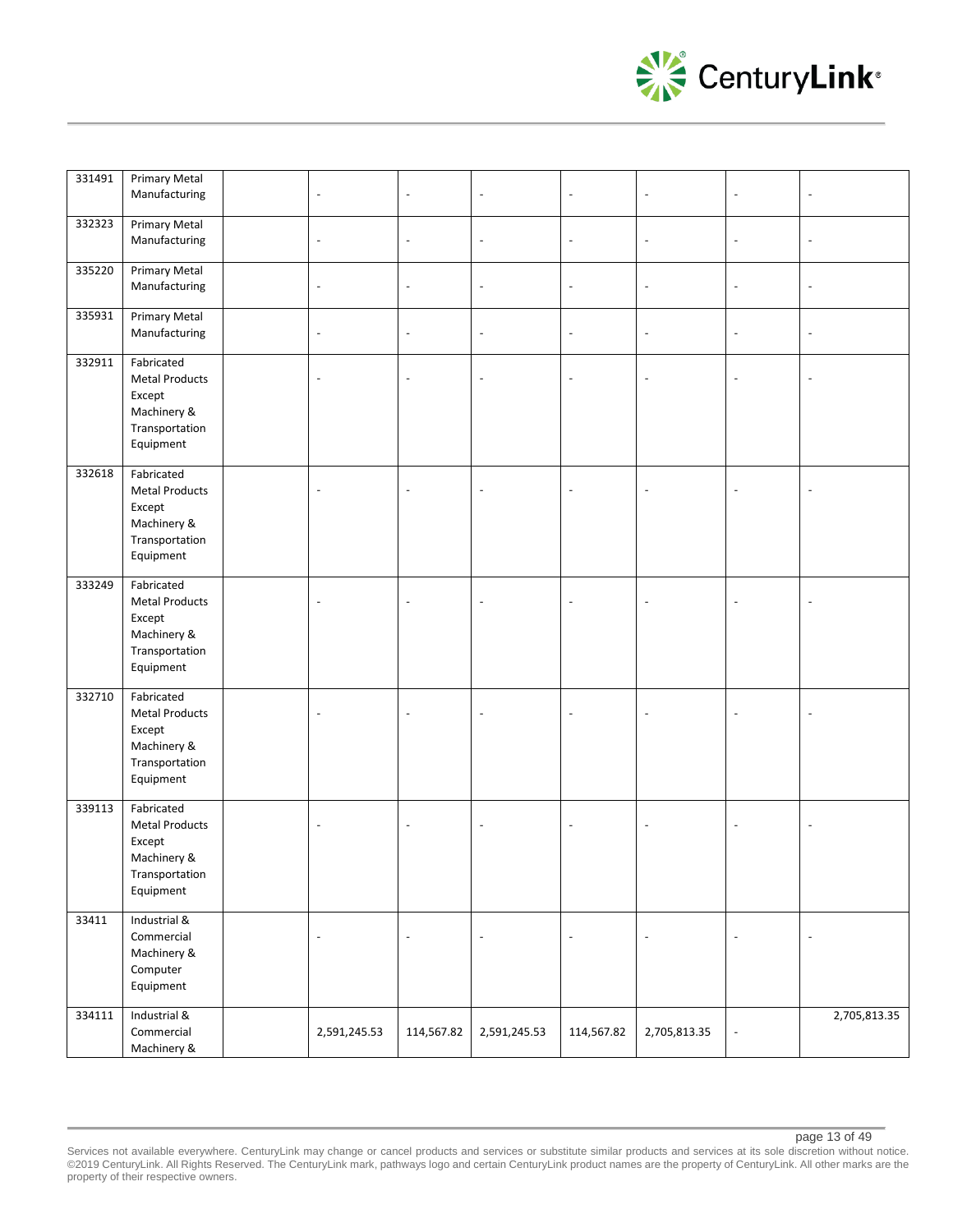| | | | | | | | | | |
|---|---|---|---|---|---|---|---|---|---|
| 331491 | Primary Metal Manufacturing | | - | - | - | - | - | - | - |
| 332323 | Primary Metal Manufacturing | | - | - | - | - | - | - | - |
| 335220 | Primary Metal Manufacturing | | - | - | - | - | - | - | - |
| 335931 | Primary Metal Manufacturing | | - | - | - | - | - | - | - |
| 332911 | Fabricated Metal Products Except Machinery & Transportation Equipment | | - | - | - | - | - | - | - |
| 332618 | Fabricated Metal Products Except Machinery & Transportation Equipment | | - | - | - | - | - | - | - |
| 333249 | Fabricated Metal Products Except Machinery & Transportation Equipment | | - | - | - | - | - | - | - |
| 332710 | Fabricated Metal Products Except Machinery & Transportation Equipment | | - | - | - | - | - | - | - |
| 339113 | Fabricated Metal Products Except Machinery & Transportation Equipment | | - | - | - | - | - | - | - |
| 33411 | Industrial & Commercial Machinery & Computer Equipment | | - | - | - | - | - | - | - |
| 334111 | Industrial & Commercial Machinery & | | 2,591,245.53 | 114,567.82 | 2,591,245.53 | 114,567.82 | 2,705,813.35 | - | 2,705,813.35 |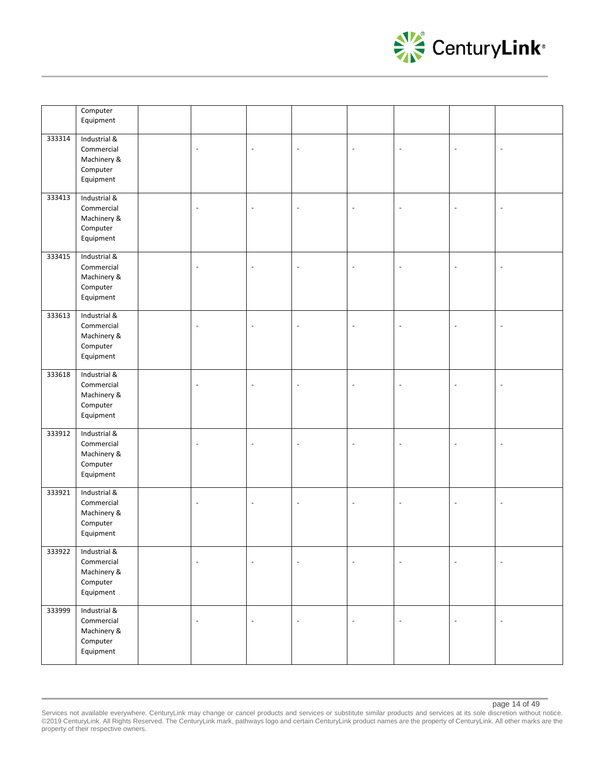| | | | | | | | | | |
|---|---|---|---|---|---|---|---|---|---|
| | Computer Equipment | | | | | | | | |
| 333314 | Industrial & Commercial Machinery & Computer Equipment | | - | - | - | - | - | - | - |
| 333413 | Industrial & Commercial Machinery & Computer Equipment | | - | - | - | - | - | - | - |
| 333415 | Industrial & Commercial Machinery & Computer Equipment | | - | - | - | - | - | - | - |
| 333613 | Industrial & Commercial Machinery & Computer Equipment | | - | - | - | - | - | - | - |
| 333618 | Industrial & Commercial Machinery & Computer Equipment | | - | - | - | - | - | - | - |
| 333912 | Industrial & Commercial Machinery & Computer Equipment | | - | - | - | - | - | - | - |
| 333921 | Industrial & Commercial Machinery & Computer Equipment | | - | - | - | - | - | - | - |
| 333922 | Industrial & Commercial Machinery & Computer Equipment | | - | - | - | - | - | - | - |
| 333999 | Industrial & Commercial Machinery & Computer Equipment | | - | - | - | - | - | - | - |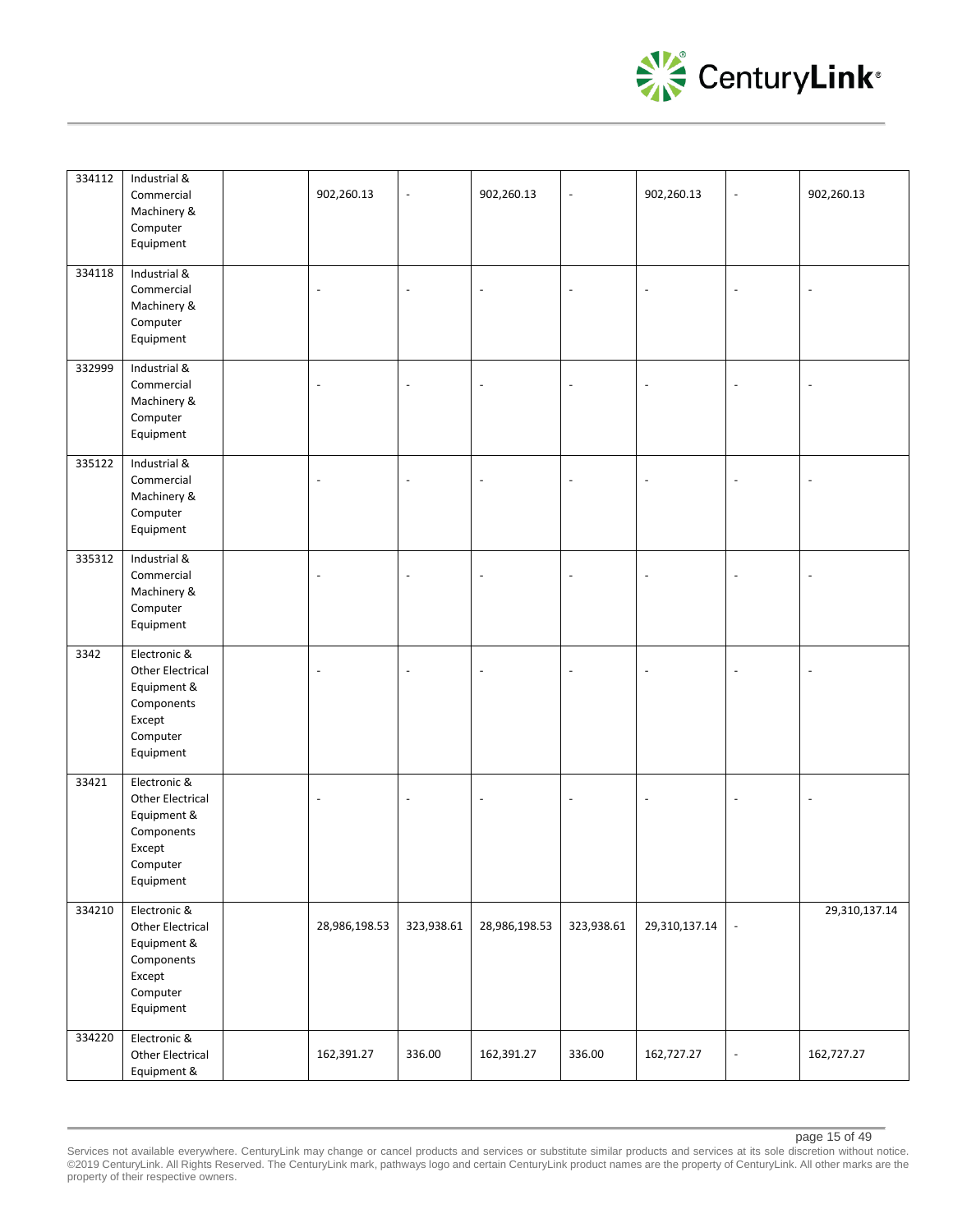| | | | | | | | | | |
|---|---|---|---|---|---|---|---|---|---|
| 334112 | Industrial & Commercial Machinery & Computer Equipment | | 902,260.13 | - | 902,260.13 | - | 902,260.13 | - | 902,260.13 |
| 334118 | Industrial & Commercial Machinery & Computer Equipment | | - | - | - | - | - | - | - |
| 332999 | Industrial & Commercial Machinery & Computer Equipment | | - | - | - | - | - | - | - |
| 335122 | Industrial & Commercial Machinery & Computer Equipment | | - | - | - | - | - | - | - |
| 335312 | Industrial & Commercial Machinery & Computer Equipment | | - | - | - | - | - | - | - |
| 3342 | Electronic & Other Electrical Equipment & Components Except Computer Equipment | | - | - | - | - | - | - | - |
| 33421 | Electronic & Other Electrical Equipment & Components Except Computer Equipment | | - | - | - | - | - | - | - |
| 334210 | Electronic & Other Electrical Equipment & Components Except Computer Equipment | | 28,986,198.53 | 323,938.61 | 28,986,198.53 | 323,938.61 | 29,310,137.14 | - | 29,310,137.14 |
| 334220 | Electronic & Other Electrical Equipment & | | 162,391.27 | 336.00 | 162,391.27 | 336.00 | 162,727.27 | - | 162,727.27 |

Services not available everywhere. CenturyLink may change or cancel products and services or substitute similar products and services at its sole discretion without notice. ©2019 CenturyLink. All Rights Reserved. The CenturyLink mark, pathways logo and certain CenturyLink product names are the property of CenturyLink. All other marks are the property of their respective owners.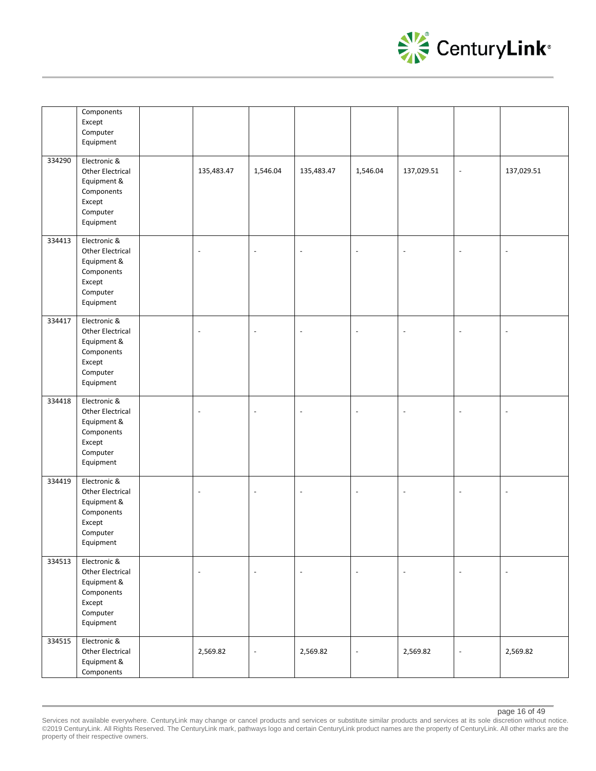| | | | | | | | | | |
|---|---|---|---|---|---|---|---|---|---|
| | Components Except Computer Equipment | | | | | | | | |
| 334290 | Electronic & Other Electrical Equipment & Components Except Computer Equipment | | 135,483.47 | 1,546.04 | 135,483.47 | 1,546.04 | 137,029.51 | - | 137,029.51 |
| 334413 | Electronic & Other Electrical Equipment & Components Except Computer Equipment | | - | - | - | - | - | - | - |
| 334417 | Electronic & Other Electrical Equipment & Components Except Computer Equipment | | - | - | - | - | - | - | - |
| 334418 | Electronic & Other Electrical Equipment & Components Except Computer Equipment | | - | - | - | - | - | - | - |
| 334419 | Electronic & Other Electrical Equipment & Components Except Computer Equipment | | - | - | - | - | - | - | - |
| 334513 | Electronic & Other Electrical Equipment & Components Except Computer Equipment | | - | - | - | - | - | - | - |
| 334515 | Electronic & Other Electrical Equipment & Components | | 2,569.82 | - | 2,569.82 | - | 2,569.82 | - | 2,569.82 |

Services not available everywhere. CenturyLink may change or cancel products and services or substitute similar products and services at its sole discretion without notice. ©2019 CenturyLink. All Rights Reserved. The CenturyLink mark, pathways logo and certain CenturyLink product names are the property of CenturyLink. All other marks are the property of their respective owners.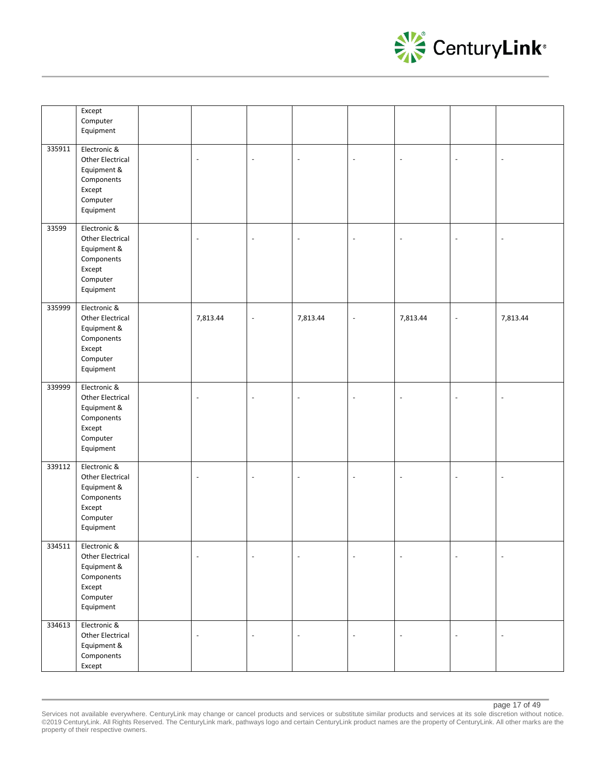|  |  |  |  |  |  |  |  |  |  |
|---|---|---|---|---|---|---|---|---|---|
|  | Except Computer Equipment |  |  |  |  |  |  |  |  |
| 335911 | Electronic & Other Electrical Equipment & Components Except Computer Equipment |  | - | - | - | - | - | - | - |
| 33599 | Electronic & Other Electrical Equipment & Components Except Computer Equipment |  | - | - | - | - | - | - | - |
| 335999 | Electronic & Other Electrical Equipment & Components Except Computer Equipment |  | 7,813.44 | - | 7,813.44 | - | 7,813.44 | - | 7,813.44 |
| 339999 | Electronic & Other Electrical Equipment & Components Except Computer Equipment |  | - | - | - | - | - | - | - |
| 339112 | Electronic & Other Electrical Equipment & Components Except Computer Equipment |  | - | - | - | - | - | - | - |
| 334511 | Electronic & Other Electrical Equipment & Components Except Computer Equipment |  | - | - | - | - | - | - | - |
| 334613 | Electronic & Other Electrical Equipment & Components Except |  | - | - | - | - | - | - | - |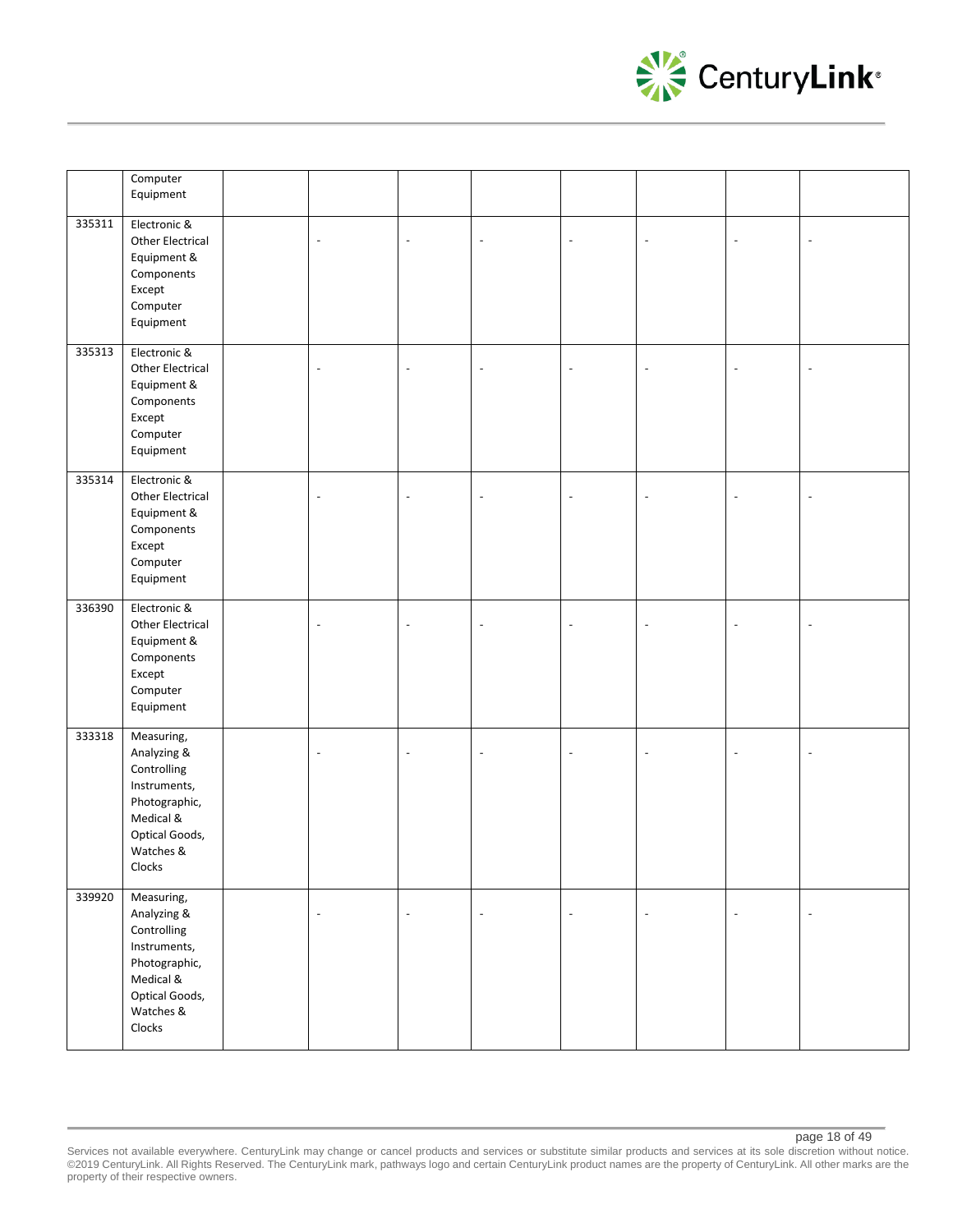| | | | | | | | | | |
|---|---|---|---|---|---|---|---|---|---|
| | Computer Equipment | | | | | | | | |
| 335311 | Electronic & Other Electrical Equipment & Components Except Computer Equipment | | - | - | - | - | - | - | - |
| 335313 | Electronic & Other Electrical Equipment & Components Except Computer Equipment | | - | - | - | - | - | - | - |
| 335314 | Electronic & Other Electrical Equipment & Components Except Computer Equipment | | - | - | - | - | - | - | - |
| 336390 | Electronic & Other Electrical Equipment & Components Except Computer Equipment | | - | - | - | - | - | - | - |
| 333318 | Measuring, Analyzing & Controlling Instruments, Photographic, Medical & Optical Goods, Watches & Clocks | | - | - | - | - | - | - | - |
| 339920 | Measuring, Analyzing & Controlling Instruments, Photographic, Medical & Optical Goods, Watches & Clocks | | - | - | - | - | - | - | - |

Services not available everywhere. CenturyLink may change or cancel products and services or substitute similar products and services at its sole discretion without notice. ©2019 CenturyLink. All Rights Reserved. The CenturyLink mark, pathways logo and certain CenturyLink product names are the property of CenturyLink. All other marks are the property of their respective owners.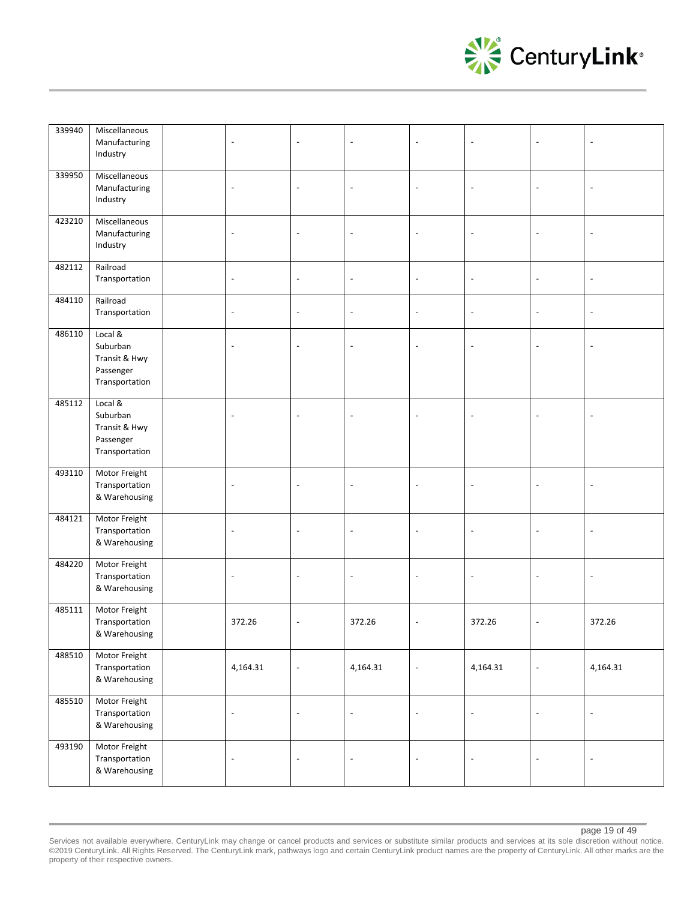| | | | | | | | | | |
|---|---|---|---|---|---|---|---|---|---|
| 339940 | Miscellaneous Manufacturing Industry | | - | - | - | - | - | - | - |
| 339950 | Miscellaneous Manufacturing Industry | | - | - | - | - | - | - | - |
| 423210 | Miscellaneous Manufacturing Industry | | - | - | - | - | - | - | - |
| 482112 | Railroad Transportation | | - | - | - | - | - | - | - |
| 484110 | Railroad Transportation | | - | - | - | - | - | - | - |
| 486110 | Local & Suburban Transit & Hwy Passenger Transportation | | - | - | - | - | - | - | - |
| 485112 | Local & Suburban Transit & Hwy Passenger Transportation | | - | - | - | - | - | - | - |
| 493110 | Motor Freight Transportation & Warehousing | | - | - | - | - | - | - | - |
| 484121 | Motor Freight Transportation & Warehousing | | - | - | - | - | - | - | - |
| 484220 | Motor Freight Transportation & Warehousing | | - | - | - | - | - | - | - |
| 485111 | Motor Freight Transportation & Warehousing | | 372.26 | - | 372.26 | - | 372.26 | - | 372.26 |
| 488510 | Motor Freight Transportation & Warehousing | | 4,164.31 | - | 4,164.31 | - | 4,164.31 | - | 4,164.31 |
| 485510 | Motor Freight Transportation & Warehousing | | - | - | - | - | - | - | - |
| 493190 | Motor Freight Transportation & Warehousing | | - | - | - | - | - | - | - |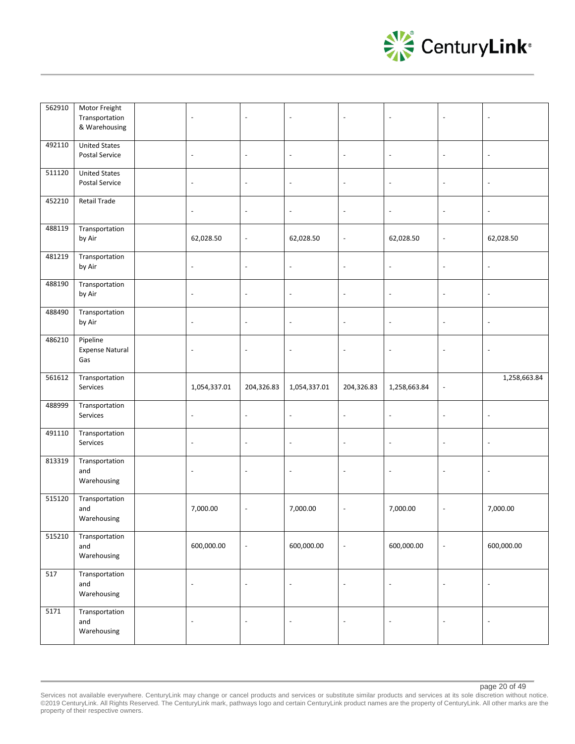| | | | | | | | | | |
|---|---|---|---|---|---|---|---|---|---|
| 562910 | Motor Freight Transportation & Warehousing | | - | - | - | - | - | - | - |
| 492110 | United States Postal Service | | - | - | - | - | - | - | - |
| 511120 | United States Postal Service | | - | - | - | - | - | - | - |
| 452210 | Retail Trade | | - | - | - | - | - | - | - |
| 488119 | Transportation by Air | | 62,028.50 | - | 62,028.50 | - | 62,028.50 | - | 62,028.50 |
| 481219 | Transportation by Air | | - | - | - | - | - | - | - |
| 488190 | Transportation by Air | | - | - | - | - | - | - | - |
| 488490 | Transportation by Air | | - | - | - | - | - | - | - |
| 486210 | Pipeline Expense Natural Gas | | - | - | - | - | - | - | - |
| 561612 | Transportation Services | | 1,054,337.01 | 204,326.83 | 1,054,337.01 | 204,326.83 | 1,258,663.84 | - | 1,258,663.84 |
| 488999 | Transportation Services | | - | - | - | - | - | - | - |
| 491110 | Transportation Services | | - | - | - | - | - | - | - |
| 813319 | Transportation and Warehousing | | - | - | - | - | - | - | - |
| 515120 | Transportation and Warehousing | | 7,000.00 | - | 7,000.00 | - | 7,000.00 | - | 7,000.00 |
| 515210 | Transportation and Warehousing | | 600,000.00 | - | 600,000.00 | - | 600,000.00 | - | 600,000.00 |
| 517 | Transportation and Warehousing | | - | - | - | - | - | - | - |
| 5171 | Transportation and Warehousing | | - | - | - | - | - | - | - |

Services not available everywhere. CenturyLink may change or cancel products and services or substitute similar products and services at its sole discretion without notice. ©2019 CenturyLink. All Rights Reserved. The CenturyLink mark, pathways logo and certain CenturyLink product names are the property of CenturyLink. All other marks are the property of their respective owners.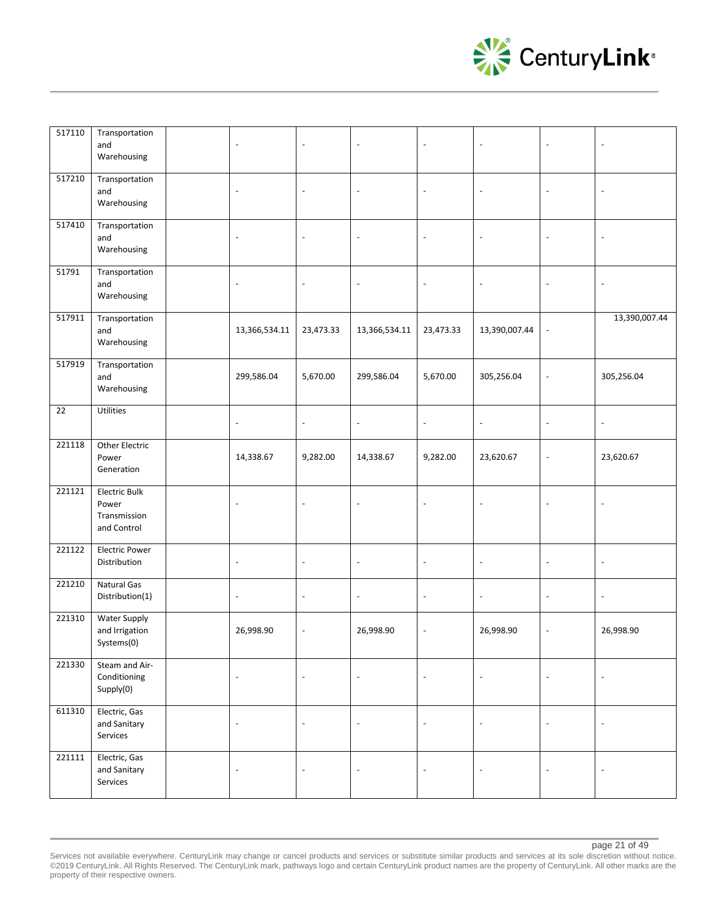| | | | | | | | | | |
|---|---|---|---|---|---|---|---|---|---|
| 517110 | Transportation and Warehousing | | - | - | - | - | - | - | - |
| 517210 | Transportation and Warehousing | | - | - | - | - | - | - | - |
| 517410 | Transportation and Warehousing | | - | - | - | - | - | - | - |
| 51791 | Transportation and Warehousing | | - | - | - | - | - | - | - |
| 517911 | Transportation and Warehousing | | 13,366,534.11 | 23,473.33 | 13,366,534.11 | 23,473.33 | 13,390,007.44 | - | 13,390,007.44 |
| 517919 | Transportation and Warehousing | | 299,586.04 | 5,670.00 | 299,586.04 | 5,670.00 | 305,256.04 | - | 305,256.04 |
| 22 | Utilities | | - | - | - | - | - | - | - |
| 221118 | Other Electric Power Generation | | 14,338.67 | 9,282.00 | 14,338.67 | 9,282.00 | 23,620.67 | - | 23,620.67 |
| 221121 | Electric Bulk Power Transmission and Control | | - | - | - | - | - | - | - |
| 221122 | Electric Power Distribution | | - | - | - | - | - | - | - |
| 221210 | Natural Gas Distribution(1) | | - | - | - | - | - | - | - |
| 221310 | Water Supply and Irrigation Systems(0) | | 26,998.90 | - | 26,998.90 | - | 26,998.90 | - | 26,998.90 |
| 221330 | Steam and Air-Conditioning Supply(0) | | - | - | - | - | - | - | - |
| 611310 | Electric, Gas and Sanitary Services | | - | - | - | - | - | - | - |
| 221111 | Electric, Gas and Sanitary Services | | - | - | - | - | - | - | - |

Services not available everywhere. CenturyLink may change or cancel products and services or substitute similar products and services at its sole discretion without notice. ©2019 CenturyLink. All Rights Reserved. The CenturyLink mark, pathways logo and certain CenturyLink product names are the property of CenturyLink. All other marks are the property of their respective owners.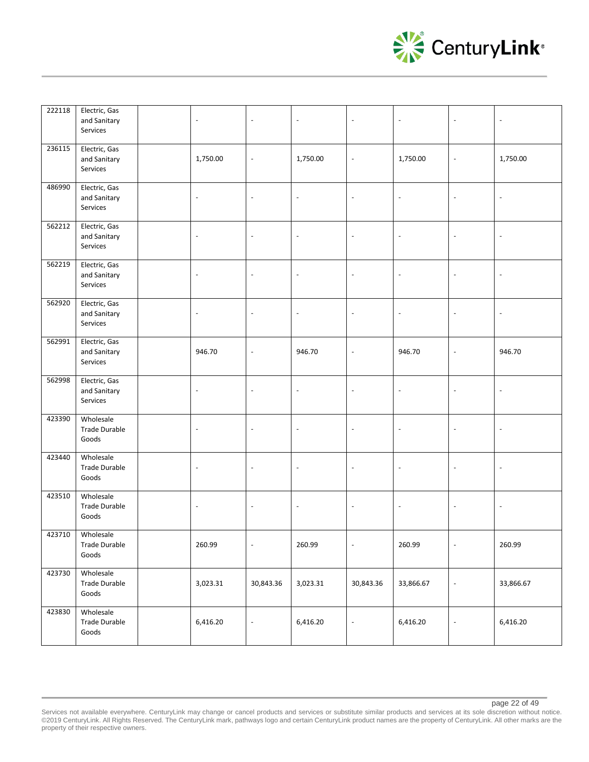| | | | | | | | | | |
|---|---|---|---|---|---|---|---|---|---|
| 222118 | Electric, Gas and Sanitary Services | | - | - | - | - | - | - | - |
| 236115 | Electric, Gas and Sanitary Services | | 1,750.00 | - | 1,750.00 | - | 1,750.00 | - | 1,750.00 |
| 486990 | Electric, Gas and Sanitary Services | | - | - | - | - | - | - | - |
| 562212 | Electric, Gas and Sanitary Services | | - | - | - | - | - | - | - |
| 562219 | Electric, Gas and Sanitary Services | | - | - | - | - | - | - | - |
| 562920 | Electric, Gas and Sanitary Services | | - | - | - | - | - | - | - |
| 562991 | Electric, Gas and Sanitary Services | | 946.70 | - | 946.70 | - | 946.70 | - | 946.70 |
| 562998 | Electric, Gas and Sanitary Services | | - | - | - | - | - | - | - |
| 423390 | Wholesale Trade Durable Goods | | - | - | - | - | - | - | - |
| 423440 | Wholesale Trade Durable Goods | | - | - | - | - | - | - | - |
| 423510 | Wholesale Trade Durable Goods | | - | - | - | - | - | - | - |
| 423710 | Wholesale Trade Durable Goods | | 260.99 | - | 260.99 | - | 260.99 | - | 260.99 |
| 423730 | Wholesale Trade Durable Goods | | 3,023.31 | 30,843.36 | 3,023.31 | 30,843.36 | 33,866.67 | - | 33,866.67 |
| 423830 | Wholesale Trade Durable Goods | | 6,416.20 | - | 6,416.20 | - | 6,416.20 | - | 6,416.20 |

Services not available everywhere. CenturyLink may change or cancel products and services or substitute similar products and services at its sole discretion without notice. ©2019 CenturyLink. All Rights Reserved. The CenturyLink mark, pathways logo and certain CenturyLink product names are the property of CenturyLink. All other marks are the property of their respective owners.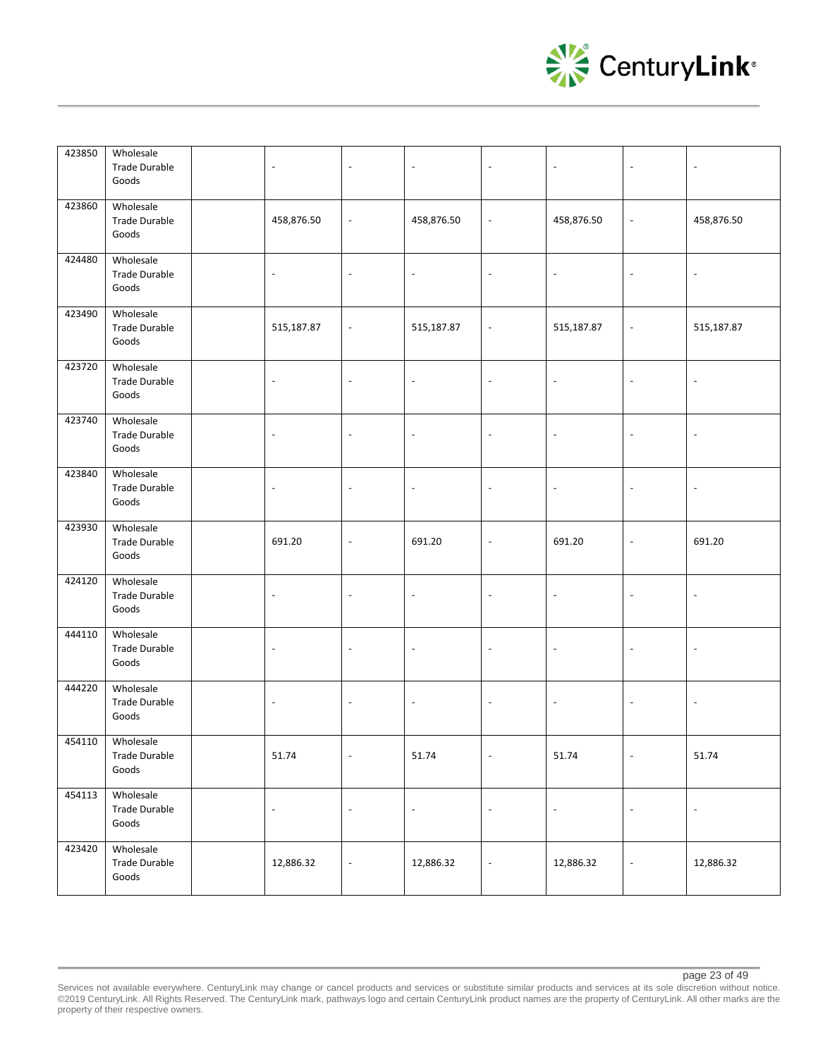| | | | | | | | | | |
|---|---|---|---|---|---|---|---|---|---|
| 423850 | Wholesale Trade Durable Goods | | - | - | - | - | - | - | - |
| 423860 | Wholesale Trade Durable Goods | | 458,876.50 | - | 458,876.50 | - | 458,876.50 | - | 458,876.50 |
| 424480 | Wholesale Trade Durable Goods | | - | - | - | - | - | - | - |
| 423490 | Wholesale Trade Durable Goods | | 515,187.87 | - | 515,187.87 | - | 515,187.87 | - | 515,187.87 |
| 423720 | Wholesale Trade Durable Goods | | - | - | - | - | - | - | - |
| 423740 | Wholesale Trade Durable Goods | | - | - | - | - | - | - | - |
| 423840 | Wholesale Trade Durable Goods | | - | - | - | - | - | - | - |
| 423930 | Wholesale Trade Durable Goods | | 691.20 | - | 691.20 | - | 691.20 | - | 691.20 |
| 424120 | Wholesale Trade Durable Goods | | - | - | - | - | - | - | - |
| 444110 | Wholesale Trade Durable Goods | | - | - | - | - | - | - | - |
| 444220 | Wholesale Trade Durable Goods | | - | - | - | - | - | - | - |
| 454110 | Wholesale Trade Durable Goods | | 51.74 | - | 51.74 | - | 51.74 | - | 51.74 |
| 454113 | Wholesale Trade Durable Goods | | - | - | - | - | - | - | - |
| 423420 | Wholesale Trade Durable Goods | | 12,886.32 | - | 12,886.32 | - | 12,886.32 | - | 12,886.32 |

Services not available everywhere. CenturyLink may change or cancel products and services or substitute similar products and services at its sole discretion without notice. ©2019 CenturyLink. All Rights Reserved. The CenturyLink mark, pathways logo and certain CenturyLink product names are the property of CenturyLink. All other marks are the property of their respective owners.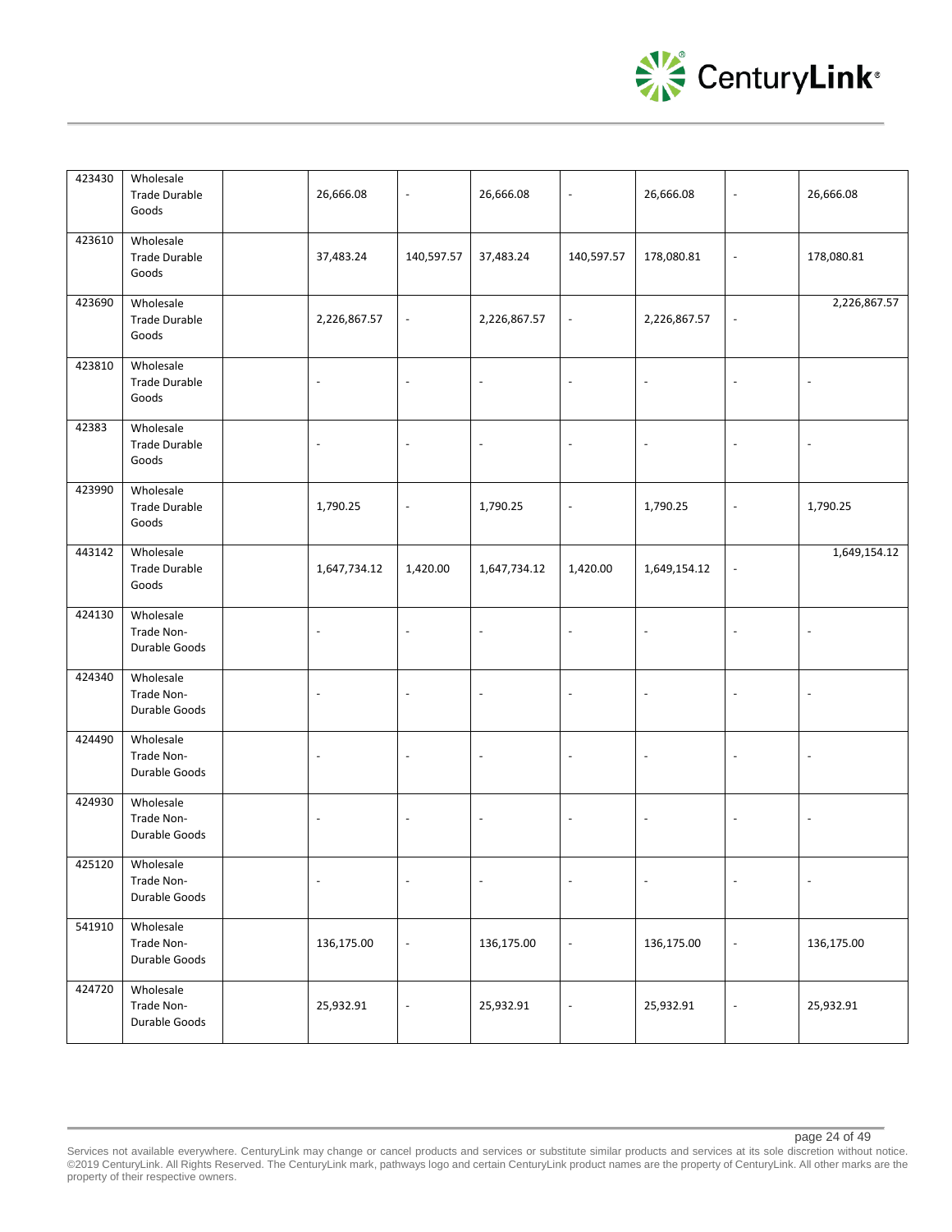| | | | | | | | | | |
|---|---|---|---|---|---|---|---|---|---|
| 423430 | Wholesale Trade Durable Goods | | 26,666.08 | - | 26,666.08 | - | 26,666.08 | - | 26,666.08 |
| 423610 | Wholesale Trade Durable Goods | | 37,483.24 | 140,597.57 | 37,483.24 | 140,597.57 | 178,080.81 | - | 178,080.81 |
| 423690 | Wholesale Trade Durable Goods | | 2,226,867.57 | - | 2,226,867.57 | - | 2,226,867.57 | - | 2,226,867.57 |
| 423810 | Wholesale Trade Durable Goods | | - | - | - | - | - | - | - |
| 42383 | Wholesale Trade Durable Goods | | - | - | - | - | - | - | - |
| 423990 | Wholesale Trade Durable Goods | | 1,790.25 | - | 1,790.25 | - | 1,790.25 | - | 1,790.25 |
| 443142 | Wholesale Trade Durable Goods | | 1,647,734.12 | 1,420.00 | 1,647,734.12 | 1,420.00 | 1,649,154.12 | - | 1,649,154.12 |
| 424130 | Wholesale Trade Non-Durable Goods | | - | - | - | - | - | - | - |
| 424340 | Wholesale Trade Non-Durable Goods | | - | - | - | - | - | - | - |
| 424490 | Wholesale Trade Non-Durable Goods | | - | - | - | - | - | - | - |
| 424930 | Wholesale Trade Non-Durable Goods | | - | - | - | - | - | - | - |
| 425120 | Wholesale Trade Non-Durable Goods | | - | - | - | - | - | - | - |
| 541910 | Wholesale Trade Non-Durable Goods | | 136,175.00 | - | 136,175.00 | - | 136,175.00 | - | 136,175.00 |
| 424720 | Wholesale Trade Non-Durable Goods | | 25,932.91 | - | 25,932.91 | - | 25,932.91 | - | 25,932.91 |

Services not available everywhere. CenturyLink may change or cancel products and services or substitute similar products and services at its sole discretion without notice. ©2019 CenturyLink. All Rights Reserved. The CenturyLink mark, pathways logo and certain CenturyLink product names are the property of CenturyLink. All other marks are the property of their respective owners.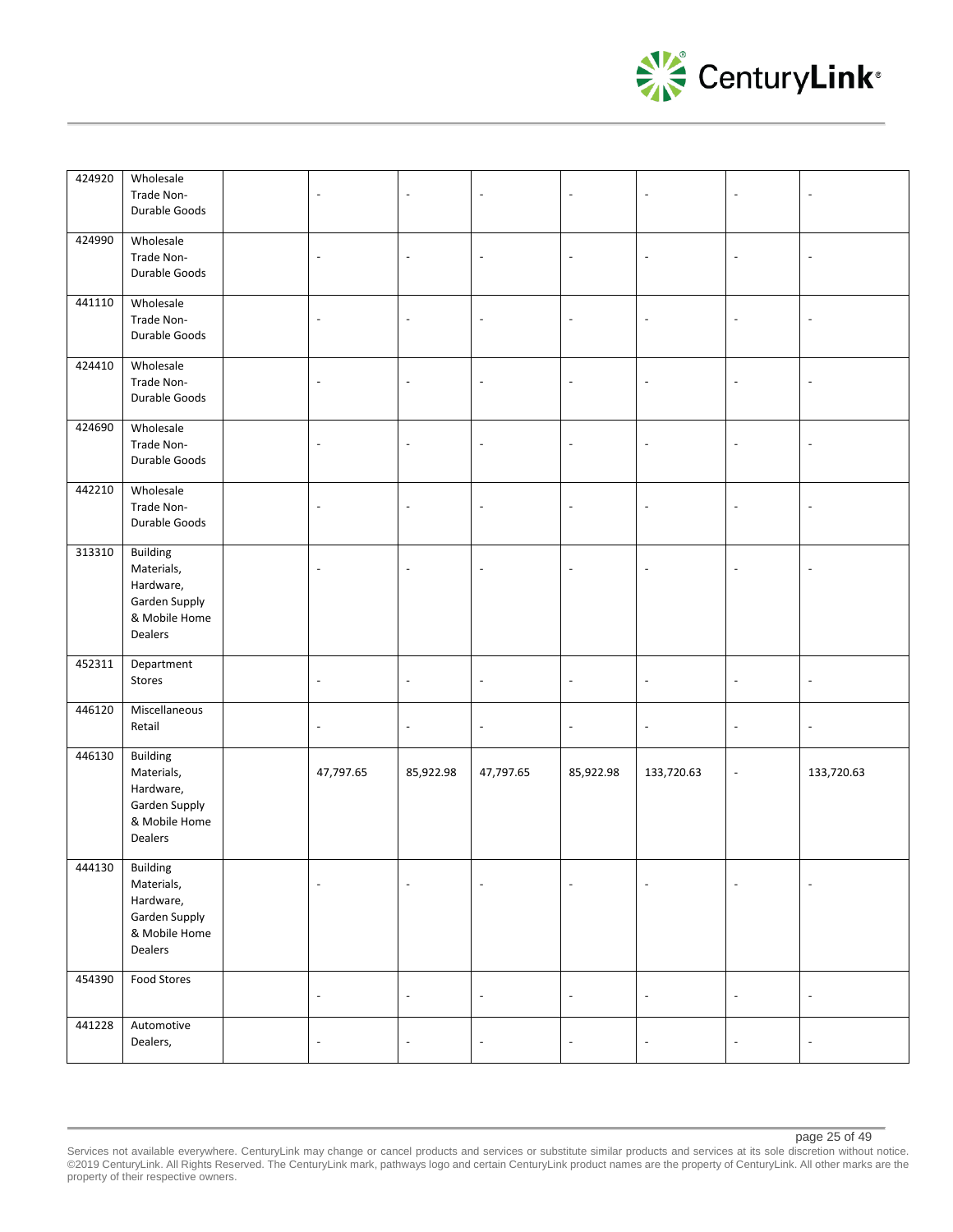| | | | | | | | | | |
|---|---|---|---|---|---|---|---|---|---|
| 424920 | Wholesale Trade Non-Durable Goods | | - | - | - | - | - | - | - |
| 424990 | Wholesale Trade Non-Durable Goods | | - | - | - | - | - | - | - |
| 441110 | Wholesale Trade Non-Durable Goods | | - | - | - | - | - | - | - |
| 424410 | Wholesale Trade Non-Durable Goods | | - | - | - | - | - | - | - |
| 424690 | Wholesale Trade Non-Durable Goods | | - | - | - | - | - | - | - |
| 442210 | Wholesale Trade Non-Durable Goods | | - | - | - | - | - | - | - |
| 313310 | Building Materials, Hardware, Garden Supply & Mobile Home Dealers | | - | - | - | - | - | - | - |
| 452311 | Department Stores | | - | - | - | - | - | - | - |
| 446120 | Miscellaneous Retail | | - | - | - | - | - | - | - |
| 446130 | Building Materials, Hardware, Garden Supply & Mobile Home Dealers | | 47,797.65 | 85,922.98 | 47,797.65 | 85,922.98 | 133,720.63 | - | 133,720.63 |
| 444130 | Building Materials, Hardware, Garden Supply & Mobile Home Dealers | | - | - | - | - | - | - | - |
| 454390 | Food Stores | | - | - | - | - | - | - | - |
| 441228 | Automotive Dealers, | | - | - | - | - | - | - | - |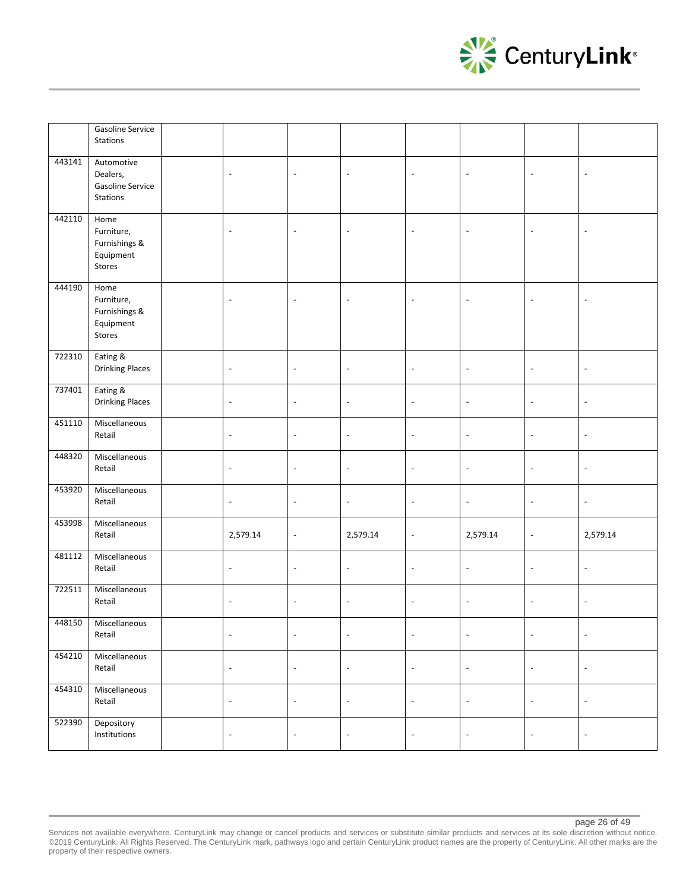| | | | | | | | | | |
|---|---|---|---|---|---|---|---|---|---|
| | Gasoline Service Stations | | | | | | | | |
| 443141 | Automotive Dealers, Gasoline Service Stations | | - | - | - | - | - | - | - |
| 442110 | Home Furniture, Furnishings & Equipment Stores | | - | - | - | - | - | - | - |
| 444190 | Home Furniture, Furnishings & Equipment Stores | | - | - | - | - | - | - | - |
| 722310 | Eating & Drinking Places | | - | - | - | - | - | - | - |
| 737401 | Eating & Drinking Places | | - | - | - | - | - | - | - |
| 451110 | Miscellaneous Retail | | - | - | - | - | - | - | - |
| 448320 | Miscellaneous Retail | | - | - | - | - | - | - | - |
| 453920 | Miscellaneous Retail | | - | - | - | - | - | - | - |
| 453998 | Miscellaneous Retail | | 2,579.14 | - | 2,579.14 | - | 2,579.14 | - | 2,579.14 |
| 481112 | Miscellaneous Retail | | - | - | - | - | - | - | - |
| 722511 | Miscellaneous Retail | | - | - | - | - | - | - | - |
| 448150 | Miscellaneous Retail | | - | - | - | - | - | - | - |
| 454210 | Miscellaneous Retail | | - | - | - | - | - | - | - |
| 454310 | Miscellaneous Retail | | - | - | - | - | - | - | - |
| 522390 | Depository Institutions | | - | - | - | - | - | - | - |

Services not available everywhere. CenturyLink may change or cancel products and services or substitute similar products and services at its sole discretion without notice. ©2019 CenturyLink. All Rights Reserved. The CenturyLink mark, pathways logo and certain CenturyLink product names are the property of CenturyLink. All other marks are the property of their respective owners.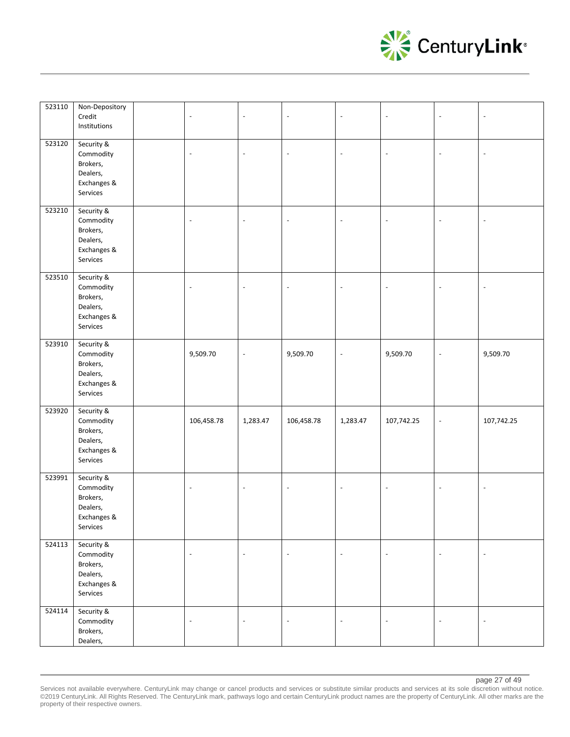| | | | | | | | | | |
|---|---|---|---|---|---|---|---|---|---|
| 523110 | Non-Depository Credit Institutions | | - | - | - | - | - | - | - |
| 523120 | Security & Commodity Brokers, Dealers, Exchanges & Services | | - | - | - | - | - | - | - |
| 523210 | Security & Commodity Brokers, Dealers, Exchanges & Services | | - | - | - | - | - | - | - |
| 523510 | Security & Commodity Brokers, Dealers, Exchanges & Services | | - | - | - | - | - | - | - |
| 523910 | Security & Commodity Brokers, Dealers, Exchanges & Services | | 9,509.70 | - | 9,509.70 | - | 9,509.70 | - | 9,509.70 |
| 523920 | Security & Commodity Brokers, Dealers, Exchanges & Services | | 106,458.78 | 1,283.47 | 106,458.78 | 1,283.47 | 107,742.25 | - | 107,742.25 |
| 523991 | Security & Commodity Brokers, Dealers, Exchanges & Services | | - | - | - | - | - | - | - |
| 524113 | Security & Commodity Brokers, Dealers, Exchanges & Services | | - | - | - | - | - | - | - |
| 524114 | Security & Commodity Brokers, Dealers, | | - | - | - | - | - | - | - |

Services not available everywhere. CenturyLink may change or cancel products and services or substitute similar products and services at its sole discretion without notice. ©2019 CenturyLink. All Rights Reserved. The CenturyLink mark, pathways logo and certain CenturyLink product names are the property of CenturyLink. All other marks are the property of their respective owners.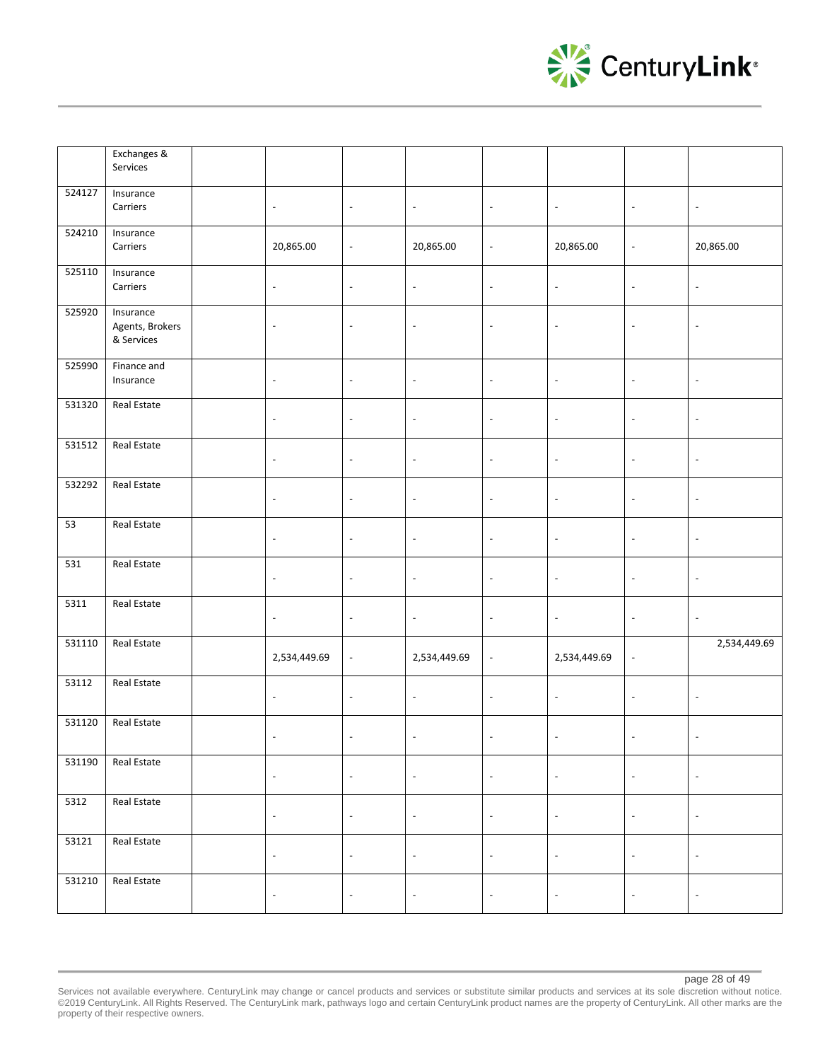| | | | | | | | | | |
|---|---|---|---|---|---|---|---|---|---|
| | Exchanges & Services | | | | | | | | |
| 524127 | Insurance Carriers | | - | - | - | - | - | - | - |
| 524210 | Insurance Carriers | | 20,865.00 | - | 20,865.00 | - | 20,865.00 | - | 20,865.00 |
| 525110 | Insurance Carriers | | - | - | - | - | - | - | - |
| 525920 | Insurance Agents, Brokers & Services | | - | - | - | - | - | - | - |
| 525990 | Finance and Insurance | | - | - | - | - | - | - | - |
| 531320 | Real Estate | | - | - | - | - | - | - | - |
| 531512 | Real Estate | | - | - | - | - | - | - | - |
| 532292 | Real Estate | | - | - | - | - | - | - | - |
| 53 | Real Estate | | - | - | - | - | - | - | - |
| 531 | Real Estate | | - | - | - | - | - | - | - |
| 5311 | Real Estate | | - | - | - | - | - | - | - |
| 531110 | Real Estate | | 2,534,449.69 | - | 2,534,449.69 | - | 2,534,449.69 | - | 2,534,449.69 |
| 53112 | Real Estate | | - | - | - | - | - | - | - |
| 531120 | Real Estate | | - | - | - | - | - | - | - |
| 531190 | Real Estate | | - | - | - | - | - | - | - |
| 5312 | Real Estate | | - | - | - | - | - | - | - |
| 53121 | Real Estate | | - | - | - | - | - | - | - |
| 531210 | Real Estate | | - | - | - | - | - | - | - |

Services not available everywhere. CenturyLink may change or cancel products and services or substitute similar products and services at its sole discretion without notice. ©2019 CenturyLink. All Rights Reserved. The CenturyLink mark, pathways logo and certain CenturyLink product names are the property of CenturyLink. All other marks are the property of their respective owners.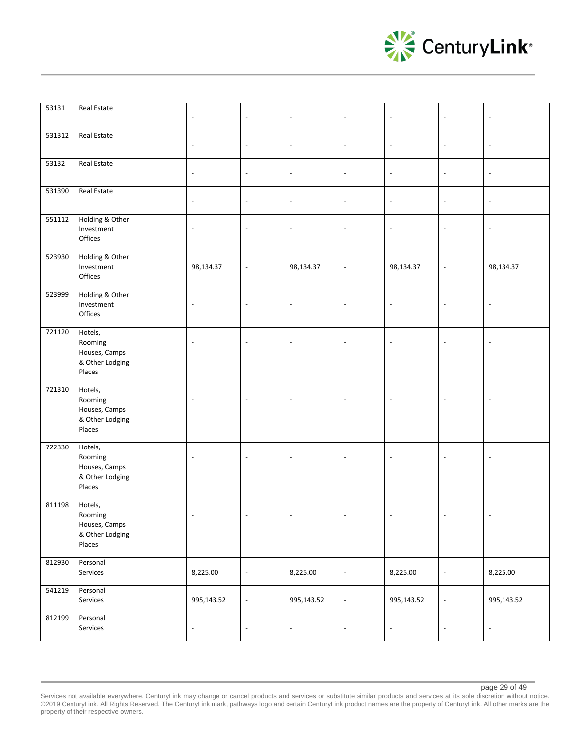| | | | | | | | | | |
|---|---|---|---|---|---|---|---|---|---|
| 53131 | Real Estate | | - | - | - | - | - | - | - |
| 531312 | Real Estate | | - | - | - | - | - | - | - |
| 53132 | Real Estate | | - | - | - | - | - | - | - |
| 531390 | Real Estate | | - | - | - | - | - | - | - |
| 551112 | Holding & Other Investment Offices | | - | - | - | - | - | - | - |
| 523930 | Holding & Other Investment Offices | | 98,134.37 | - | 98,134.37 | - | 98,134.37 | - | 98,134.37 |
| 523999 | Holding & Other Investment Offices | | - | - | - | - | - | - | - |
| 721120 | Hotels, Rooming Houses, Camps & Other Lodging Places | | - | - | - | - | - | - | - |
| 721310 | Hotels, Rooming Houses, Camps & Other Lodging Places | | - | - | - | - | - | - | - |
| 722330 | Hotels, Rooming Houses, Camps & Other Lodging Places | | - | - | - | - | - | - | - |
| 811198 | Hotels, Rooming Houses, Camps & Other Lodging Places | | - | - | - | - | - | - | - |
| 812930 | Personal Services | | 8,225.00 | - | 8,225.00 | - | 8,225.00 | - | 8,225.00 |
| 541219 | Personal Services | | 995,143.52 | - | 995,143.52 | - | 995,143.52 | - | 995,143.52 |
| 812199 | Personal Services | | - | - | - | - | - | - | - |

Services not available everywhere. CenturyLink may change or cancel products and services or substitute similar products and services at its sole discretion without notice. ©2019 CenturyLink. All Rights Reserved. The CenturyLink mark, pathways logo and certain CenturyLink product names are the property of CenturyLink. All other marks are the property of their respective owners.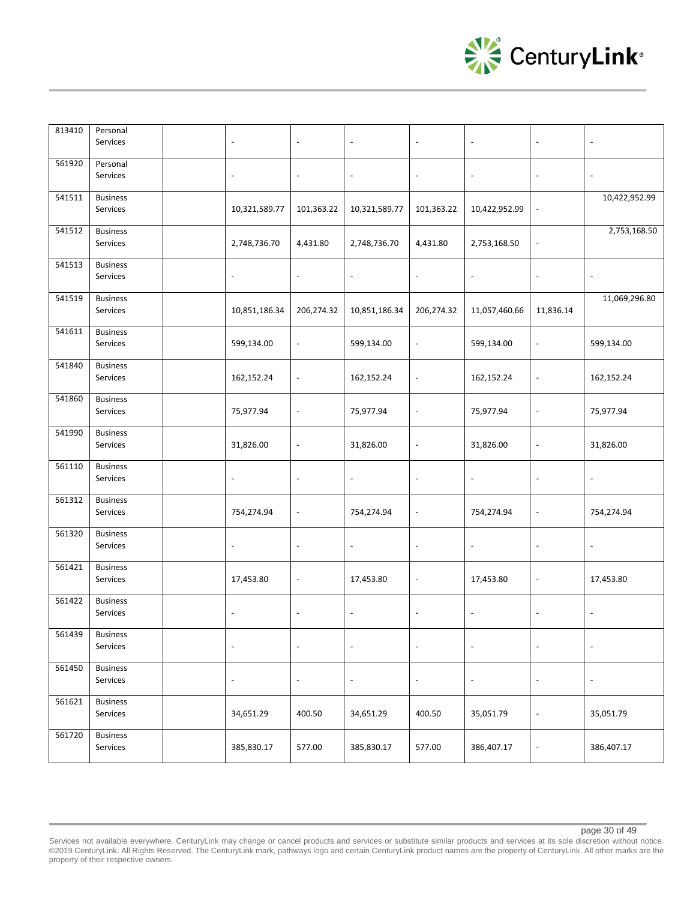| | | | | | | | | | |
|---|---|---|---|---|---|---|---|---|---|
| 813410 | Personal Services | | - | - | - | - | - | - | - |
| 561920 | Personal Services | | - | - | - | - | - | - | - |
| 541511 | Business Services | | 10,321,589.77 | 101,363.22 | 10,321,589.77 | 101,363.22 | 10,422,952.99 | - | 10,422,952.99 |
| 541512 | Business Services | | 2,748,736.70 | 4,431.80 | 2,748,736.70 | 4,431.80 | 2,753,168.50 | - | 2,753,168.50 |
| 541513 | Business Services | | - | - | - | - | - | - | - |
| 541519 | Business Services | | 10,851,186.34 | 206,274.32 | 10,851,186.34 | 206,274.32 | 11,057,460.66 | 11,836.14 | 11,069,296.80 |
| 541611 | Business Services | | 599,134.00 | - | 599,134.00 | - | 599,134.00 | - | 599,134.00 |
| 541840 | Business Services | | 162,152.24 | - | 162,152.24 | - | 162,152.24 | - | 162,152.24 |
| 541860 | Business Services | | 75,977.94 | - | 75,977.94 | - | 75,977.94 | - | 75,977.94 |
| 541990 | Business Services | | 31,826.00 | - | 31,826.00 | - | 31,826.00 | - | 31,826.00 |
| 561110 | Business Services | | - | - | - | - | - | - | - |
| 561312 | Business Services | | 754,274.94 | - | 754,274.94 | - | 754,274.94 | - | 754,274.94 |
| 561320 | Business Services | | - | - | - | - | - | - | - |
| 561421 | Business Services | | 17,453.80 | - | 17,453.80 | - | 17,453.80 | - | 17,453.80 |
| 561422 | Business Services | | - | - | - | - | - | - | - |
| 561439 | Business Services | | - | - | - | - | - | - | - |
| 561450 | Business Services | | - | - | - | - | - | - | - |
| 561621 | Business Services | | 34,651.29 | 400.50 | 34,651.29 | 400.50 | 35,051.79 | - | 35,051.79 |
| 561720 | Business Services | | 385,830.17 | 577.00 | 385,830.17 | 577.00 | 386,407.17 | - | 386,407.17 |

Services not available everywhere. CenturyLink may change or cancel products and services or substitute similar products and services at its sole discretion without notice. ©2019 CenturyLink. All Rights Reserved. The CenturyLink mark, pathways logo and certain CenturyLink product names are the property of CenturyLink. All other marks are the property of their respective owners.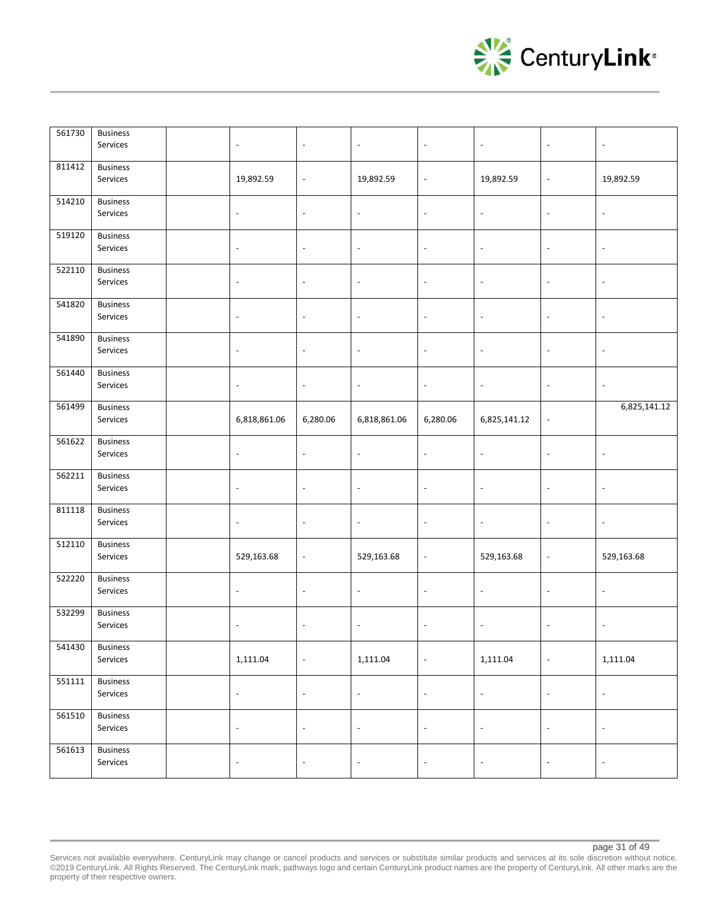| | | | | | | | | | |
|---|---|---|---|---|---|---|---|---|---|
| 561730 | Business Services | | - | - | - | - | - | - | - |
| 811412 | Business Services | | 19,892.59 | - | 19,892.59 | - | 19,892.59 | - | 19,892.59 |
| 514210 | Business Services | | - | - | - | - | - | - | - |
| 519120 | Business Services | | - | - | - | - | - | - | - |
| 522110 | Business Services | | - | - | - | - | - | - | - |
| 541820 | Business Services | | - | - | - | - | - | - | - |
| 541890 | Business Services | | - | - | - | - | - | - | - |
| 561440 | Business Services | | - | - | - | - | - | - | - |
| 561499 | Business Services | | 6,818,861.06 | 6,280.06 | 6,818,861.06 | 6,280.06 | 6,825,141.12 | - | 6,825,141.12 |
| 561622 | Business Services | | - | - | - | - | - | - | - |
| 562211 | Business Services | | - | - | - | - | - | - | - |
| 811118 | Business Services | | - | - | - | - | - | - | - |
| 512110 | Business Services | | 529,163.68 | - | 529,163.68 | - | 529,163.68 | - | 529,163.68 |
| 522220 | Business Services | | - | - | - | - | - | - | - |
| 532299 | Business Services | | - | - | - | - | - | - | - |
| 541430 | Business Services | | 1,111.04 | - | 1,111.04 | - | 1,111.04 | - | 1,111.04 |
| 551111 | Business Services | | - | - | - | - | - | - | - |
| 561510 | Business Services | | - | - | - | - | - | - | - |
| 561613 | Business Services | | - | - | - | - | - | - | - |

Services not available everywhere. CenturyLink may change or cancel products and services or substitute similar products and services at its sole discretion without notice. ©2019 CenturyLink. All Rights Reserved. The CenturyLink mark, pathways logo and certain CenturyLink product names are the property of CenturyLink. All other marks are the property of their respective owners.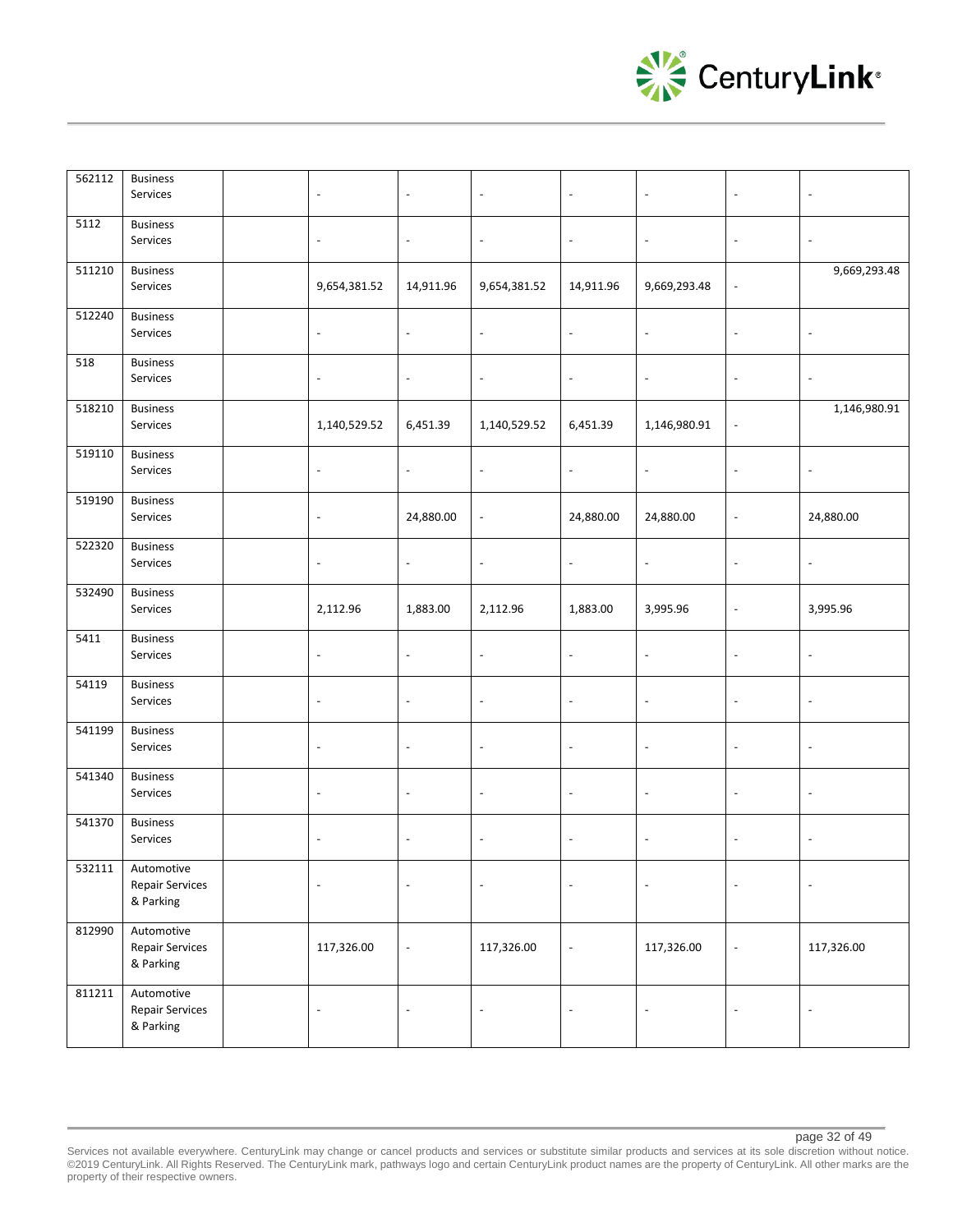| | | | | | | | | | |
|---|---|---|---|---|---|---|---|---|---|
| 562112 | Business Services | | - | - | - | - | - | - | - |
| 5112 | Business Services | | - | - | - | - | - | - | - |
| 511210 | Business Services | | 9,654,381.52 | 14,911.96 | 9,654,381.52 | 14,911.96 | 9,669,293.48 | - | 9,669,293.48 |
| 512240 | Business Services | | - | - | - | - | - | - | - |
| 518 | Business Services | | - | - | - | - | - | - | - |
| 518210 | Business Services | | 1,140,529.52 | 6,451.39 | 1,140,529.52 | 6,451.39 | 1,146,980.91 | - | 1,146,980.91 |
| 519110 | Business Services | | - | - | - | - | - | - | - |
| 519190 | Business Services | | - | 24,880.00 | - | 24,880.00 | 24,880.00 | - | 24,880.00 |
| 522320 | Business Services | | - | - | - | - | - | - | - |
| 532490 | Business Services | | 2,112.96 | 1,883.00 | 2,112.96 | 1,883.00 | 3,995.96 | - | 3,995.96 |
| 5411 | Business Services | | - | - | - | - | - | - | - |
| 54119 | Business Services | | - | - | - | - | - | - | - |
| 541199 | Business Services | | - | - | - | - | - | - | - |
| 541340 | Business Services | | - | - | - | - | - | - | - |
| 541370 | Business Services | | - | - | - | - | - | - | - |
| 532111 | Automotive Repair Services & Parking | | - | - | - | - | - | - | - |
| 812990 | Automotive Repair Services & Parking | | 117,326.00 | - | 117,326.00 | - | 117,326.00 | - | 117,326.00 |
| 811211 | Automotive Repair Services & Parking | | - | - | - | - | - | - | - |

Services not available everywhere. CenturyLink may change or cancel products and services or substitute similar products and services at its sole discretion without notice. ©2019 CenturyLink. All Rights Reserved. The CenturyLink mark, pathways logo and certain CenturyLink product names are the property of CenturyLink. All other marks are the property of their respective owners.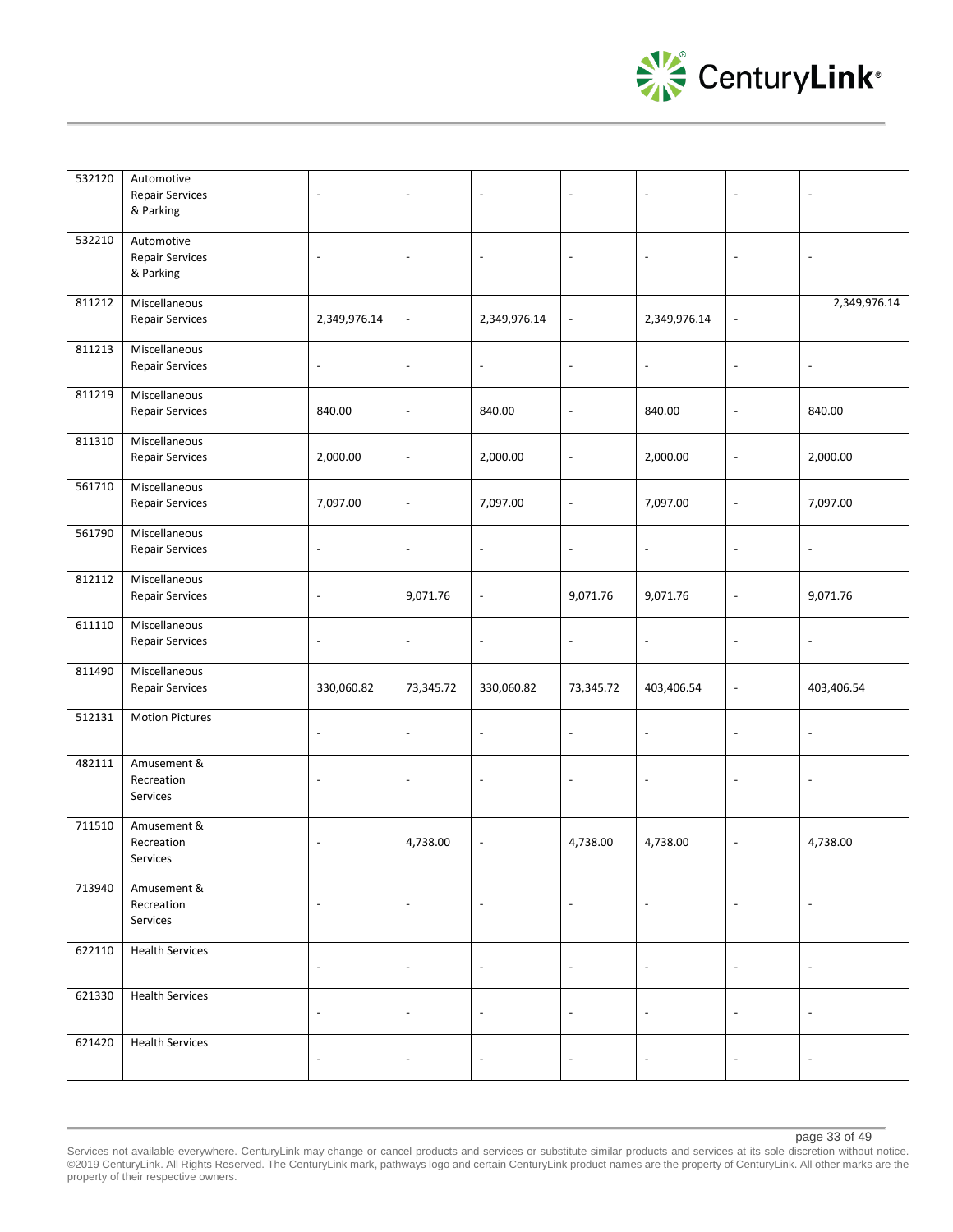| | | | | | | | | | |
|---|---|---|---|---|---|---|---|---|---|
| 532120 | Automotive Repair Services & Parking | | - | - | - | - | - | - | - |
| 532210 | Automotive Repair Services & Parking | | - | - | - | - | - | - | - |
| 811212 | Miscellaneous Repair Services | | 2,349,976.14 | - | 2,349,976.14 | - | 2,349,976.14 | - | 2,349,976.14 |
| 811213 | Miscellaneous Repair Services | | - | - | - | - | - | - | - |
| 811219 | Miscellaneous Repair Services | | 840.00 | - | 840.00 | - | 840.00 | - | 840.00 |
| 811310 | Miscellaneous Repair Services | | 2,000.00 | - | 2,000.00 | - | 2,000.00 | - | 2,000.00 |
| 561710 | Miscellaneous Repair Services | | 7,097.00 | - | 7,097.00 | - | 7,097.00 | - | 7,097.00 |
| 561790 | Miscellaneous Repair Services | | - | - | - | - | - | - | - |
| 812112 | Miscellaneous Repair Services | | - | 9,071.76 | - | 9,071.76 | 9,071.76 | - | 9,071.76 |
| 611110 | Miscellaneous Repair Services | | - | - | - | - | - | - | - |
| 811490 | Miscellaneous Repair Services | | 330,060.82 | 73,345.72 | 330,060.82 | 73,345.72 | 403,406.54 | - | 403,406.54 |
| 512131 | Motion Pictures | | - | - | - | - | - | - | - |
| 482111 | Amusement & Recreation Services | | - | - | - | - | - | - | - |
| 711510 | Amusement & Recreation Services | | - | 4,738.00 | - | 4,738.00 | 4,738.00 | - | 4,738.00 |
| 713940 | Amusement & Recreation Services | | - | - | - | - | - | - | - |
| 622110 | Health Services | | - | - | - | - | - | - | - |
| 621330 | Health Services | | - | - | - | - | - | - | - |
| 621420 | Health Services | | - | - | - | - | - | - | - |

Services not available everywhere. CenturyLink may change or cancel products and services or substitute similar products and services at its sole discretion without notice. ©2019 CenturyLink. All Rights Reserved. The CenturyLink mark, pathways logo and certain CenturyLink product names are the property of CenturyLink. All other marks are the property of their respective owners.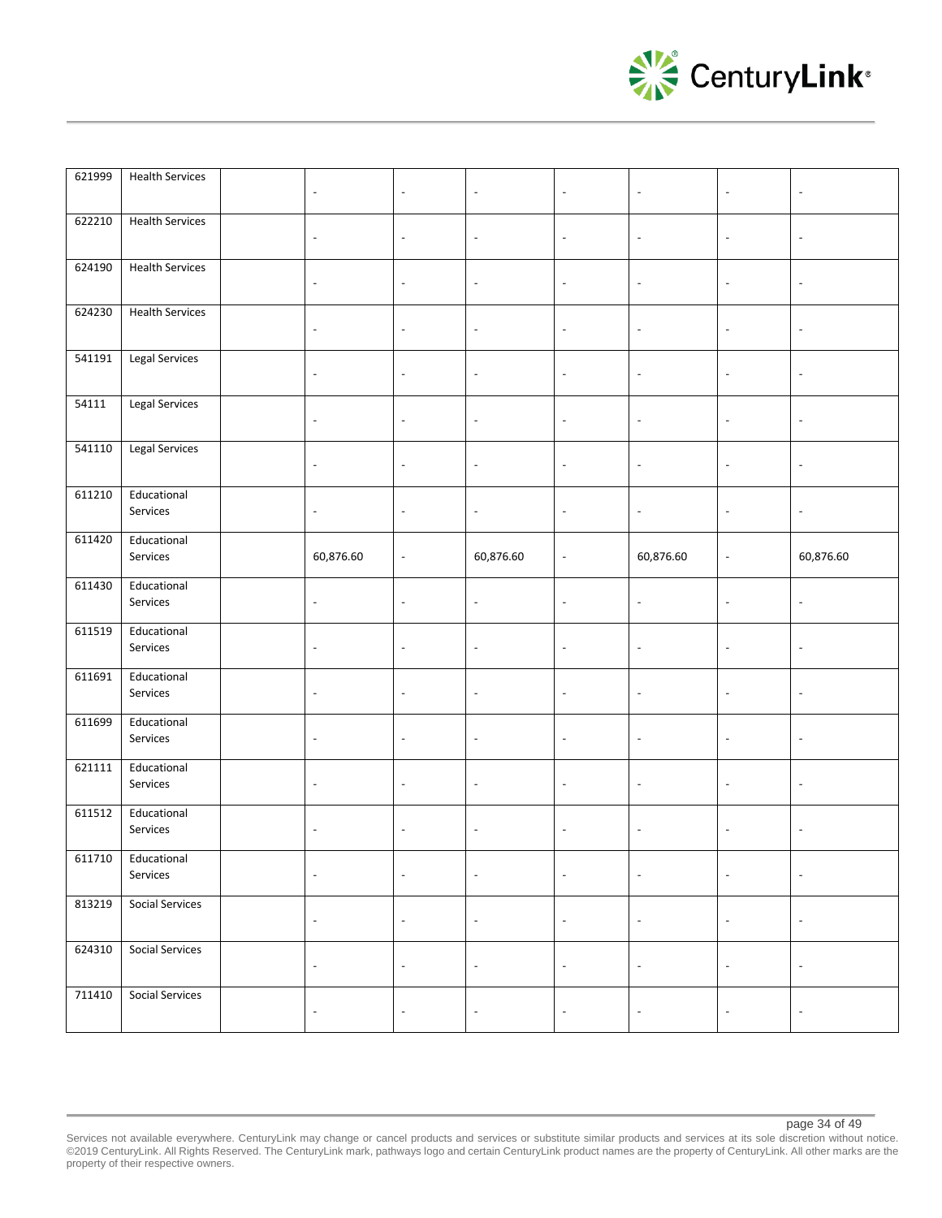| | | | | | | | | | |
|---|---|---|---|---|---|---|---|---|---|
| 621999 | Health Services | | - | - | - | - | - | - | - |
| 622210 | Health Services | | - | - | - | - | - | - | - |
| 624190 | Health Services | | - | - | - | - | - | - | - |
| 624230 | Health Services | | - | - | - | - | - | - | - |
| 541191 | Legal Services | | - | - | - | - | - | - | - |
| 54111 | Legal Services | | - | - | - | - | - | - | - |
| 541110 | Legal Services | | - | - | - | - | - | - | - |
| 611210 | Educational Services | | - | - | - | - | - | - | - |
| 611420 | Educational Services | | 60,876.60 | - | 60,876.60 | - | 60,876.60 | - | 60,876.60 |
| 611430 | Educational Services | | - | - | - | - | - | - | - |
| 611519 | Educational Services | | - | - | - | - | - | - | - |
| 611691 | Educational Services | | - | - | - | - | - | - | - |
| 611699 | Educational Services | | - | - | - | - | - | - | - |
| 621111 | Educational Services | | - | - | - | - | - | - | - |
| 611512 | Educational Services | | - | - | - | - | - | - | - |
| 611710 | Educational Services | | - | - | - | - | - | - | - |
| 813219 | Social Services | | - | - | - | - | - | - | - |
| 624310 | Social Services | | - | - | - | - | - | - | - |
| 711410 | Social Services | | - | - | - | - | - | - | - |

Services not available everywhere. CenturyLink may change or cancel products and services or substitute similar products and services at its sole discretion without notice. ©2019 CenturyLink. All Rights Reserved. The CenturyLink mark, pathways logo and certain CenturyLink product names are the property of CenturyLink. All other marks are the property of their respective owners.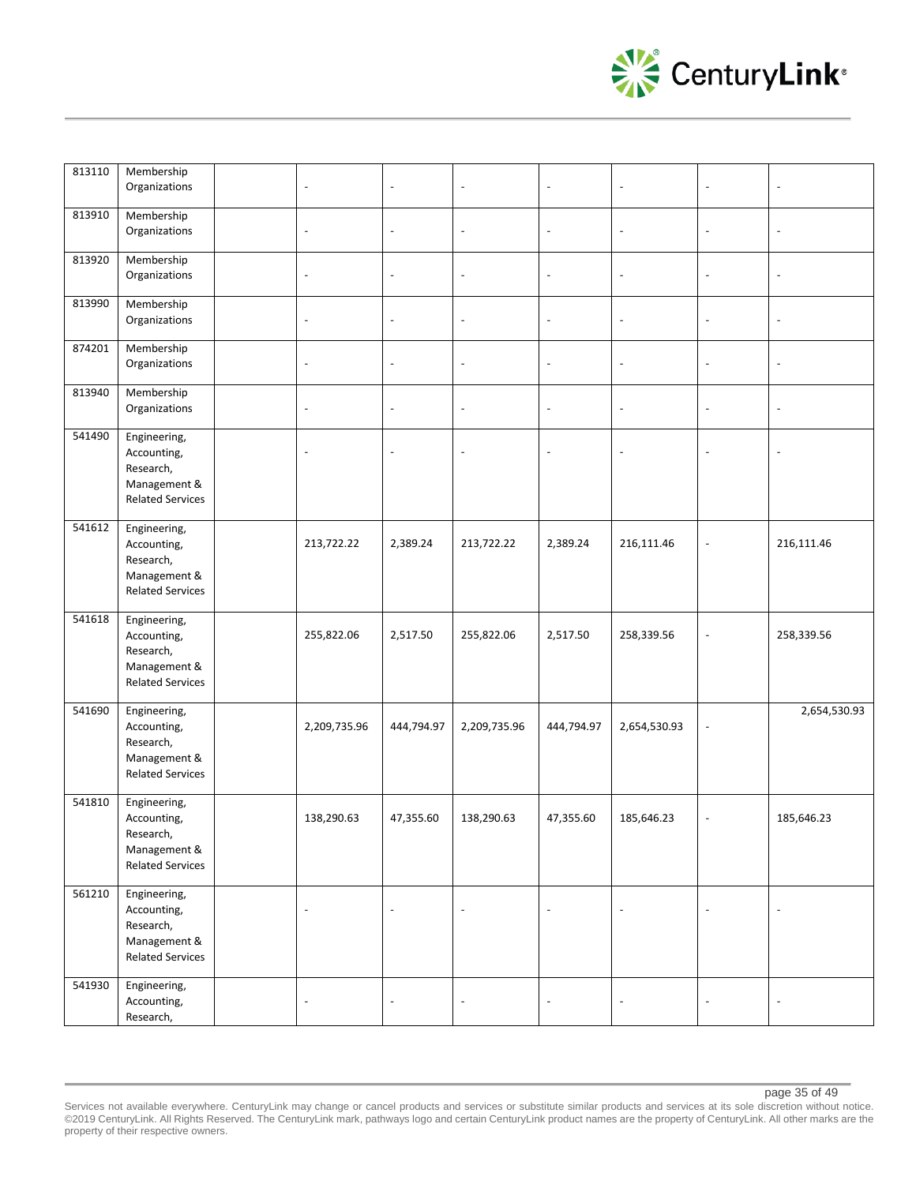| | | | | | | | | | |
|---|---|---|---|---|---|---|---|---|---|
| 813110 | Membership Organizations | | - | - | - | - | - | - | - |
| 813910 | Membership Organizations | | - | - | - | - | - | - | - |
| 813920 | Membership Organizations | | - | - | - | - | - | - | - |
| 813990 | Membership Organizations | | - | - | - | - | - | - | - |
| 874201 | Membership Organizations | | - | - | - | - | - | - | - |
| 813940 | Membership Organizations | | - | - | - | - | - | - | - |
| 541490 | Engineering, Accounting, Research, Management & Related Services | | - | - | - | - | - | - | - |
| 541612 | Engineering, Accounting, Research, Management & Related Services | | 213,722.22 | 2,389.24 | 213,722.22 | 2,389.24 | 216,111.46 | - | 216,111.46 |
| 541618 | Engineering, Accounting, Research, Management & Related Services | | 255,822.06 | 2,517.50 | 255,822.06 | 2,517.50 | 258,339.56 | - | 258,339.56 |
| 541690 | Engineering, Accounting, Research, Management & Related Services | | 2,209,735.96 | 444,794.97 | 2,209,735.96 | 444,794.97 | 2,654,530.93 | - | 2,654,530.93 |
| 541810 | Engineering, Accounting, Research, Management & Related Services | | 138,290.63 | 47,355.60 | 138,290.63 | 47,355.60 | 185,646.23 | - | 185,646.23 |
| 561210 | Engineering, Accounting, Research, Management & Related Services | | - | - | - | - | - | - | - |
| 541930 | Engineering, Accounting, Research, | | - | - | - | - | - | - | - |

Services not available everywhere. CenturyLink may change or cancel products and services or substitute similar products and services at its sole discretion without notice. ©2019 CenturyLink. All Rights Reserved. The CenturyLink mark, pathways logo and certain CenturyLink product names are the property of CenturyLink. All other marks are the property of their respective owners.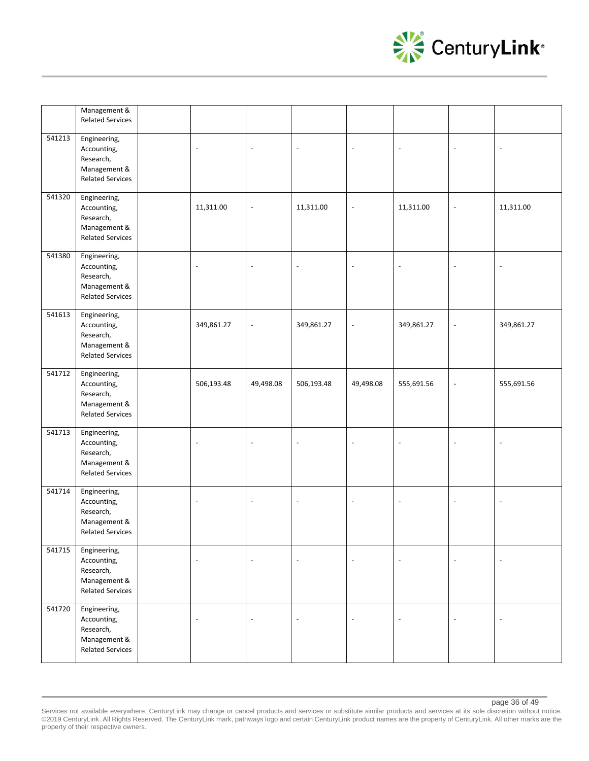|  |  |  |  |  |  |  |  |  |  |
|---|---|---|---|---|---|---|---|---|---|
|  | Management & Related Services |  |  |  |  |  |  |  |  |
| 541213 | Engineering, Accounting, Research, Management & Related Services |  | - | - | - | - | - | - | - |
| 541320 | Engineering, Accounting, Research, Management & Related Services |  | 11,311.00 | - | 11,311.00 | - | 11,311.00 | - | 11,311.00 |
| 541380 | Engineering, Accounting, Research, Management & Related Services |  | - | - | - | - | - | - | - |
| 541613 | Engineering, Accounting, Research, Management & Related Services |  | 349,861.27 | - | 349,861.27 | - | 349,861.27 | - | 349,861.27 |
| 541712 | Engineering, Accounting, Research, Management & Related Services |  | 506,193.48 | 49,498.08 | 506,193.48 | 49,498.08 | 555,691.56 | - | 555,691.56 |
| 541713 | Engineering, Accounting, Research, Management & Related Services |  | - | - | - | - | - | - | - |
| 541714 | Engineering, Accounting, Research, Management & Related Services |  | - | - | - | - | - | - | - |
| 541715 | Engineering, Accounting, Research, Management & Related Services |  | - | - | - | - | - | - | - |
| 541720 | Engineering, Accounting, Research, Management & Related Services |  | - | - | - | - | - | - | - |

Services not available everywhere. CenturyLink may change or cancel products and services or substitute similar products and services at its sole discretion without notice. ©2019 CenturyLink. All Rights Reserved. The CenturyLink mark, pathways logo and certain CenturyLink product names are the property of CenturyLink. All other marks are the property of their respective owners.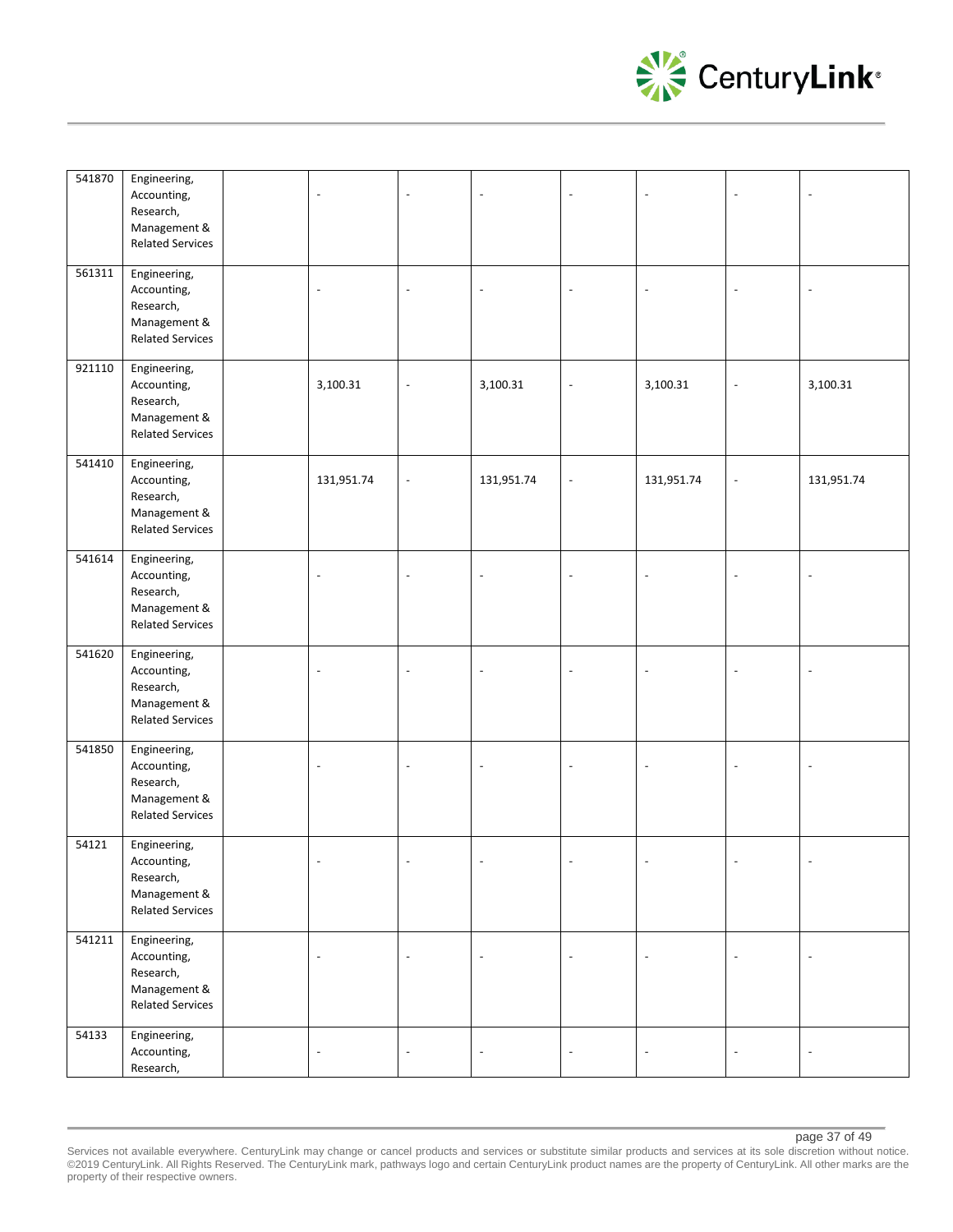| | | | | | | | | | |
|---|---|---|---|---|---|---|---|---|---|
| 541870 | Engineering, Accounting, Research, Management & Related Services | | - | - | - | - | - | - | - |
| 561311 | Engineering, Accounting, Research, Management & Related Services | | - | - | - | - | - | - | - |
| 921110 | Engineering, Accounting, Research, Management & Related Services | | 3,100.31 | - | 3,100.31 | - | 3,100.31 | - | 3,100.31 |
| 541410 | Engineering, Accounting, Research, Management & Related Services | | 131,951.74 | - | 131,951.74 | - | 131,951.74 | - | 131,951.74 |
| 541614 | Engineering, Accounting, Research, Management & Related Services | | - | - | - | - | - | - | - |
| 541620 | Engineering, Accounting, Research, Management & Related Services | | - | - | - | - | - | - | - |
| 541850 | Engineering, Accounting, Research, Management & Related Services | | - | - | - | - | - | - | - |
| 54121 | Engineering, Accounting, Research, Management & Related Services | | - | - | - | - | - | - | - |
| 541211 | Engineering, Accounting, Research, Management & Related Services | | - | - | - | - | - | - | - |
| 54133 | Engineering, Accounting, Research, | | - | - | - | - | - | - | - |

Services not available everywhere. CenturyLink may change or cancel products and services or substitute similar products and services at its sole discretion without notice. ©2019 CenturyLink. All Rights Reserved. The CenturyLink mark, pathways logo and certain CenturyLink product names are the property of CenturyLink. All other marks are the property of their respective owners.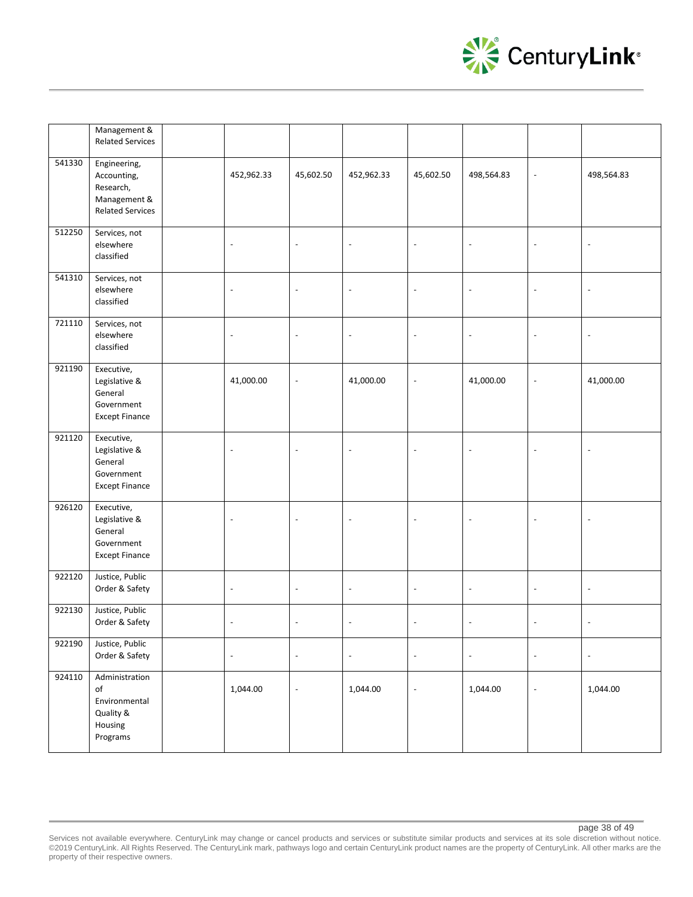| | | | | | | | | | |
|---|---|---|---|---|---|---|---|---|---|
| | Management & Related Services | | | | | | | | |
| 541330 | Engineering, Accounting, Research, Management & Related Services | | 452,962.33 | 45,602.50 | 452,962.33 | 45,602.50 | 498,564.83 | - | 498,564.83 |
| 512250 | Services, not elsewhere classified | | - | - | - | - | - | - | - |
| 541310 | Services, not elsewhere classified | | - | - | - | - | - | - | - |
| 721110 | Services, not elsewhere classified | | - | - | - | - | - | - | - |
| 921190 | Executive, Legislative & General Government Except Finance | | 41,000.00 | - | 41,000.00 | - | 41,000.00 | - | 41,000.00 |
| 921120 | Executive, Legislative & General Government Except Finance | | - | - | - | - | - | - | - |
| 926120 | Executive, Legislative & General Government Except Finance | | - | - | - | - | - | - | - |
| 922120 | Justice, Public Order & Safety | | - | - | - | - | - | - | - |
| 922130 | Justice, Public Order & Safety | | - | - | - | - | - | - | - |
| 922190 | Justice, Public Order & Safety | | - | - | - | - | - | - | - |
| 924110 | Administration of Environmental Quality & Housing Programs | | 1,044.00 | - | 1,044.00 | - | 1,044.00 | - | 1,044.00 |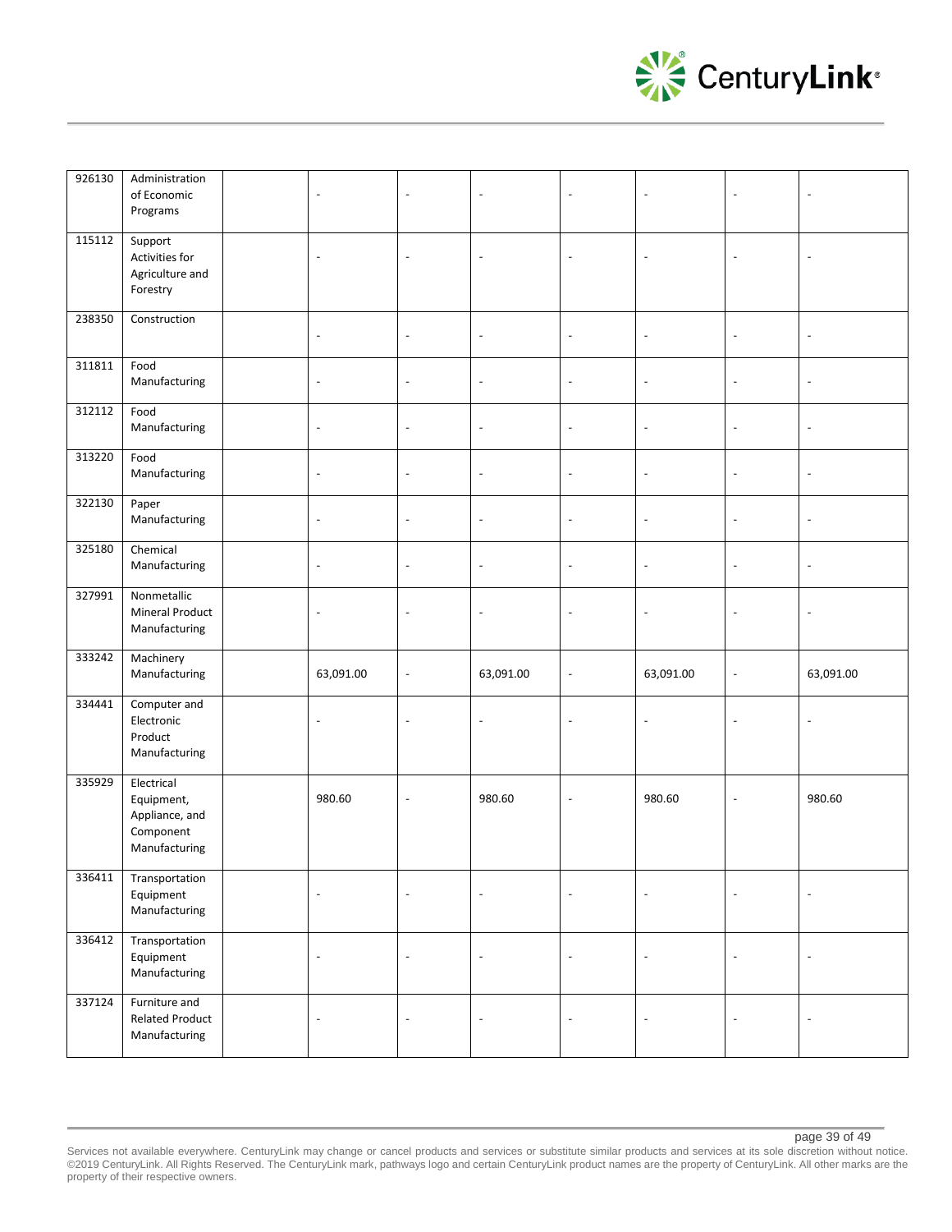| | | | | | | | | | |
|---|---|---|---|---|---|---|---|---|---|
| 926130 | Administration of Economic Programs | | - | - | - | - | - | - | - |
| 115112 | Support Activities for Agriculture and Forestry | | - | - | - | - | - | - | - |
| 238350 | Construction | | - | - | - | - | - | - | - |
| 311811 | Food Manufacturing | | - | - | - | - | - | - | - |
| 312112 | Food Manufacturing | | - | - | - | - | - | - | - |
| 313220 | Food Manufacturing | | - | - | - | - | - | - | - |
| 322130 | Paper Manufacturing | | - | - | - | - | - | - | - |
| 325180 | Chemical Manufacturing | | - | - | - | - | - | - | - |
| 327991 | Nonmetallic Mineral Product Manufacturing | | - | - | - | - | - | - | - |
| 333242 | Machinery Manufacturing | | 63,091.00 | - | 63,091.00 | - | 63,091.00 | - | 63,091.00 |
| 334441 | Computer and Electronic Product Manufacturing | | - | - | - | - | - | - | - |
| 335929 | Electrical Equipment, Appliance, and Component Manufacturing | | 980.60 | - | 980.60 | - | 980.60 | - | 980.60 |
| 336411 | Transportation Equipment Manufacturing | | - | - | - | - | - | - | - |
| 336412 | Transportation Equipment Manufacturing | | - | - | - | - | - | - | - |
| 337124 | Furniture and Related Product Manufacturing | | - | - | - | - | - | - | - |

Services not available everywhere. CenturyLink may change or cancel products and services or substitute similar products and services at its sole discretion without notice. ©2019 CenturyLink. All Rights Reserved. The CenturyLink mark, pathways logo and certain CenturyLink product names are the property of CenturyLink. All other marks are the property of their respective owners.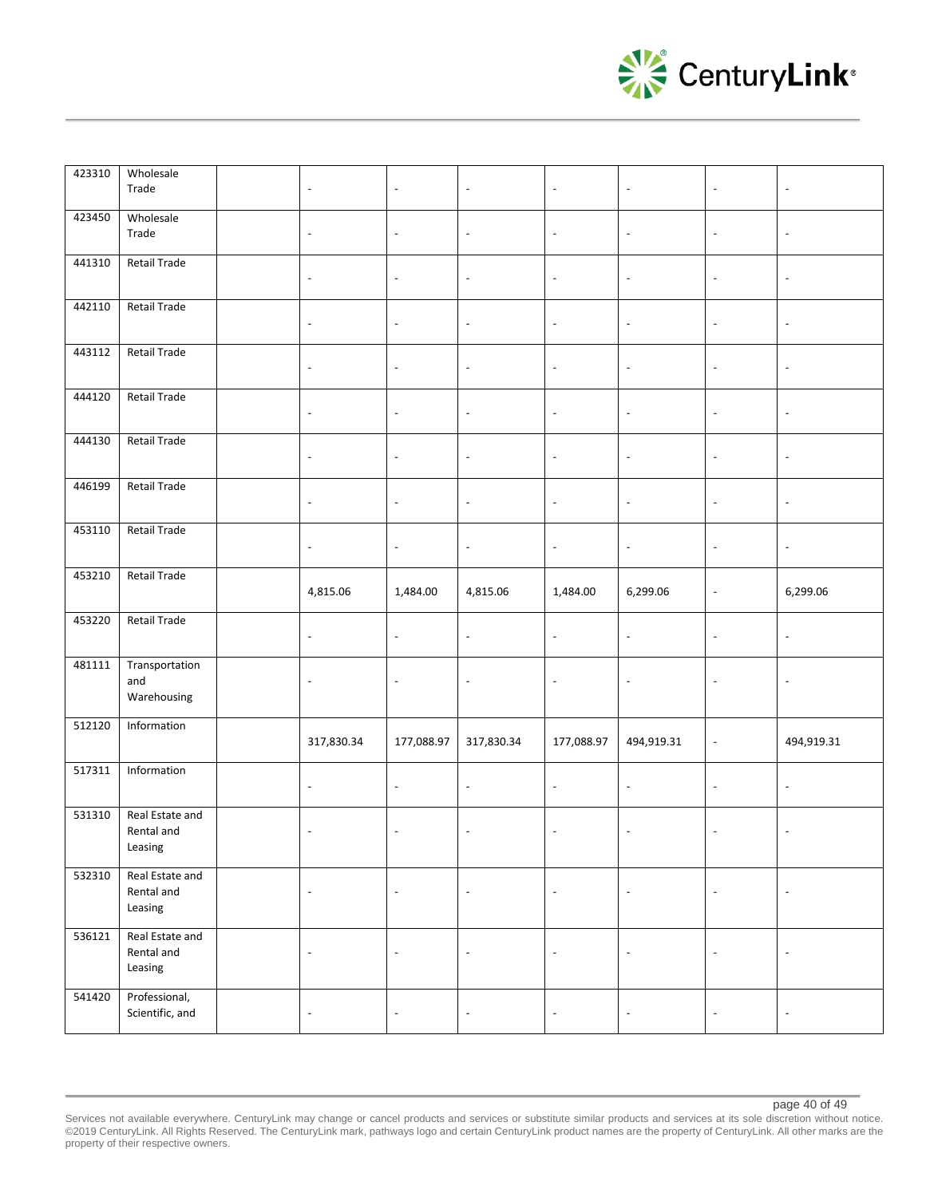| | | | | | | | | | |
|---|---|---|---|---|---|---|---|---|---|
| 423310 | Wholesale Trade | | - | - | - | - | - | - | - |
| 423450 | Wholesale Trade | | - | - | - | - | - | - | - |
| 441310 | Retail Trade | | - | - | - | - | - | - | - |
| 442110 | Retail Trade | | - | - | - | - | - | - | - |
| 443112 | Retail Trade | | - | - | - | - | - | - | - |
| 444120 | Retail Trade | | - | - | - | - | - | - | - |
| 444130 | Retail Trade | | - | - | - | - | - | - | - |
| 446199 | Retail Trade | | - | - | - | - | - | - | - |
| 453110 | Retail Trade | | - | - | - | - | - | - | - |
| 453210 | Retail Trade | | 4,815.06 | 1,484.00 | 4,815.06 | 1,484.00 | 6,299.06 | - | 6,299.06 |
| 453220 | Retail Trade | | - | - | - | - | - | - | - |
| 481111 | Transportation and Warehousing | | - | - | - | - | - | - | - |
| 512120 | Information | | 317,830.34 | 177,088.97 | 317,830.34 | 177,088.97 | 494,919.31 | - | 494,919.31 |
| 517311 | Information | | - | - | - | - | - | - | - |
| 531310 | Real Estate and Rental and Leasing | | - | - | - | - | - | - | - |
| 532310 | Real Estate and Rental and Leasing | | - | - | - | - | - | - | - |
| 536121 | Real Estate and Rental and Leasing | | - | - | - | - | - | - | - |
| 541420 | Professional, Scientific, and | | - | - | - | - | - | - | - |

Services not available everywhere. CenturyLink may change or cancel products and services or substitute similar products and services at its sole discretion without notice. ©2019 CenturyLink. All Rights Reserved. The CenturyLink mark, pathways logo and certain CenturyLink product names are the property of CenturyLink. All other marks are the property of their respective owners.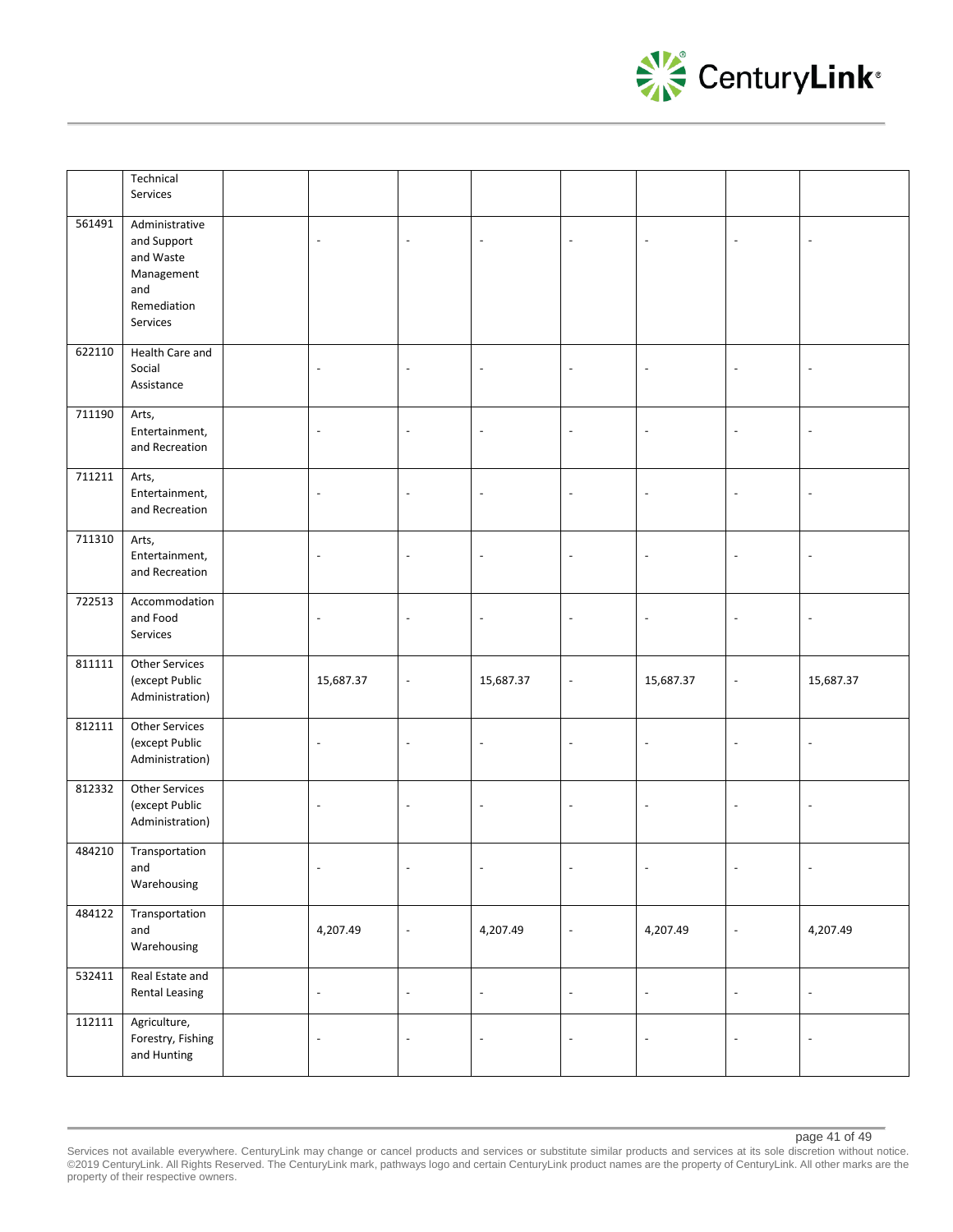| | | | | | | | | | |
|---|---|---|---|---|---|---|---|---|---|
| | Technical Services | | | | | | | | |
| 561491 | Administrative and Support and Waste Management and Remediation Services | | - | - | - | - | - | - | - |
| 622110 | Health Care and Social Assistance | | - | - | - | - | - | - | - |
| 711190 | Arts, Entertainment, and Recreation | | - | - | - | - | - | - | - |
| 711211 | Arts, Entertainment, and Recreation | | - | - | - | - | - | - | - |
| 711310 | Arts, Entertainment, and Recreation | | - | - | - | - | - | - | - |
| 722513 | Accommodation and Food Services | | - | - | - | - | - | - | - |
| 811111 | Other Services (except Public Administration) | | 15,687.37 | - | 15,687.37 | - | 15,687.37 | - | 15,687.37 |
| 812111 | Other Services (except Public Administration) | | - | - | - | - | - | - | - |
| 812332 | Other Services (except Public Administration) | | - | - | - | - | - | - | - |
| 484210 | Transportation and Warehousing | | - | - | - | - | - | - | - |
| 484122 | Transportation and Warehousing | | 4,207.49 | - | 4,207.49 | - | 4,207.49 | - | 4,207.49 |
| 532411 | Real Estate and Rental Leasing | | - | - | - | - | - | - | - |
| 112111 | Agriculture, Forestry, Fishing and Hunting | | - | - | - | - | - | - | - |

Services not available everywhere. CenturyLink may change or cancel products and services or substitute similar products and services at its sole discretion without notice. ©2019 CenturyLink. All Rights Reserved. The CenturyLink mark, pathways logo and certain CenturyLink product names are the property of CenturyLink. All other marks are the property of their respective owners.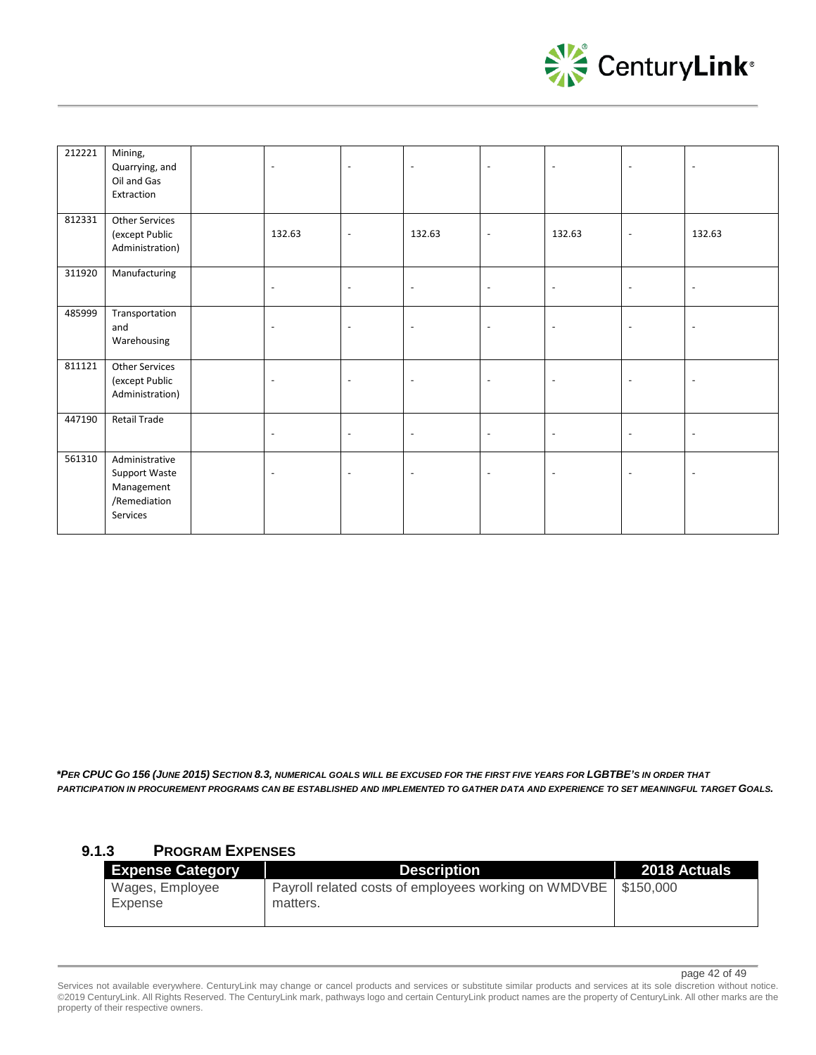| | | | | | | | | | |
|---|---|---|---|---|---|---|---|---|---|
| 212221 | Mining, Quarrying, and Oil and Gas Extraction | | - | - | - | - | - | - | - |
| 812331 | Other Services (except Public Administration) | | 132.63 | - | 132.63 | - | 132.63 | - | 132.63 |
| 311920 | Manufacturing | | - | - | - | - | - | - | - |
| 485999 | Transportation and Warehousing | | - | - | - | - | - | - | - |
| 811121 | Other Services (except Public Administration) | | - | - | - | - | - | - | - |
| 447190 | Retail Trade | | - | - | - | - | - | - | - |
| 561310 | Administrative Support Waste Management /Remediation Services | | - | - | - | - | - | - | - |

***PER CPUC GO 156 (JUNE 2015) SECTION 8.3, NUMERICAL GOALS WILL BE EXCUSED FOR THE FIRST FIVE YEARS FOR LGBTBE'S IN ORDER THAT PARTICIPATION IN PROCUREMENT PROGRAMS CAN BE ESTABLISHED AND IMPLEMENTED TO GATHER DATA AND EXPERIENCE TO SET MEANINGFUL TARGET GOALS.***

### 9.1.3 PROGRAM EXPENSES

| Expense Category | Description | 2018 Actuals |
|---|---|---|
| Wages, Employee Expense | Payroll related costs of employees working on WMDVBE matters. | $150,000 |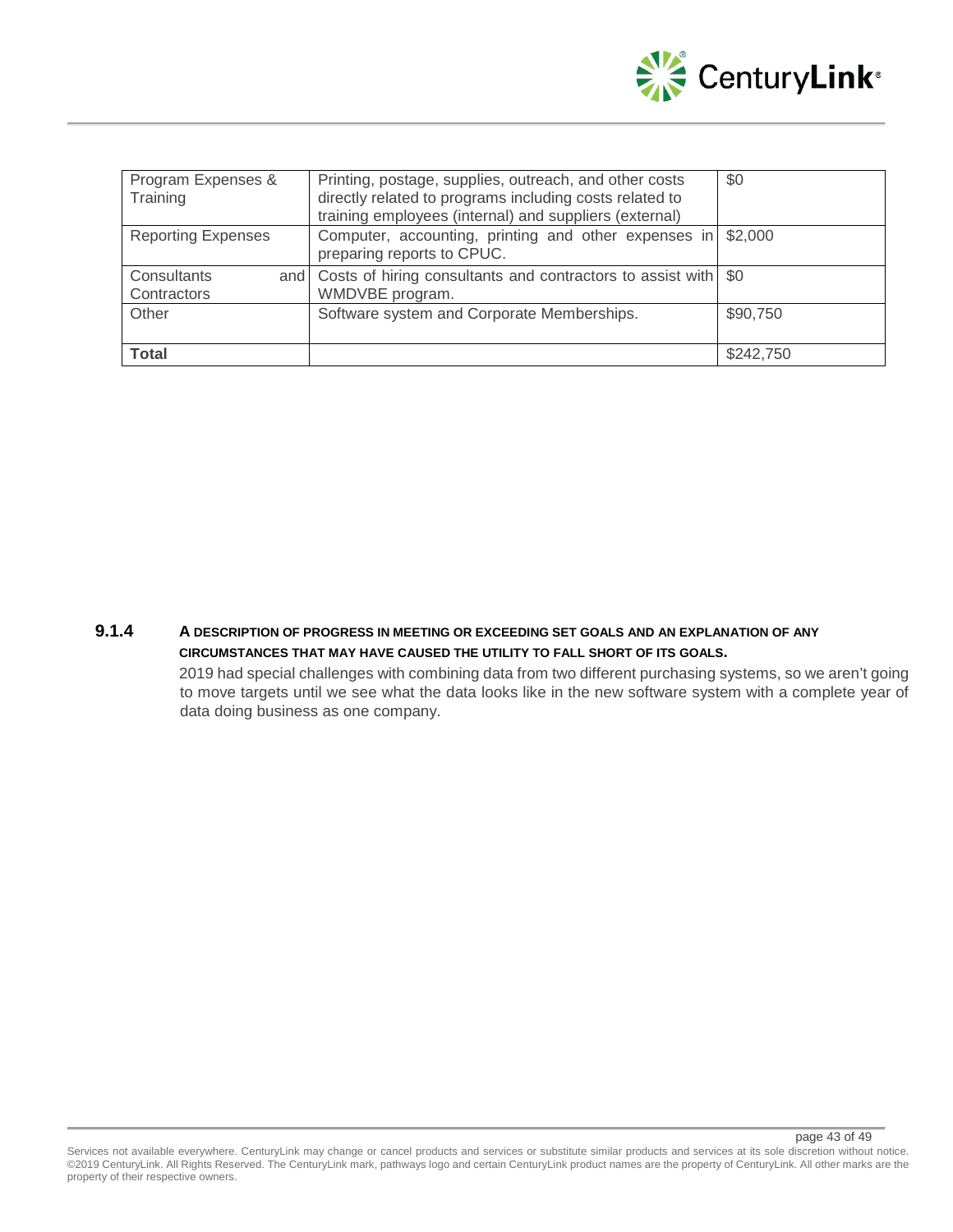| Program Expenses & Training | Printing, postage, supplies, outreach, and other costs directly related to programs including costs related to training employees (internal) and suppliers (external) | $0 |
| --- | --- | --- |
| Reporting Expenses | Computer, accounting, printing and other expenses in preparing reports to CPUC. | $2,000 |
| Consultants and Contractors | Costs of hiring consultants and contractors to assist with WMDVBE program. | $0 |
| Other | Software system and Corporate Memberships. | $90,750 |
| **Total** | | $242,750 |

### 9.1.4 A DESCRIPTION OF PROGRESS IN MEETING OR EXCEEDING SET GOALS AND AN EXPLANATION OF ANY CIRCUMSTANCES THAT MAY HAVE CAUSED THE UTILITY TO FALL SHORT OF ITS GOALS.

2019 had special challenges with combining data from two different purchasing systems, so we aren't going to move targets until we see what the data looks like in the new software system with a complete year of data doing business as one company.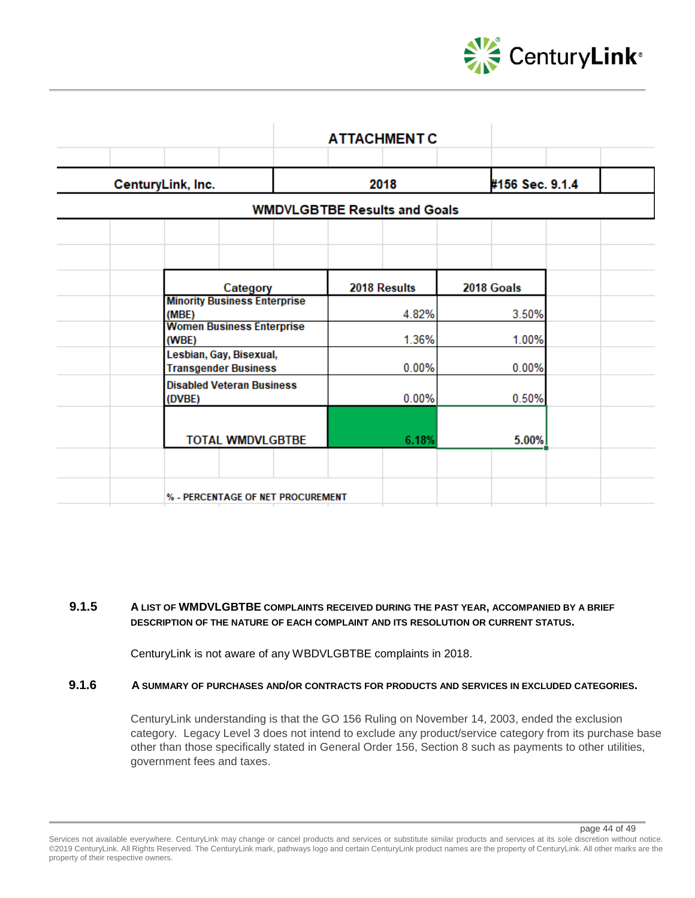## ATTACHMENT C

| CenturyLink, Inc. | 2018 | #156 Sec. 9.1.4 |
|---|---|---|

**WMDVLGBTBE Results and Goals**

| Category | 2018 Results | 2018 Goals |
|---|---|---|
| Minority Business Enterprise (MBE) | 4.82% | 3.50% |
| Women Business Enterprise (WBE) | 1.36% | 1.00% |
| Lesbian, Gay, Bisexual, Transgender Business | 0.00% | 0.00% |
| Disabled Veteran Business (DVBE) | 0.00% | 0.50% |
| TOTAL WMDVLGBTBE | 6.18% | 5.00% |

% - PERCENTAGE OF NET PROCUREMENT

**9.1.5 A LIST OF WMDVLGBTBE COMPLAINTS RECEIVED DURING THE PAST YEAR, ACCOMPANIED BY A BRIEF DESCRIPTION OF THE NATURE OF EACH COMPLAINT AND ITS RESOLUTION OR CURRENT STATUS.**

CenturyLink is not aware of any WBDVLGBTBE complaints in 2018.

**9.1.6 A SUMMARY OF PURCHASES AND/OR CONTRACTS FOR PRODUCTS AND SERVICES IN EXCLUDED CATEGORIES.**

CenturyLink understanding is that the GO 156 Ruling on November 14, 2003, ended the exclusion category. Legacy Level 3 does not intend to exclude any product/service category from its purchase base other than those specifically stated in General Order 156, Section 8 such as payments to other utilities, government fees and taxes.

Services not available everywhere. CenturyLink may change or cancel products and services or substitute similar products and services at its sole discretion without notice. ©2019 CenturyLink. All Rights Reserved. The CenturyLink mark, pathways logo and certain CenturyLink product names are the property of CenturyLink. All other marks are the property of their respective owners.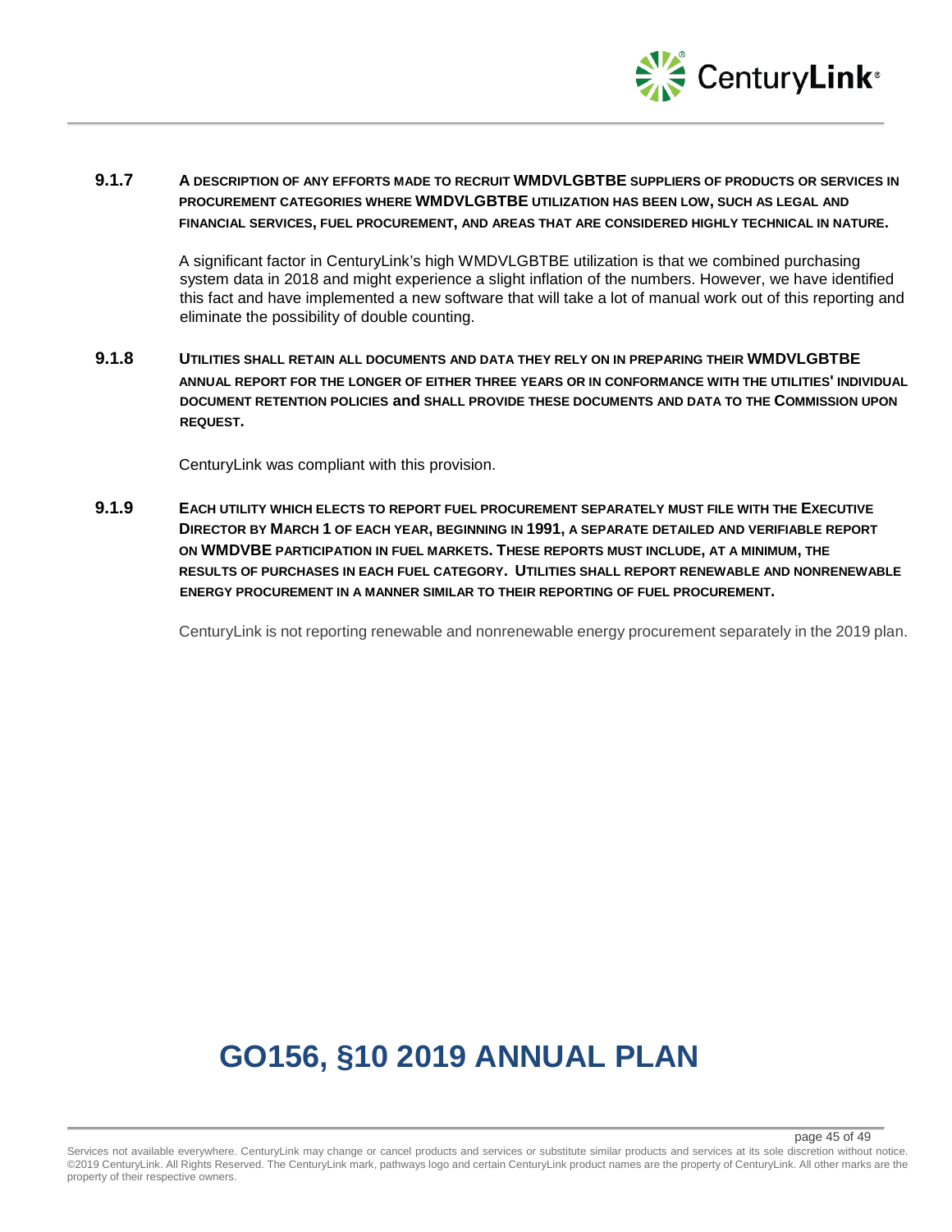**9.1.7 A DESCRIPTION OF ANY EFFORTS MADE TO RECRUIT WMDVLGBTBE SUPPLIERS OF PRODUCTS OR SERVICES IN PROCUREMENT CATEGORIES WHERE WMDVLGBTBE UTILIZATION HAS BEEN LOW, SUCH AS LEGAL AND FINANCIAL SERVICES, FUEL PROCUREMENT, AND AREAS THAT ARE CONSIDERED HIGHLY TECHNICAL IN NATURE.**

A significant factor in CenturyLink's high WMDVLGBTBE utilization is that we combined purchasing system data in 2018 and might experience a slight inflation of the numbers. However, we have identified this fact and have implemented a new software that will take a lot of manual work out of this reporting and eliminate the possibility of double counting.

**9.1.8 UTILITIES SHALL RETAIN ALL DOCUMENTS AND DATA THEY RELY ON IN PREPARING THEIR WMDVLGBTBE ANNUAL REPORT FOR THE LONGER OF EITHER THREE YEARS OR IN CONFORMANCE WITH THE UTILITIES' INDIVIDUAL DOCUMENT RETENTION POLICIES and SHALL PROVIDE THESE DOCUMENTS AND DATA TO THE COMMISSION UPON REQUEST.**

CenturyLink was compliant with this provision.

**9.1.9 EACH UTILITY WHICH ELECTS TO REPORT FUEL PROCUREMENT SEPARATELY MUST FILE WITH THE EXECUTIVE DIRECTOR BY MARCH 1 OF EACH YEAR, BEGINNING IN 1991, A SEPARATE DETAILED AND VERIFIABLE REPORT ON WMDVBE PARTICIPATION IN FUEL MARKETS. THESE REPORTS MUST INCLUDE, AT A MINIMUM, THE RESULTS OF PURCHASES IN EACH FUEL CATEGORY. UTILITIES SHALL REPORT RENEWABLE AND NONRENEWABLE ENERGY PROCUREMENT IN A MANNER SIMILAR TO THEIR REPORTING OF FUEL PROCUREMENT.**

CenturyLink is not reporting renewable and nonrenewable energy procurement separately in the 2019 plan.

# GO156, §10 2019 ANNUAL PLAN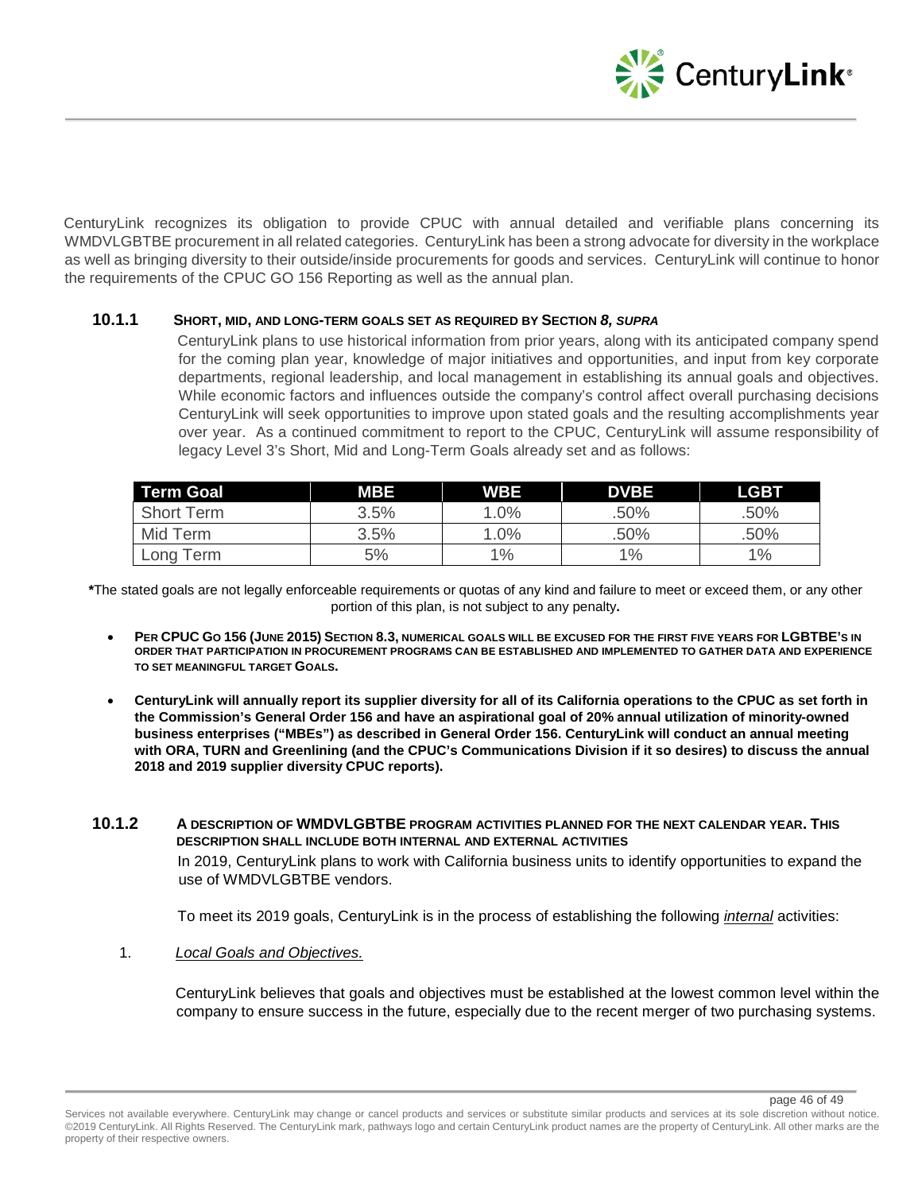CenturyLink recognizes its obligation to provide CPUC with annual detailed and verifiable plans concerning its WMDVLGBTBE procurement in all related categories. CenturyLink has been a strong advocate for diversity in the workplace as well as bringing diversity to their outside/inside procurements for goods and services. CenturyLink will continue to honor the requirements of the CPUC GO 156 Reporting as well as the annual plan.

### 10.1.1 SHORT, MID, AND LONG-TERM GOALS SET AS REQUIRED BY SECTION *8, SUPRA*

CenturyLink plans to use historical information from prior years, along with its anticipated company spend for the coming plan year, knowledge of major initiatives and opportunities, and input from key corporate departments, regional leadership, and local management in establishing its annual goals and objectives. While economic factors and influences outside the company's control affect overall purchasing decisions CenturyLink will seek opportunities to improve upon stated goals and the resulting accomplishments year over year. As a continued commitment to report to the CPUC, CenturyLink will assume responsibility of legacy Level 3's Short, Mid and Long-Term Goals already set and as follows:

| Term Goal | MBE | WBE | DVBE | LGBT |
|---|---|---|---|---|
| Short Term | 3.5% | 1.0% | .50% | .50% |
| Mid Term | 3.5% | 1.0% | .50% | .50% |
| Long Term | 5% | 1% | 1% | 1% |

**\***The stated goals are not legally enforceable requirements or quotas of any kind and failure to meet or exceed them, or any other portion of this plan, is not subject to any penalty**.**

- **PER CPUC GO 156 (JUNE 2015) SECTION 8.3, NUMERICAL GOALS WILL BE EXCUSED FOR THE FIRST FIVE YEARS FOR LGBTBE'S IN ORDER THAT PARTICIPATION IN PROCUREMENT PROGRAMS CAN BE ESTABLISHED AND IMPLEMENTED TO GATHER DATA AND EXPERIENCE TO SET MEANINGFUL TARGET GOALS.**
- **CenturyLink will annually report its supplier diversity for all of its California operations to the CPUC as set forth in the Commission's General Order 156 and have an aspirational goal of 20% annual utilization of minority-owned business enterprises ("MBEs") as described in General Order 156. CenturyLink will conduct an annual meeting with ORA, TURN and Greenlining (and the CPUC's Communications Division if it so desires) to discuss the annual 2018 and 2019 supplier diversity CPUC reports).**

### 10.1.2 A DESCRIPTION OF WMDVLGBTBE PROGRAM ACTIVITIES PLANNED FOR THE NEXT CALENDAR YEAR. THIS DESCRIPTION SHALL INCLUDE BOTH INTERNAL AND EXTERNAL ACTIVITIES

In 2019, CenturyLink plans to work with California business units to identify opportunities to expand the use of WMDVLGBTBE vendors.

To meet its 2019 goals, CenturyLink is in the process of establishing the following *internal* activities:

1. *Local Goals and Objectives.*

   CenturyLink believes that goals and objectives must be established at the lowest common level within the company to ensure success in the future, especially due to the recent merger of two purchasing systems.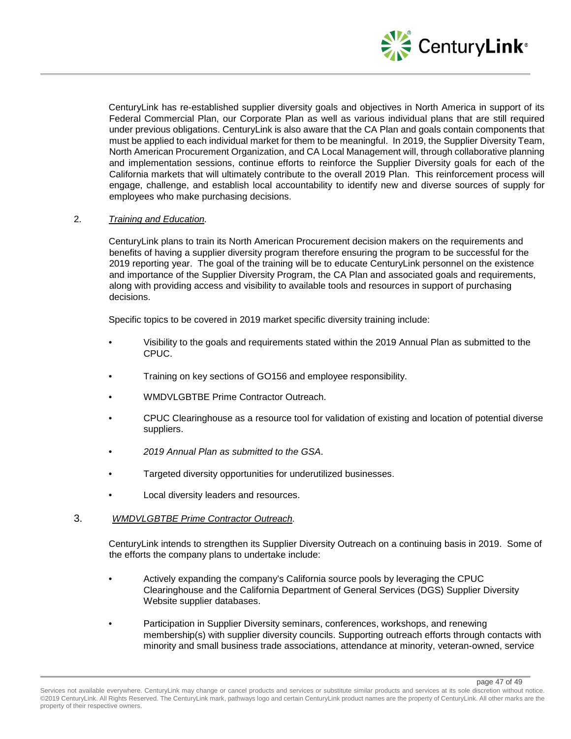CenturyLink has re-established supplier diversity goals and objectives in North America in support of its Federal Commercial Plan, our Corporate Plan as well as various individual plans that are still required under previous obligations. CenturyLink is also aware that the CA Plan and goals contain components that must be applied to each individual market for them to be meaningful. In 2019, the Supplier Diversity Team, North American Procurement Organization, and CA Local Management will, through collaborative planning and implementation sessions, continue efforts to reinforce the Supplier Diversity goals for each of the California markets that will ultimately contribute to the overall 2019 Plan. This reinforcement process will engage, challenge, and establish local accountability to identify new and diverse sources of supply for employees who make purchasing decisions.

2. *Training and Education.*

CenturyLink plans to train its North American Procurement decision makers on the requirements and benefits of having a supplier diversity program therefore ensuring the program to be successful for the 2019 reporting year. The goal of the training will be to educate CenturyLink personnel on the existence and importance of the Supplier Diversity Program, the CA Plan and associated goals and requirements, along with providing access and visibility to available tools and resources in support of purchasing decisions.

Specific topics to be covered in 2019 market specific diversity training include:

- Visibility to the goals and requirements stated within the 2019 Annual Plan as submitted to the CPUC.
- Training on key sections of GO156 and employee responsibility.
- WMDVLGBTBE Prime Contractor Outreach.
- CPUC Clearinghouse as a resource tool for validation of existing and location of potential diverse suppliers.
- *2019 Annual Plan as submitted to the GSA*.
- Targeted diversity opportunities for underutilized businesses.
- Local diversity leaders and resources.

3. *WMDVLGBTBE Prime Contractor Outreach.*

CenturyLink intends to strengthen its Supplier Diversity Outreach on a continuing basis in 2019. Some of the efforts the company plans to undertake include:

- Actively expanding the company's California source pools by leveraging the CPUC Clearinghouse and the California Department of General Services (DGS) Supplier Diversity Website supplier databases.
- Participation in Supplier Diversity seminars, conferences, workshops, and renewing membership(s) with supplier diversity councils. Supporting outreach efforts through contacts with minority and small business trade associations, attendance at minority, veteran-owned, service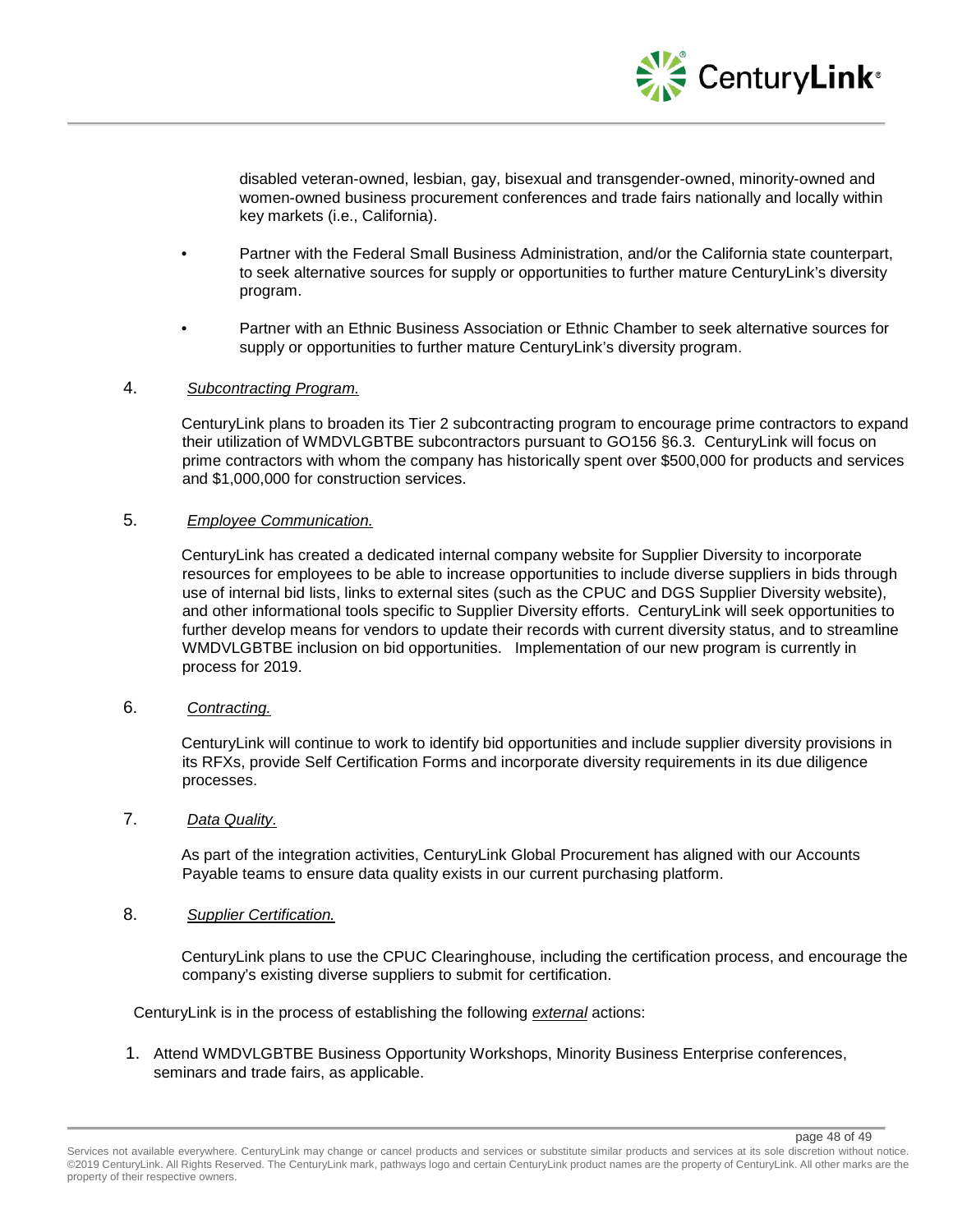disabled veteran-owned, lesbian, gay, bisexual and transgender-owned, minority-owned and women-owned business procurement conferences and trade fairs nationally and locally within key markets (i.e., California).

- Partner with the Federal Small Business Administration, and/or the California state counterpart, to seek alternative sources for supply or opportunities to further mature CenturyLink's diversity program.
- Partner with an Ethnic Business Association or Ethnic Chamber to seek alternative sources for supply or opportunities to further mature CenturyLink's diversity program.

4. *Subcontracting Program.*

   CenturyLink plans to broaden its Tier 2 subcontracting program to encourage prime contractors to expand their utilization of WMDVLGBTBE subcontractors pursuant to GO156 §6.3. CenturyLink will focus on prime contractors with whom the company has historically spent over $500,000 for products and services and $1,000,000 for construction services.

5. *Employee Communication.*

   CenturyLink has created a dedicated internal company website for Supplier Diversity to incorporate resources for employees to be able to increase opportunities to include diverse suppliers in bids through use of internal bid lists, links to external sites (such as the CPUC and DGS Supplier Diversity website), and other informational tools specific to Supplier Diversity efforts. CenturyLink will seek opportunities to further develop means for vendors to update their records with current diversity status, and to streamline WMDVLGBTBE inclusion on bid opportunities. Implementation of our new program is currently in process for 2019.

6. *Contracting.*

   CenturyLink will continue to work to identify bid opportunities and include supplier diversity provisions in its RFXs, provide Self Certification Forms and incorporate diversity requirements in its due diligence processes.

7. *Data Quality.*

   As part of the integration activities, CenturyLink Global Procurement has aligned with our Accounts Payable teams to ensure data quality exists in our current purchasing platform.

8. *Supplier Certification.*

   CenturyLink plans to use the CPUC Clearinghouse, including the certification process, and encourage the company's existing diverse suppliers to submit for certification.

CenturyLink is in the process of establishing the following *external* actions:

1. Attend WMDVLGBTBE Business Opportunity Workshops, Minority Business Enterprise conferences, seminars and trade fairs, as applicable.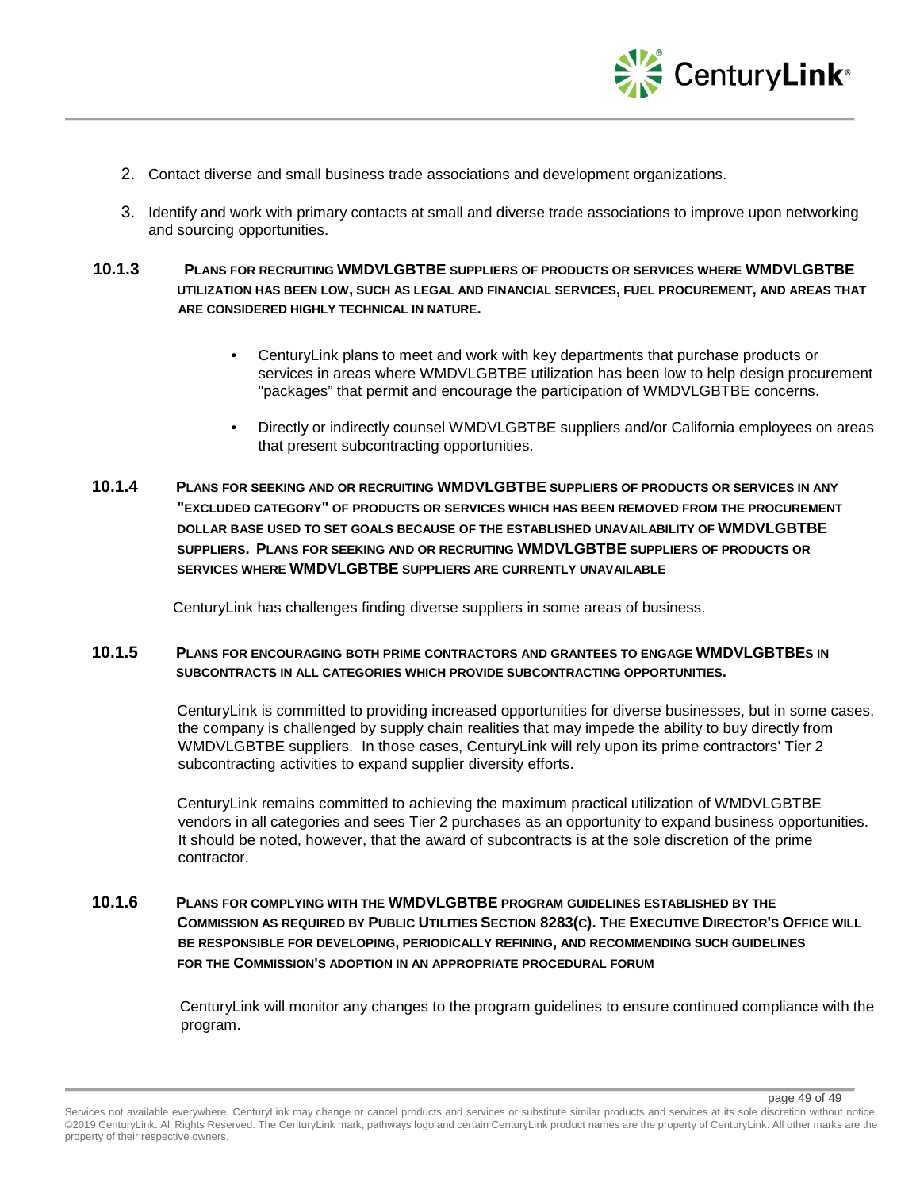2. Contact diverse and small business trade associations and development organizations.

3. Identify and work with primary contacts at small and diverse trade associations to improve upon networking and sourcing opportunities.

### 10.1.3 PLANS FOR RECRUITING WMDVLGBTBE SUPPLIERS OF PRODUCTS OR SERVICES WHERE WMDVLGBTBE UTILIZATION HAS BEEN LOW, SUCH AS LEGAL AND FINANCIAL SERVICES, FUEL PROCUREMENT, AND AREAS THAT ARE CONSIDERED HIGHLY TECHNICAL IN NATURE.

- CenturyLink plans to meet and work with key departments that purchase products or services in areas where WMDVLGBTBE utilization has been low to help design procurement "packages" that permit and encourage the participation of WMDVLGBTBE concerns.

- Directly or indirectly counsel WMDVLGBTBE suppliers and/or California employees on areas that present subcontracting opportunities.

### 10.1.4 PLANS FOR SEEKING AND OR RECRUITING WMDVLGBTBE SUPPLIERS OF PRODUCTS OR SERVICES IN ANY "EXCLUDED CATEGORY" OF PRODUCTS OR SERVICES WHICH HAS BEEN REMOVED FROM THE PROCUREMENT DOLLAR BASE USED TO SET GOALS BECAUSE OF THE ESTABLISHED UNAVAILABILITY OF WMDVLGBTBE SUPPLIERS. PLANS FOR SEEKING AND OR RECRUITING WMDVLGBTBE SUPPLIERS OF PRODUCTS OR SERVICES WHERE WMDVLGBTBE SUPPLIERS ARE CURRENTLY UNAVAILABLE

CenturyLink has challenges finding diverse suppliers in some areas of business.

### 10.1.5 PLANS FOR ENCOURAGING BOTH PRIME CONTRACTORS AND GRANTEES TO ENGAGE WMDVLGBTBES IN SUBCONTRACTS IN ALL CATEGORIES WHICH PROVIDE SUBCONTRACTING OPPORTUNITIES.

CenturyLink is committed to providing increased opportunities for diverse businesses, but in some cases, the company is challenged by supply chain realities that may impede the ability to buy directly from WMDVLGBTBE suppliers. In those cases, CenturyLink will rely upon its prime contractors' Tier 2 subcontracting activities to expand supplier diversity efforts.

CenturyLink remains committed to achieving the maximum practical utilization of WMDVLGBTBE vendors in all categories and sees Tier 2 purchases as an opportunity to expand business opportunities. It should be noted, however, that the award of subcontracts is at the sole discretion of the prime contractor.

### 10.1.6 PLANS FOR COMPLYING WITH THE WMDVLGBTBE PROGRAM GUIDELINES ESTABLISHED BY THE COMMISSION AS REQUIRED BY PUBLIC UTILITIES SECTION 8283(C). THE EXECUTIVE DIRECTOR'S OFFICE WILL BE RESPONSIBLE FOR DEVELOPING, PERIODICALLY REFINING, AND RECOMMENDING SUCH GUIDELINES FOR THE COMMISSION'S ADOPTION IN AN APPROPRIATE PROCEDURAL FORUM

CenturyLink will monitor any changes to the program guidelines to ensure continued compliance with the program.